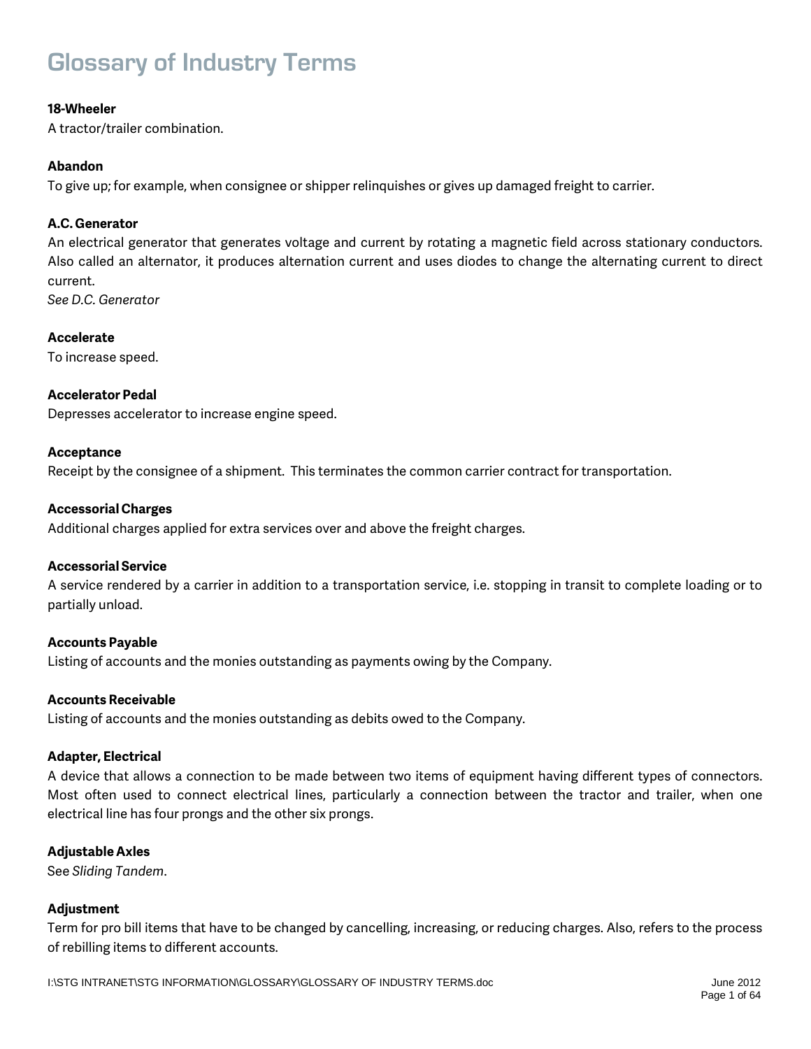# Glossary of Industry Terms

**18-Wheeler**
A tractor/trailer combination.

**Abandon**
To give up; for example, when consignee or shipper relinquishes or gives up damaged freight to carrier.

**A.C. Generator**
An electrical generator that generates voltage and current by rotating a magnetic field across stationary conductors. Also called an alternator, it produces alternation current and uses diodes to change the alternating current to direct current.
*See D.C. Generator*

**Accelerate**
To increase speed.

**Accelerator Pedal**
Depresses accelerator to increase engine speed.

**Acceptance**
Receipt by the consignee of a shipment. This terminates the common carrier contract for transportation.

**Accessorial Charges**
Additional charges applied for extra services over and above the freight charges.

**Accessorial Service**
A service rendered by a carrier in addition to a transportation service, i.e. stopping in transit to complete loading or to partially unload.

**Accounts Payable**
Listing of accounts and the monies outstanding as payments owing by the Company.

**Accounts Receivable**
Listing of accounts and the monies outstanding as debits owed to the Company.

**Adapter, Electrical**
A device that allows a connection to be made between two items of equipment having different types of connectors. Most often used to connect electrical lines, particularly a connection between the tractor and trailer, when one electrical line has four prongs and the other six prongs.

**Adjustable Axles**
See *Sliding Tandem*.

**Adjustment**
Term for pro bill items that have to be changed by cancelling, increasing, or reducing charges. Also, refers to the process of rebilling items to different accounts.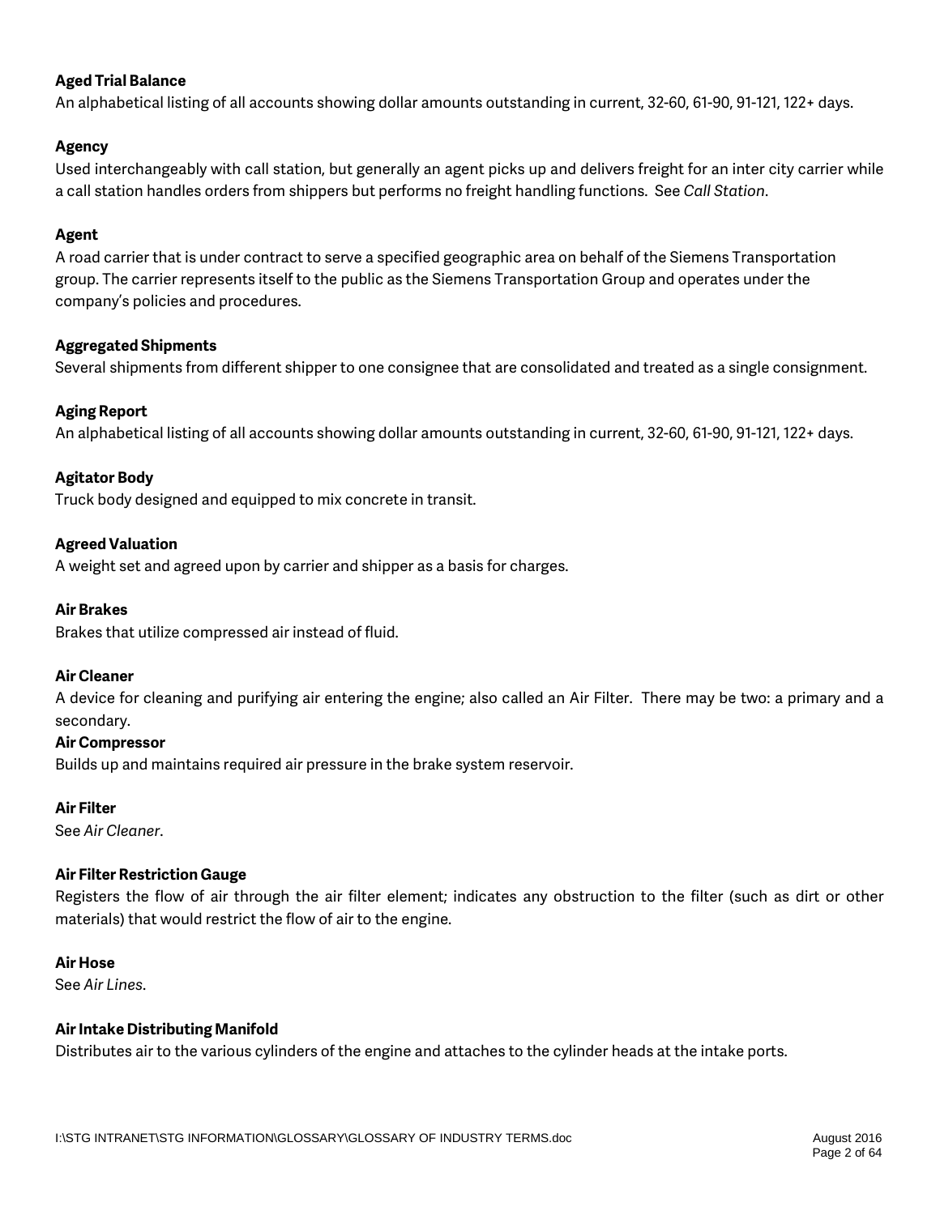**Aged Trial Balance**
An alphabetical listing of all accounts showing dollar amounts outstanding in current, 32-60, 61-90, 91-121, 122+ days.

**Agency**
Used interchangeably with call station, but generally an agent picks up and delivers freight for an inter city carrier while a call station handles orders from shippers but performs no freight handling functions. See *Call Station*.

**Agent**
A road carrier that is under contract to serve a specified geographic area on behalf of the Siemens Transportation group. The carrier represents itself to the public as the Siemens Transportation Group and operates under the company's policies and procedures.

**Aggregated Shipments**
Several shipments from different shipper to one consignee that are consolidated and treated as a single consignment.

**Aging Report**
An alphabetical listing of all accounts showing dollar amounts outstanding in current, 32-60, 61-90, 91-121, 122+ days.

**Agitator Body**
Truck body designed and equipped to mix concrete in transit.

**Agreed Valuation**
A weight set and agreed upon by carrier and shipper as a basis for charges.

**Air Brakes**
Brakes that utilize compressed air instead of fluid.

**Air Cleaner**
A device for cleaning and purifying air entering the engine; also called an Air Filter. There may be two: a primary and a secondary.

**Air Compressor**
Builds up and maintains required air pressure in the brake system reservoir.

**Air Filter**
See *Air Cleaner*.

**Air Filter Restriction Gauge**
Registers the flow of air through the air filter element; indicates any obstruction to the filter (such as dirt or other materials) that would restrict the flow of air to the engine.

**Air Hose**
See *Air Lines*.

**Air Intake Distributing Manifold**
Distributes air to the various cylinders of the engine and attaches to the cylinder heads at the intake ports.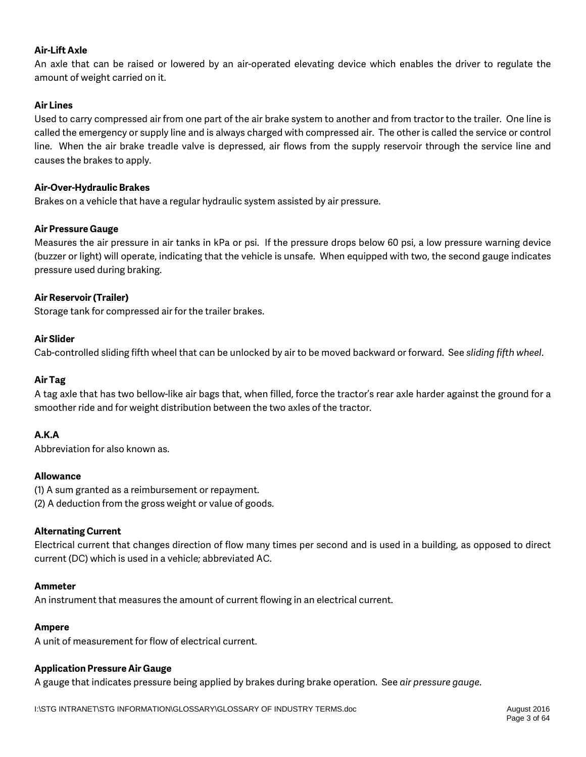**Air-Lift Axle**
An axle that can be raised or lowered by an air-operated elevating device which enables the driver to regulate the amount of weight carried on it.

**Air Lines**
Used to carry compressed air from one part of the air brake system to another and from tractor to the trailer. One line is called the emergency or supply line and is always charged with compressed air. The other is called the service or control line. When the air brake treadle valve is depressed, air flows from the supply reservoir through the service line and causes the brakes to apply.

**Air-Over-Hydraulic Brakes**
Brakes on a vehicle that have a regular hydraulic system assisted by air pressure.

**Air Pressure Gauge**
Measures the air pressure in air tanks in kPa or psi. If the pressure drops below 60 psi, a low pressure warning device (buzzer or light) will operate, indicating that the vehicle is unsafe. When equipped with two, the second gauge indicates pressure used during braking.

**Air Reservoir (Trailer)**
Storage tank for compressed air for the trailer brakes.

**Air Slider**
Cab-controlled sliding fifth wheel that can be unlocked by air to be moved backward or forward. See *sliding fifth wheel*.

**Air Tag**
A tag axle that has two bellow-like air bags that, when filled, force the tractor's rear axle harder against the ground for a smoother ride and for weight distribution between the two axles of the tractor.

**A.K.A**
Abbreviation for also known as.

**Allowance**
(1) A sum granted as a reimbursement or repayment.
(2) A deduction from the gross weight or value of goods.

**Alternating Current**
Electrical current that changes direction of flow many times per second and is used in a building, as opposed to direct current (DC) which is used in a vehicle; abbreviated AC.

**Ammeter**
An instrument that measures the amount of current flowing in an electrical current.

**Ampere**
A unit of measurement for flow of electrical current.

**Application Pressure Air Gauge**
A gauge that indicates pressure being applied by brakes during brake operation. See *air pressure gauge*.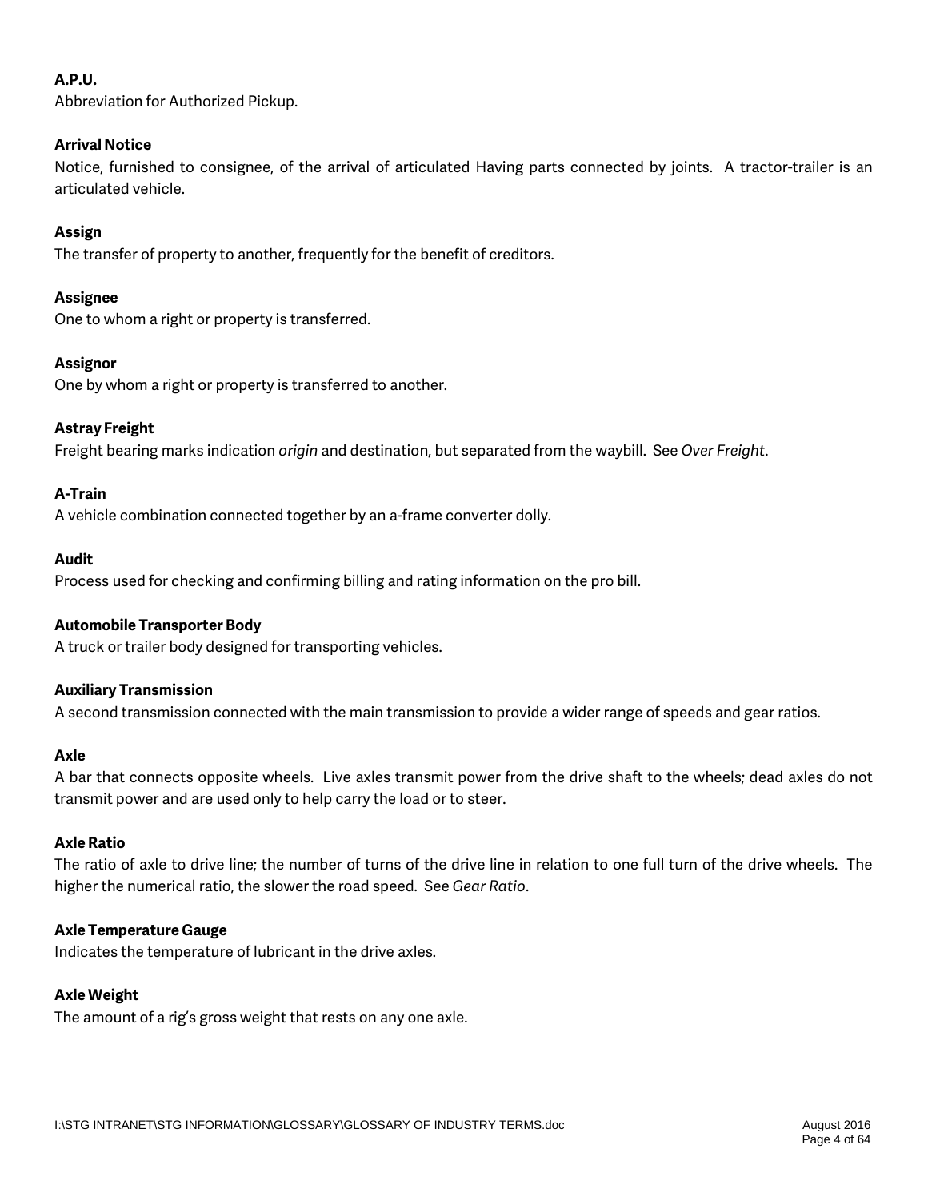**A.P.U.**
Abbreviation for Authorized Pickup.

**Arrival Notice**
Notice, furnished to consignee, of the arrival of articulated Having parts connected by joints. A tractor-trailer is an articulated vehicle.

**Assign**
The transfer of property to another, frequently for the benefit of creditors.

**Assignee**
One to whom a right or property is transferred.

**Assignor**
One by whom a right or property is transferred to another.

**Astray Freight**
Freight bearing marks indication *origin* and destination, but separated from the waybill. See *Over Freight*.

**A-Train**
A vehicle combination connected together by an a-frame converter dolly.

**Audit**
Process used for checking and confirming billing and rating information on the pro bill.

**Automobile Transporter Body**
A truck or trailer body designed for transporting vehicles.

**Auxiliary Transmission**
A second transmission connected with the main transmission to provide a wider range of speeds and gear ratios.

**Axle**
A bar that connects opposite wheels. Live axles transmit power from the drive shaft to the wheels; dead axles do not transmit power and are used only to help carry the load or to steer.

**Axle Ratio**
The ratio of axle to drive line; the number of turns of the drive line in relation to one full turn of the drive wheels. The higher the numerical ratio, the slower the road speed. See *Gear Ratio*.

**Axle Temperature Gauge**
Indicates the temperature of lubricant in the drive axles.

**Axle Weight**
The amount of a rig's gross weight that rests on any one axle.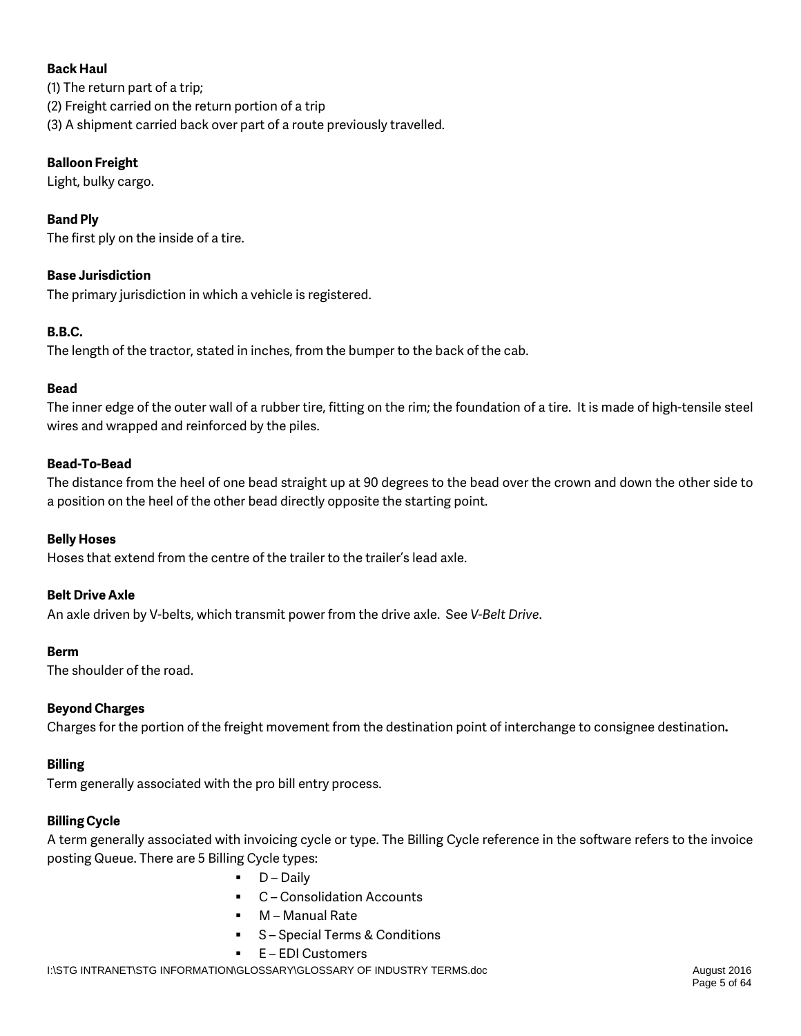**Back Haul**

(1) The return part of a trip;
(2) Freight carried on the return portion of a trip
(3) A shipment carried back over part of a route previously travelled.

**Balloon Freight**

Light, bulky cargo.

**Band Ply**

The first ply on the inside of a tire.

**Base Jurisdiction**

The primary jurisdiction in which a vehicle is registered.

**B.B.C.**

The length of the tractor, stated in inches, from the bumper to the back of the cab.

**Bead**

The inner edge of the outer wall of a rubber tire, fitting on the rim; the foundation of a tire. It is made of high-tensile steel wires and wrapped and reinforced by the piles.

**Bead-To-Bead**

The distance from the heel of one bead straight up at 90 degrees to the bead over the crown and down the other side to a position on the heel of the other bead directly opposite the starting point.

**Belly Hoses**

Hoses that extend from the centre of the trailer to the trailer's lead axle.

**Belt Drive Axle**

An axle driven by V-belts, which transmit power from the drive axle. See *V-Belt Drive*.

**Berm**

The shoulder of the road.

**Beyond Charges**

Charges for the portion of the freight movement from the destination point of interchange to consignee destination**.**

**Billing**

Term generally associated with the pro bill entry process.

**Billing Cycle**

A term generally associated with invoicing cycle or type. The Billing Cycle reference in the software refers to the invoice posting Queue. There are 5 Billing Cycle types:

- D – Daily
- C – Consolidation Accounts
- M – Manual Rate
- S – Special Terms & Conditions
- E – EDI Customers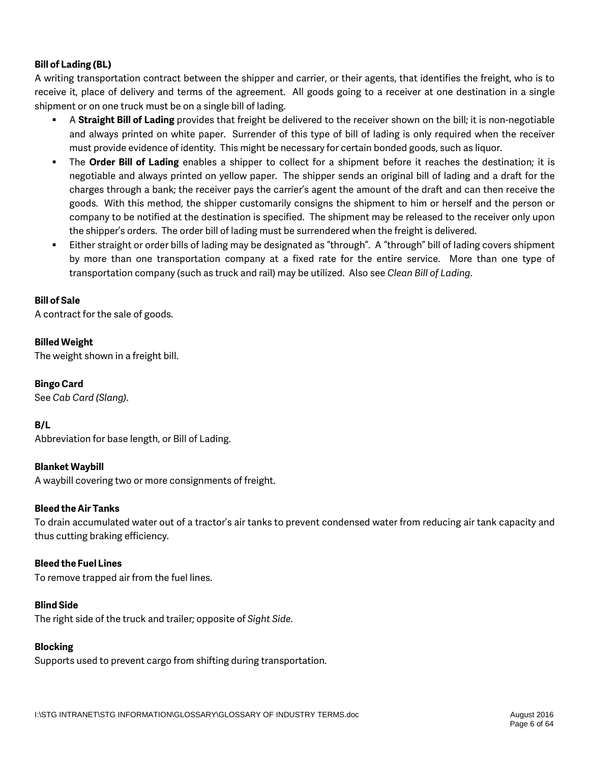**Bill of Lading (BL)**

A writing transportation contract between the shipper and carrier, or their agents, that identifies the freight, who is to receive it, place of delivery and terms of the agreement. All goods going to a receiver at one destination in a single shipment or on one truck must be on a single bill of lading.

- A **Straight Bill of Lading** provides that freight be delivered to the receiver shown on the bill; it is non-negotiable and always printed on white paper. Surrender of this type of bill of lading is only required when the receiver must provide evidence of identity. This might be necessary for certain bonded goods, such as liquor.
- The **Order Bill of Lading** enables a shipper to collect for a shipment before it reaches the destination; it is negotiable and always printed on yellow paper. The shipper sends an original bill of lading and a draft for the charges through a bank; the receiver pays the carrier's agent the amount of the draft and can then receive the goods. With this method, the shipper customarily consigns the shipment to him or herself and the person or company to be notified at the destination is specified. The shipment may be released to the receiver only upon the shipper's orders. The order bill of lading must be surrendered when the freight is delivered.
- Either straight or order bills of lading may be designated as "through". A "through" bill of lading covers shipment by more than one transportation company at a fixed rate for the entire service. More than one type of transportation company (such as truck and rail) may be utilized. Also see *Clean Bill of Lading*.

**Bill of Sale**

A contract for the sale of goods.

**Billed Weight**

The weight shown in a freight bill.

**Bingo Card**

See *Cab Card (Slang)*.

**B/L**

Abbreviation for base length, or Bill of Lading.

**Blanket Waybill**

A waybill covering two or more consignments of freight.

**Bleed the Air Tanks**

To drain accumulated water out of a tractor's air tanks to prevent condensed water from reducing air tank capacity and thus cutting braking efficiency.

**Bleed the Fuel Lines**

To remove trapped air from the fuel lines.

**Blind Side**

The right side of the truck and trailer; opposite of *Sight Side*.

**Blocking**

Supports used to prevent cargo from shifting during transportation.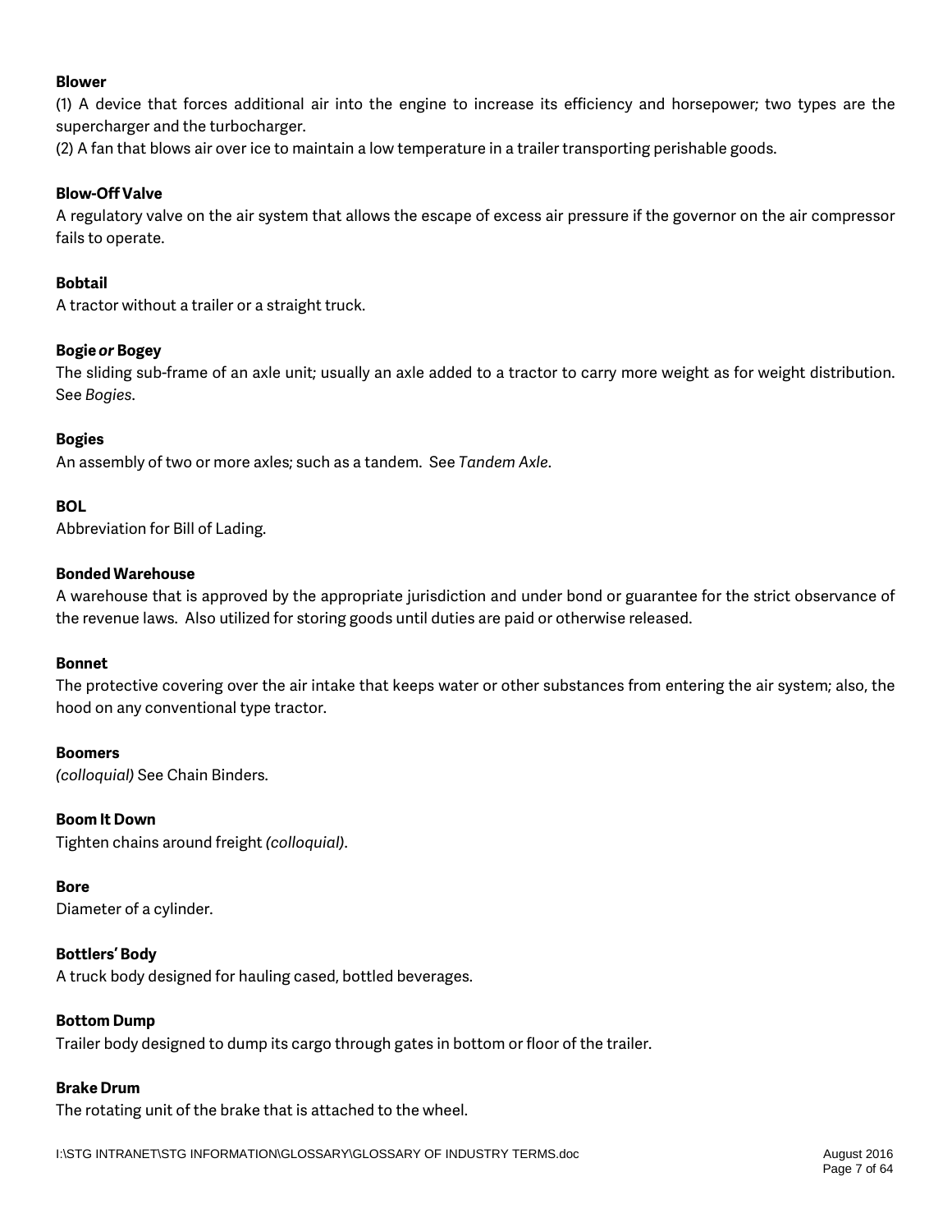**Blower**

(1) A device that forces additional air into the engine to increase its efficiency and horsepower; two types are the supercharger and the turbocharger.

(2) A fan that blows air over ice to maintain a low temperature in a trailer transporting perishable goods.

**Blow-Off Valve**

A regulatory valve on the air system that allows the escape of excess air pressure if the governor on the air compressor fails to operate.

**Bobtail**

A tractor without a trailer or a straight truck.

**Bogie *or* Bogey**

The sliding sub-frame of an axle unit; usually an axle added to a tractor to carry more weight as for weight distribution. See *Bogies*.

**Bogies**

An assembly of two or more axles; such as a tandem. See *Tandem Axle*.

**BOL**

Abbreviation for Bill of Lading.

**Bonded Warehouse**

A warehouse that is approved by the appropriate jurisdiction and under bond or guarantee for the strict observance of the revenue laws. Also utilized for storing goods until duties are paid or otherwise released.

**Bonnet**

The protective covering over the air intake that keeps water or other substances from entering the air system; also, the hood on any conventional type tractor.

**Boomers**

*(colloquial)* See Chain Binders.

**Boom It Down**

Tighten chains around freight *(colloquial)*.

**Bore**

Diameter of a cylinder.

**Bottlers' Body**

A truck body designed for hauling cased, bottled beverages.

**Bottom Dump**

Trailer body designed to dump its cargo through gates in bottom or floor of the trailer.

**Brake Drum**

The rotating unit of the brake that is attached to the wheel.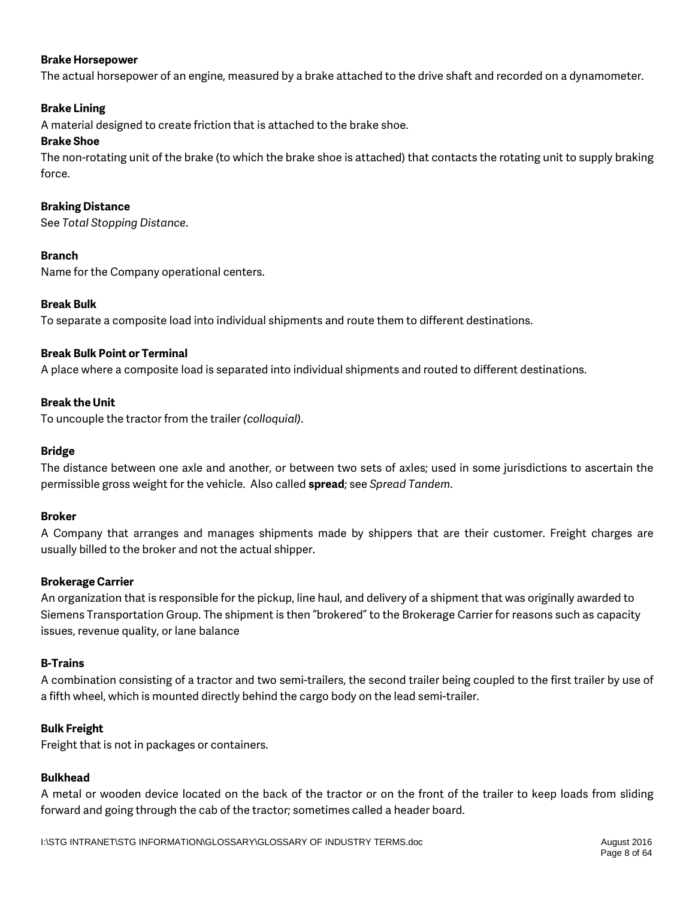**Brake Horsepower**

The actual horsepower of an engine, measured by a brake attached to the drive shaft and recorded on a dynamometer.

**Brake Lining**

A material designed to create friction that is attached to the brake shoe.

**Brake Shoe**

The non-rotating unit of the brake (to which the brake shoe is attached) that contacts the rotating unit to supply braking force.

**Braking Distance**

See *Total Stopping Distance*.

**Branch**

Name for the Company operational centers.

**Break Bulk**

To separate a composite load into individual shipments and route them to different destinations.

**Break Bulk Point or Terminal**

A place where a composite load is separated into individual shipments and routed to different destinations.

**Break the Unit**

To uncouple the tractor from the trailer *(colloquial)*.

**Bridge**

The distance between one axle and another, or between two sets of axles; used in some jurisdictions to ascertain the permissible gross weight for the vehicle. Also called **spread**; see *Spread Tandem*.

**Broker**

A Company that arranges and manages shipments made by shippers that are their customer. Freight charges are usually billed to the broker and not the actual shipper.

**Brokerage Carrier**

An organization that is responsible for the pickup, line haul, and delivery of a shipment that was originally awarded to Siemens Transportation Group. The shipment is then "brokered" to the Brokerage Carrier for reasons such as capacity issues, revenue quality, or lane balance

**B-Trains**

A combination consisting of a tractor and two semi-trailers, the second trailer being coupled to the first trailer by use of a fifth wheel, which is mounted directly behind the cargo body on the lead semi-trailer.

**Bulk Freight**

Freight that is not in packages or containers.

**Bulkhead**

A metal or wooden device located on the back of the tractor or on the front of the trailer to keep loads from sliding forward and going through the cab of the tractor; sometimes called a header board.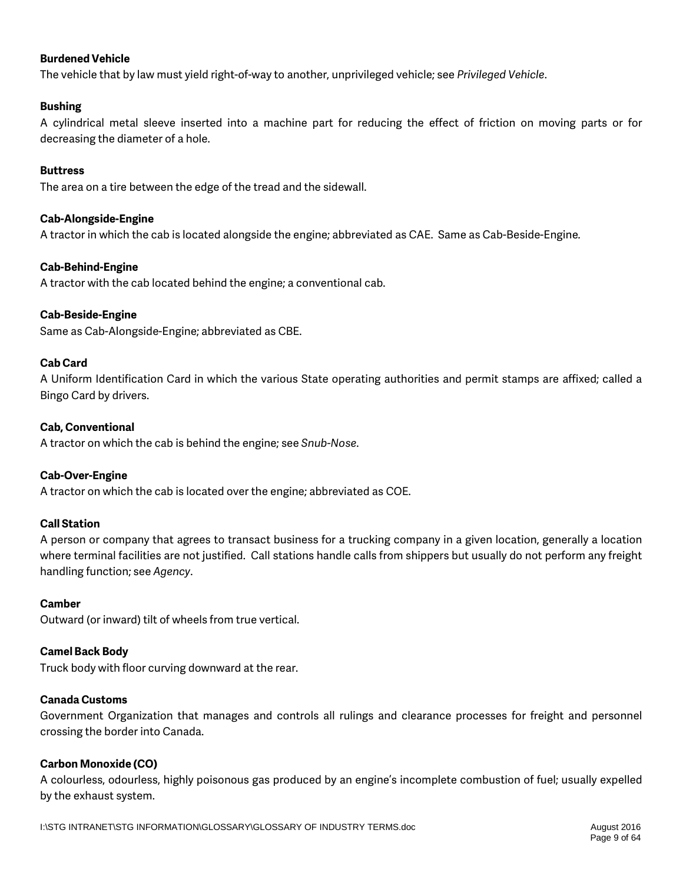**Burdened Vehicle**

The vehicle that by law must yield right-of-way to another, unprivileged vehicle; see *Privileged Vehicle*.

**Bushing**

A cylindrical metal sleeve inserted into a machine part for reducing the effect of friction on moving parts or for decreasing the diameter of a hole.

**Buttress**

The area on a tire between the edge of the tread and the sidewall.

**Cab-Alongside-Engine**

A tractor in which the cab is located alongside the engine; abbreviated as CAE. Same as Cab-Beside-Engine.

**Cab-Behind-Engine**

A tractor with the cab located behind the engine; a conventional cab.

**Cab-Beside-Engine**

Same as Cab-Alongside-Engine; abbreviated as CBE.

**Cab Card**

A Uniform Identification Card in which the various State operating authorities and permit stamps are affixed; called a Bingo Card by drivers.

**Cab, Conventional**

A tractor on which the cab is behind the engine; see *Snub-Nose*.

**Cab-Over-Engine**

A tractor on which the cab is located over the engine; abbreviated as COE.

**Call Station**

A person or company that agrees to transact business for a trucking company in a given location, generally a location where terminal facilities are not justified. Call stations handle calls from shippers but usually do not perform any freight handling function; see *Agency*.

**Camber**

Outward (or inward) tilt of wheels from true vertical.

**Camel Back Body**

Truck body with floor curving downward at the rear.

**Canada Customs**

Government Organization that manages and controls all rulings and clearance processes for freight and personnel crossing the border into Canada.

**Carbon Monoxide (CO)**

A colourless, odourless, highly poisonous gas produced by an engine's incomplete combustion of fuel; usually expelled by the exhaust system.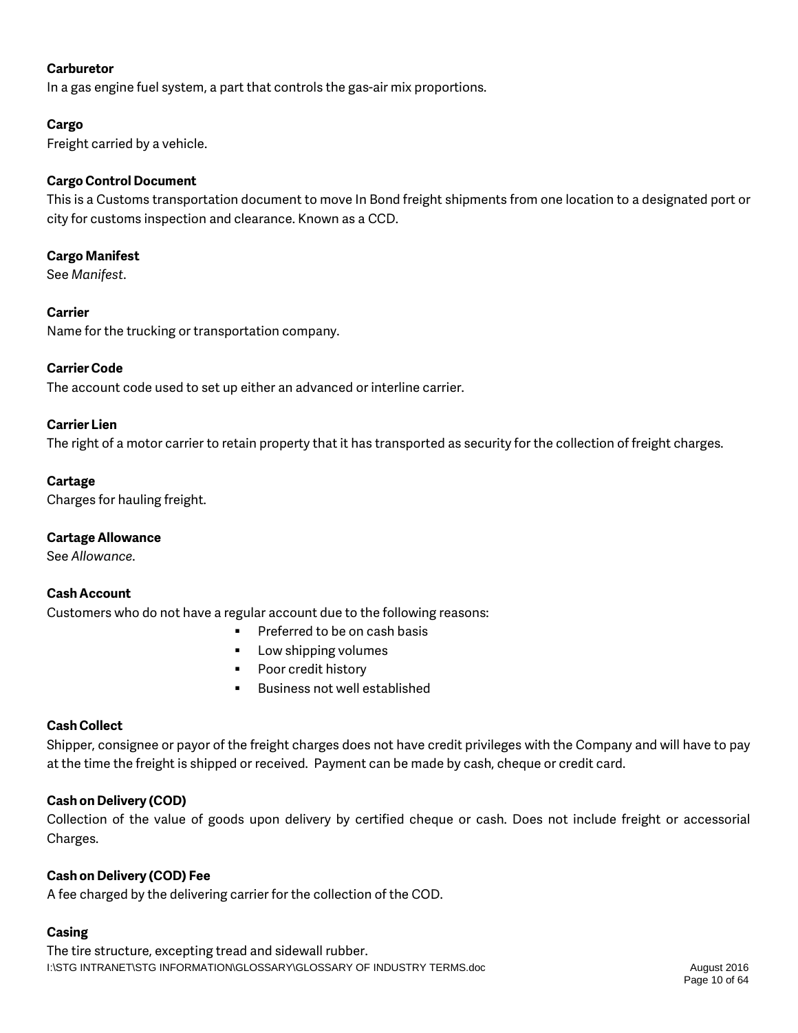**Carburetor**

In a gas engine fuel system, a part that controls the gas-air mix proportions.

**Cargo**

Freight carried by a vehicle.

**Cargo Control Document**

This is a Customs transportation document to move In Bond freight shipments from one location to a designated port or city for customs inspection and clearance. Known as a CCD.

**Cargo Manifest**

See *Manifest*.

**Carrier**

Name for the trucking or transportation company.

**Carrier Code**

The account code used to set up either an advanced or interline carrier.

**Carrier Lien**

The right of a motor carrier to retain property that it has transported as security for the collection of freight charges.

**Cartage**

Charges for hauling freight.

**Cartage Allowance**

See *Allowance*.

**Cash Account**

Customers who do not have a regular account due to the following reasons:

- Preferred to be on cash basis
- Low shipping volumes
- Poor credit history
- Business not well established

**Cash Collect**

Shipper, consignee or payor of the freight charges does not have credit privileges with the Company and will have to pay at the time the freight is shipped or received. Payment can be made by cash, cheque or credit card.

**Cash on Delivery (COD)**

Collection of the value of goods upon delivery by certified cheque or cash. Does not include freight or accessorial Charges.

**Cash on Delivery (COD) Fee**

A fee charged by the delivering carrier for the collection of the COD.

**Casing**

The tire structure, excepting tread and sidewall rubber.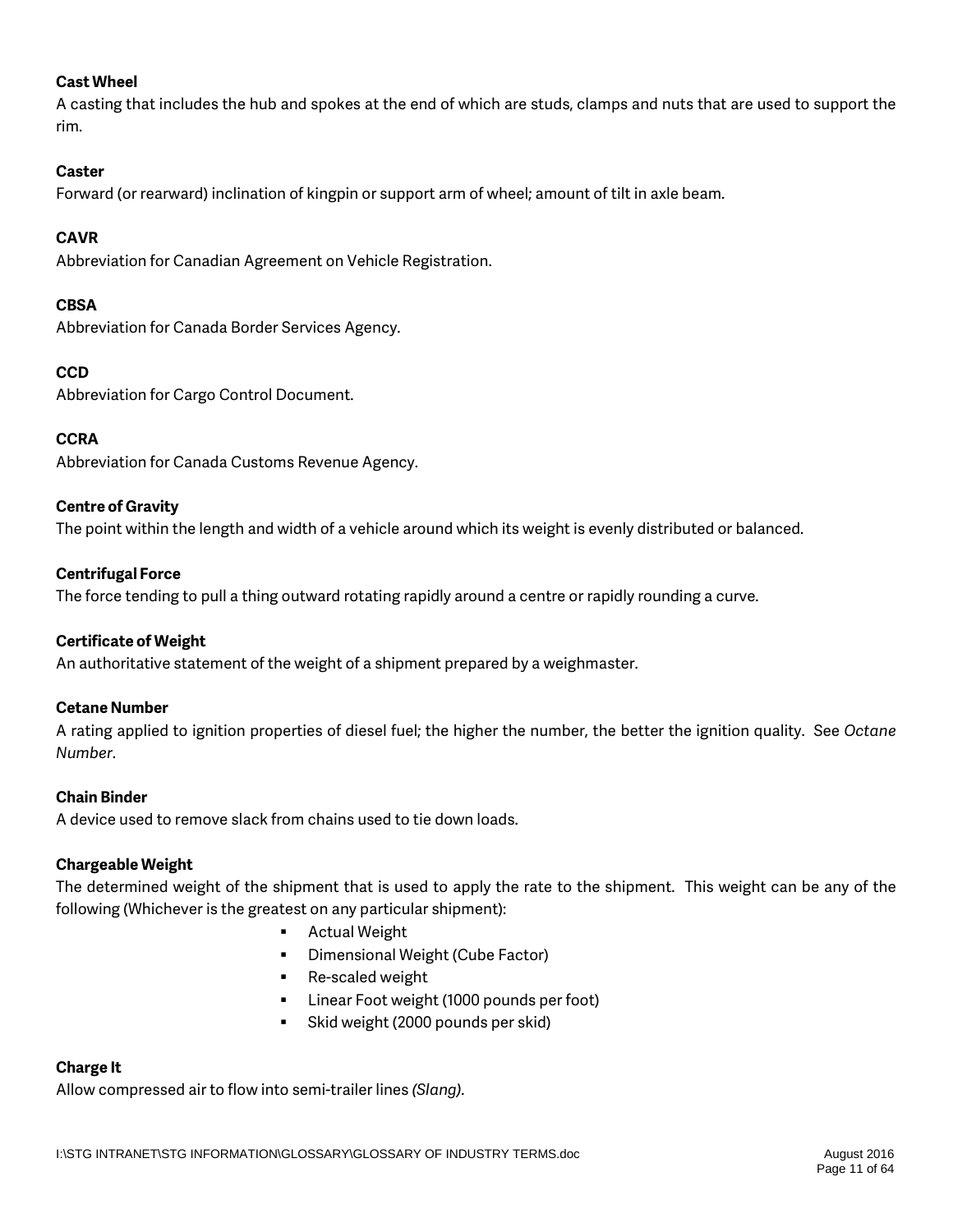**Cast Wheel**
A casting that includes the hub and spokes at the end of which are studs, clamps and nuts that are used to support the rim.

**Caster**
Forward (or rearward) inclination of kingpin or support arm of wheel; amount of tilt in axle beam.

**CAVR**
Abbreviation for Canadian Agreement on Vehicle Registration.

**CBSA**
Abbreviation for Canada Border Services Agency.

**CCD**
Abbreviation for Cargo Control Document.

**CCRA**
Abbreviation for Canada Customs Revenue Agency.

**Centre of Gravity**
The point within the length and width of a vehicle around which its weight is evenly distributed or balanced.

**Centrifugal Force**
The force tending to pull a thing outward rotating rapidly around a centre or rapidly rounding a curve.

**Certificate of Weight**
An authoritative statement of the weight of a shipment prepared by a weighmaster.

**Cetane Number**
A rating applied to ignition properties of diesel fuel; the higher the number, the better the ignition quality. See *Octane Number*.

**Chain Binder**
A device used to remove slack from chains used to tie down loads.

**Chargeable Weight**
The determined weight of the shipment that is used to apply the rate to the shipment. This weight can be any of the following (Whichever is the greatest on any particular shipment):

- Actual Weight
- Dimensional Weight (Cube Factor)
- Re-scaled weight
- Linear Foot weight (1000 pounds per foot)
- Skid weight (2000 pounds per skid)

**Charge It**
Allow compressed air to flow into semi-trailer lines *(Slang)*.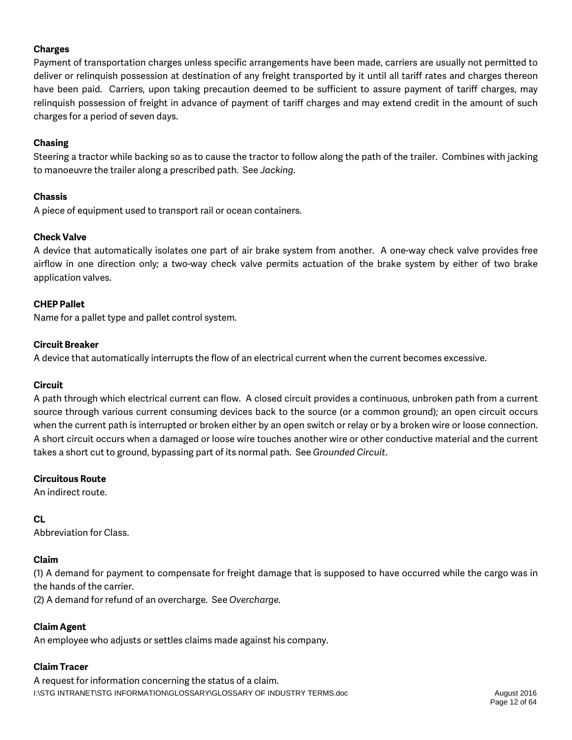**Charges**

Payment of transportation charges unless specific arrangements have been made, carriers are usually not permitted to deliver or relinquish possession at destination of any freight transported by it until all tariff rates and charges thereon have been paid. Carriers, upon taking precaution deemed to be sufficient to assure payment of tariff charges, may relinquish possession of freight in advance of payment of tariff charges and may extend credit in the amount of such charges for a period of seven days.

**Chasing**

Steering a tractor while backing so as to cause the tractor to follow along the path of the trailer. Combines with jacking to manoeuvre the trailer along a prescribed path. See *Jacking*.

**Chassis**

A piece of equipment used to transport rail or ocean containers.

**Check Valve**

A device that automatically isolates one part of air brake system from another. A one-way check valve provides free airflow in one direction only; a two-way check valve permits actuation of the brake system by either of two brake application valves.

**CHEP Pallet**

Name for a pallet type and pallet control system.

**Circuit Breaker**

A device that automatically interrupts the flow of an electrical current when the current becomes excessive.

**Circuit**

A path through which electrical current can flow. A closed circuit provides a continuous, unbroken path from a current source through various current consuming devices back to the source (or a common ground); an open circuit occurs when the current path is interrupted or broken either by an open switch or relay or by a broken wire or loose connection. A short circuit occurs when a damaged or loose wire touches another wire or other conductive material and the current takes a short cut to ground, bypassing part of its normal path. See *Grounded Circuit*.

**Circuitous Route**

An indirect route.

**CL**

Abbreviation for Class.

**Claim**

(1) A demand for payment to compensate for freight damage that is supposed to have occurred while the cargo was in the hands of the carrier.

(2) A demand for refund of an overcharge. See *Overcharge.*

**Claim Agent**

An employee who adjusts or settles claims made against his company.

**Claim Tracer**

A request for information concerning the status of a claim.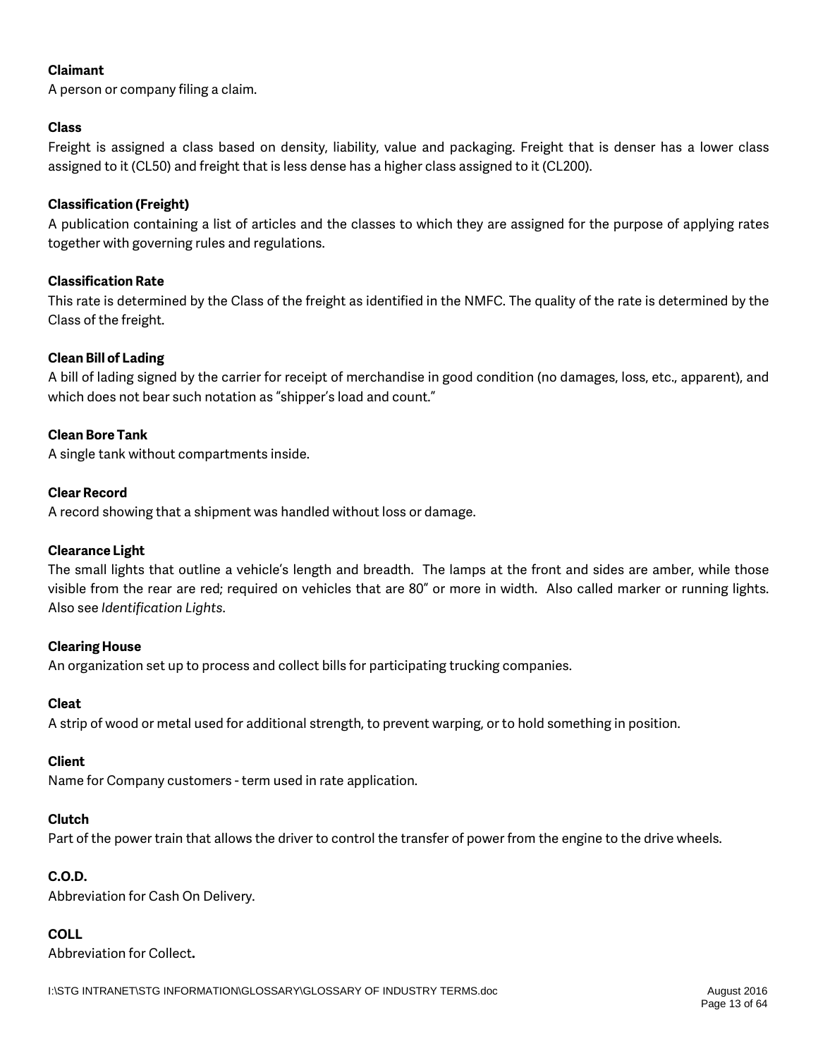**Claimant**

A person or company filing a claim.

**Class**

Freight is assigned a class based on density, liability, value and packaging. Freight that is denser has a lower class assigned to it (CL50) and freight that is less dense has a higher class assigned to it (CL200).

**Classification (Freight)**

A publication containing a list of articles and the classes to which they are assigned for the purpose of applying rates together with governing rules and regulations.

**Classification Rate**

This rate is determined by the Class of the freight as identified in the NMFC. The quality of the rate is determined by the Class of the freight.

**Clean Bill of Lading**

A bill of lading signed by the carrier for receipt of merchandise in good condition (no damages, loss, etc., apparent), and which does not bear such notation as "shipper's load and count."

**Clean Bore Tank**

A single tank without compartments inside.

**Clear Record**

A record showing that a shipment was handled without loss or damage.

**Clearance Light**

The small lights that outline a vehicle's length and breadth. The lamps at the front and sides are amber, while those visible from the rear are red; required on vehicles that are 80" or more in width. Also called marker or running lights. Also see *Identification Lights*.

**Clearing House**

An organization set up to process and collect bills for participating trucking companies.

**Cleat**

A strip of wood or metal used for additional strength, to prevent warping, or to hold something in position.

**Client**

Name for Company customers - term used in rate application.

**Clutch**

Part of the power train that allows the driver to control the transfer of power from the engine to the drive wheels.

**C.O.D.**

Abbreviation for Cash On Delivery.

**COLL**

Abbreviation for Collect**.**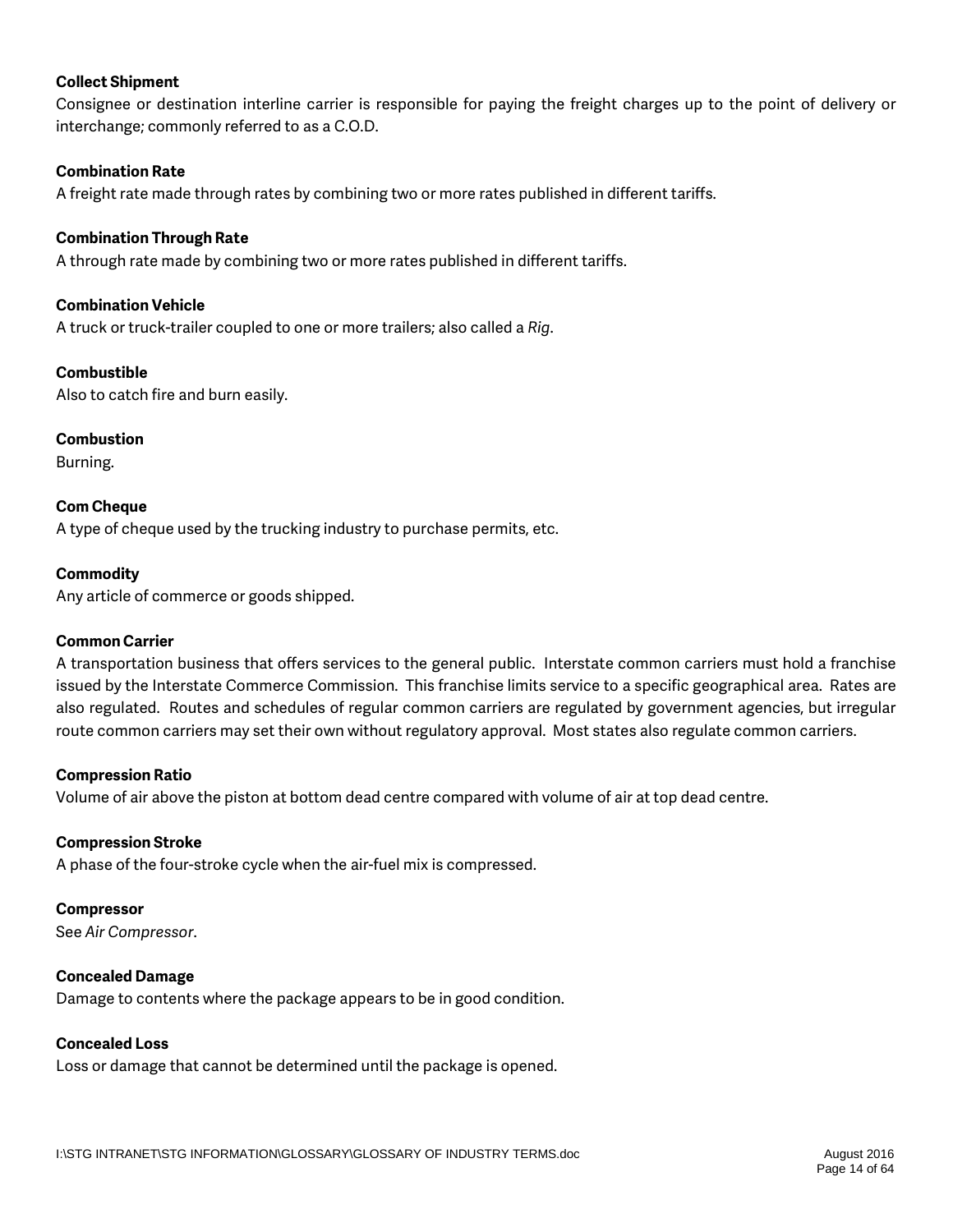**Collect Shipment**

Consignee or destination interline carrier is responsible for paying the freight charges up to the point of delivery or interchange; commonly referred to as a C.O.D.

**Combination Rate**

A freight rate made through rates by combining two or more rates published in different tariffs.

**Combination Through Rate**

A through rate made by combining two or more rates published in different tariffs.

**Combination Vehicle**

A truck or truck-trailer coupled to one or more trailers; also called a *Rig*.

**Combustible**

Also to catch fire and burn easily.

**Combustion**

Burning.

**Com Cheque**

A type of cheque used by the trucking industry to purchase permits, etc.

**Commodity**

Any article of commerce or goods shipped.

**Common Carrier**

A transportation business that offers services to the general public. Interstate common carriers must hold a franchise issued by the Interstate Commerce Commission. This franchise limits service to a specific geographical area. Rates are also regulated. Routes and schedules of regular common carriers are regulated by government agencies, but irregular route common carriers may set their own without regulatory approval. Most states also regulate common carriers.

**Compression Ratio**

Volume of air above the piston at bottom dead centre compared with volume of air at top dead centre.

**Compression Stroke**

A phase of the four-stroke cycle when the air-fuel mix is compressed.

**Compressor**

See *Air Compressor*.

**Concealed Damage**

Damage to contents where the package appears to be in good condition.

**Concealed Loss**

Loss or damage that cannot be determined until the package is opened.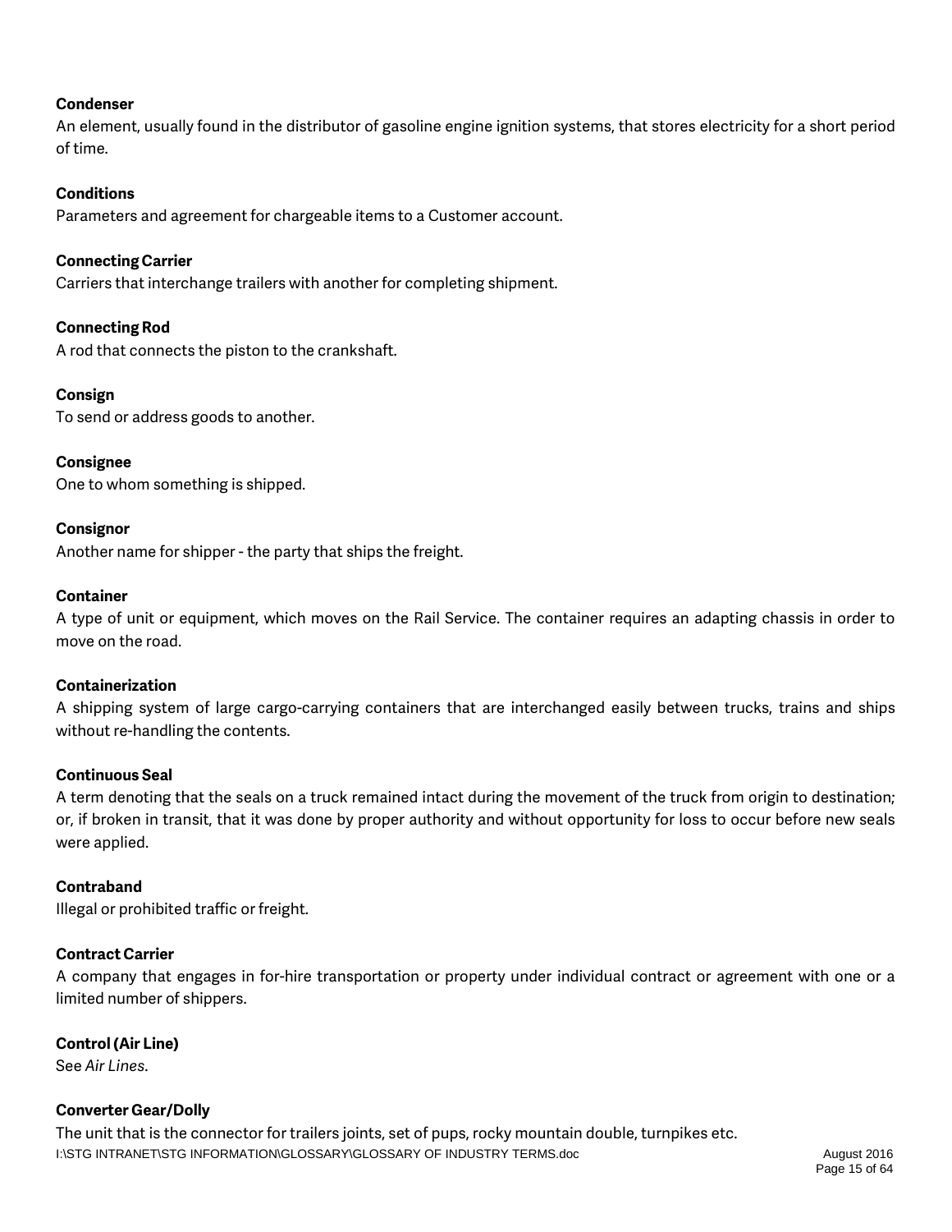**Condenser**

An element, usually found in the distributor of gasoline engine ignition systems, that stores electricity for a short period of time.

**Conditions**

Parameters and agreement for chargeable items to a Customer account.

**Connecting Carrier**

Carriers that interchange trailers with another for completing shipment.

**Connecting Rod**

A rod that connects the piston to the crankshaft.

**Consign**

To send or address goods to another.

**Consignee**

One to whom something is shipped.

**Consignor**

Another name for shipper - the party that ships the freight.

**Container**

A type of unit or equipment, which moves on the Rail Service. The container requires an adapting chassis in order to move on the road.

**Containerization**

A shipping system of large cargo-carrying containers that are interchanged easily between trucks, trains and ships without re-handling the contents.

**Continuous Seal**

A term denoting that the seals on a truck remained intact during the movement of the truck from origin to destination; or, if broken in transit, that it was done by proper authority and without opportunity for loss to occur before new seals were applied.

**Contraband**

Illegal or prohibited traffic or freight.

**Contract Carrier**

A company that engages in for-hire transportation or property under individual contract or agreement with one or a limited number of shippers.

**Control (Air Line)**

See *Air Lines*.

**Converter Gear/Dolly**

The unit that is the connector for trailers joints, set of pups, rocky mountain double, turnpikes etc.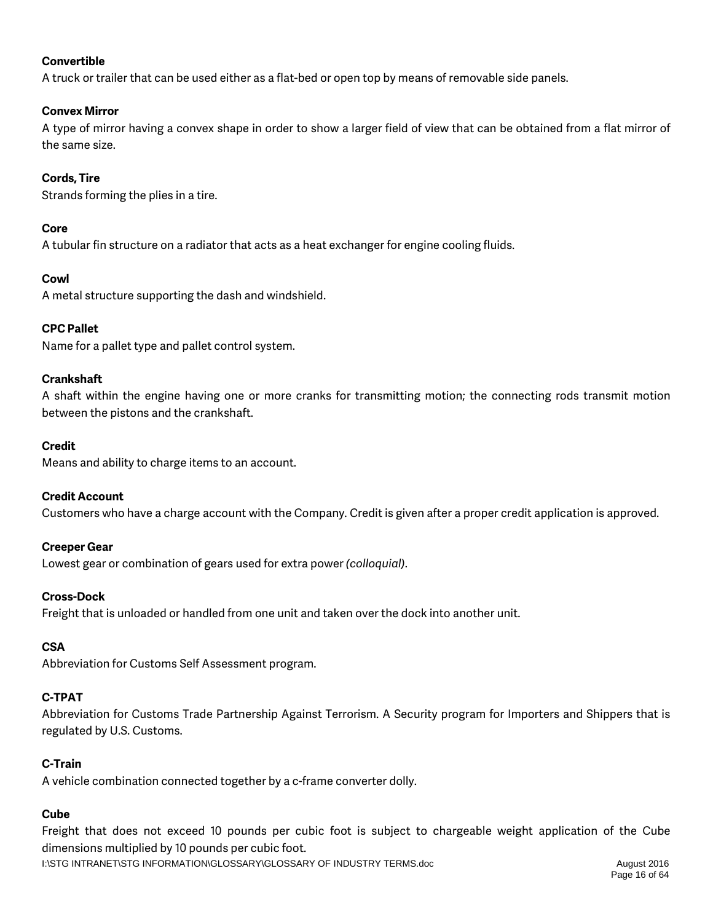**Convertible**

A truck or trailer that can be used either as a flat-bed or open top by means of removable side panels.

**Convex Mirror**

A type of mirror having a convex shape in order to show a larger field of view that can be obtained from a flat mirror of the same size.

**Cords, Tire**

Strands forming the plies in a tire.

**Core**

A tubular fin structure on a radiator that acts as a heat exchanger for engine cooling fluids.

**Cowl**

A metal structure supporting the dash and windshield.

**CPC Pallet**

Name for a pallet type and pallet control system.

**Crankshaft**

A shaft within the engine having one or more cranks for transmitting motion; the connecting rods transmit motion between the pistons and the crankshaft.

**Credit**

Means and ability to charge items to an account.

**Credit Account**

Customers who have a charge account with the Company. Credit is given after a proper credit application is approved.

**Creeper Gear**

Lowest gear or combination of gears used for extra power *(colloquial)*.

**Cross-Dock**

Freight that is unloaded or handled from one unit and taken over the dock into another unit.

**CSA**

Abbreviation for Customs Self Assessment program.

**C-TPAT**

Abbreviation for Customs Trade Partnership Against Terrorism. A Security program for Importers and Shippers that is regulated by U.S. Customs.

**C-Train**

A vehicle combination connected together by a c-frame converter dolly.

**Cube**

Freight that does not exceed 10 pounds per cubic foot is subject to chargeable weight application of the Cube dimensions multiplied by 10 pounds per cubic foot.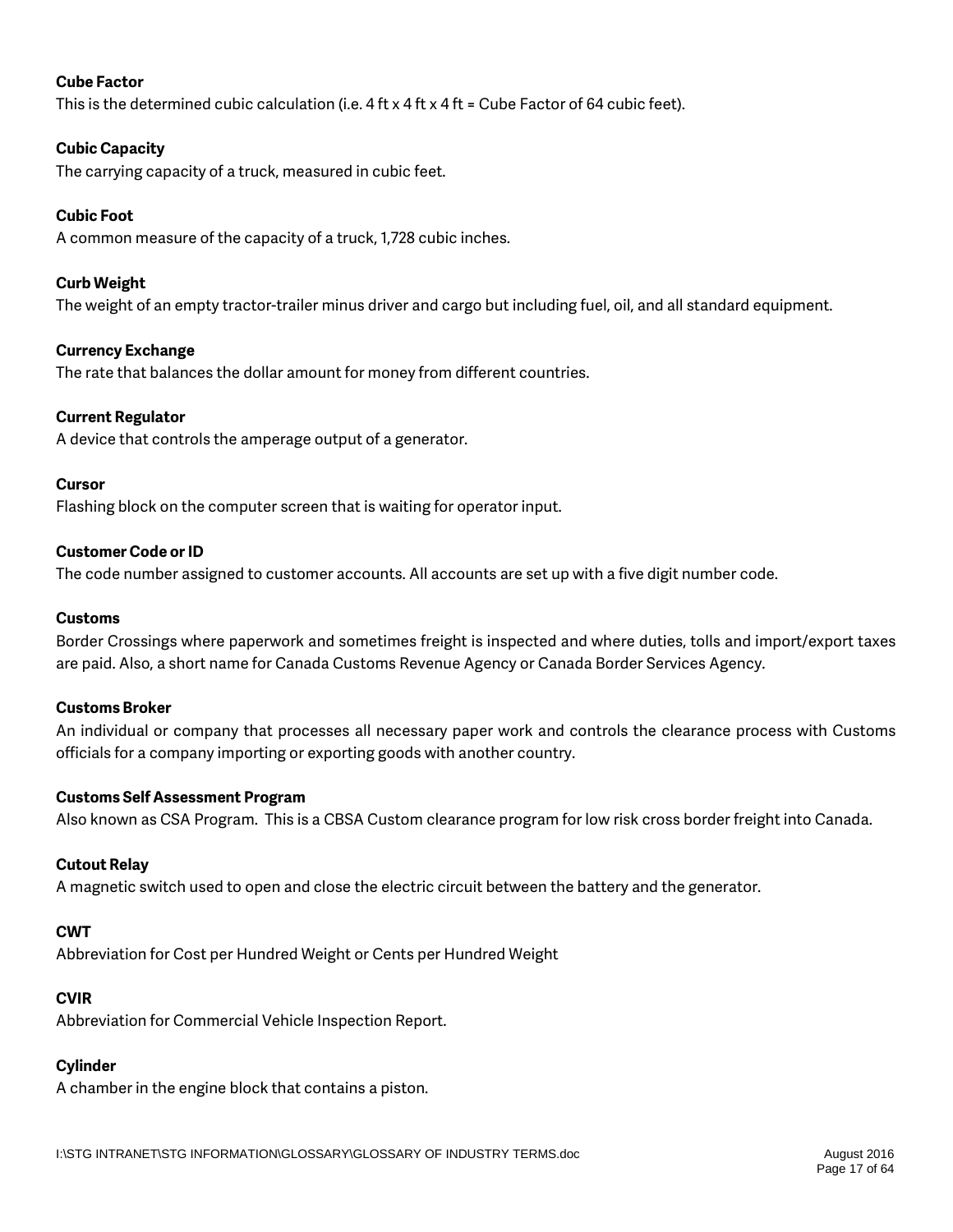**Cube Factor**

This is the determined cubic calculation (i.e. 4 ft x 4 ft x 4 ft = Cube Factor of 64 cubic feet).

**Cubic Capacity**

The carrying capacity of a truck, measured in cubic feet.

**Cubic Foot**

A common measure of the capacity of a truck, 1,728 cubic inches.

**Curb Weight**

The weight of an empty tractor-trailer minus driver and cargo but including fuel, oil, and all standard equipment.

**Currency Exchange**

The rate that balances the dollar amount for money from different countries.

**Current Regulator**

A device that controls the amperage output of a generator.

**Cursor**

Flashing block on the computer screen that is waiting for operator input.

**Customer Code or ID**

The code number assigned to customer accounts. All accounts are set up with a five digit number code.

**Customs**

Border Crossings where paperwork and sometimes freight is inspected and where duties, tolls and import/export taxes are paid. Also, a short name for Canada Customs Revenue Agency or Canada Border Services Agency.

**Customs Broker**

An individual or company that processes all necessary paper work and controls the clearance process with Customs officials for a company importing or exporting goods with another country.

**Customs Self Assessment Program**

Also known as CSA Program. This is a CBSA Custom clearance program for low risk cross border freight into Canada.

**Cutout Relay**

A magnetic switch used to open and close the electric circuit between the battery and the generator.

**CWT**

Abbreviation for Cost per Hundred Weight or Cents per Hundred Weight

**CVIR**

Abbreviation for Commercial Vehicle Inspection Report.

**Cylinder**

A chamber in the engine block that contains a piston.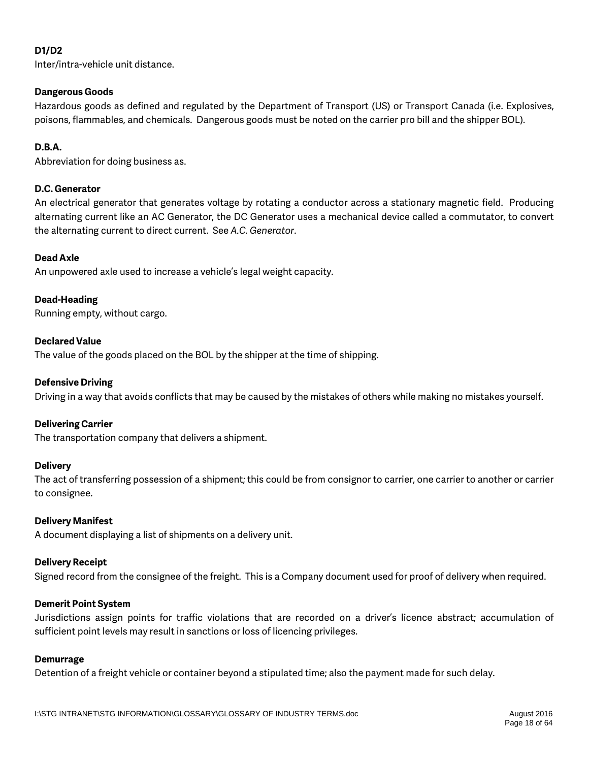**D1/D2**
Inter/intra-vehicle unit distance.

**Dangerous Goods**
Hazardous goods as defined and regulated by the Department of Transport (US) or Transport Canada (i.e. Explosives, poisons, flammables, and chemicals. Dangerous goods must be noted on the carrier pro bill and the shipper BOL).

**D.B.A.**
Abbreviation for doing business as.

**D.C. Generator**
An electrical generator that generates voltage by rotating a conductor across a stationary magnetic field. Producing alternating current like an AC Generator, the DC Generator uses a mechanical device called a commutator, to convert the alternating current to direct current. See *A.C. Generator*.

**Dead Axle**
An unpowered axle used to increase a vehicle's legal weight capacity.

**Dead-Heading**
Running empty, without cargo.

**Declared Value**
The value of the goods placed on the BOL by the shipper at the time of shipping.

**Defensive Driving**
Driving in a way that avoids conflicts that may be caused by the mistakes of others while making no mistakes yourself.

**Delivering Carrier**
The transportation company that delivers a shipment.

**Delivery**
The act of transferring possession of a shipment; this could be from consignor to carrier, one carrier to another or carrier to consignee.

**Delivery Manifest**
A document displaying a list of shipments on a delivery unit.

**Delivery Receipt**
Signed record from the consignee of the freight. This is a Company document used for proof of delivery when required.

**Demerit Point System**
Jurisdictions assign points for traffic violations that are recorded on a driver's licence abstract; accumulation of sufficient point levels may result in sanctions or loss of licencing privileges.

**Demurrage**
Detention of a freight vehicle or container beyond a stipulated time; also the payment made for such delay.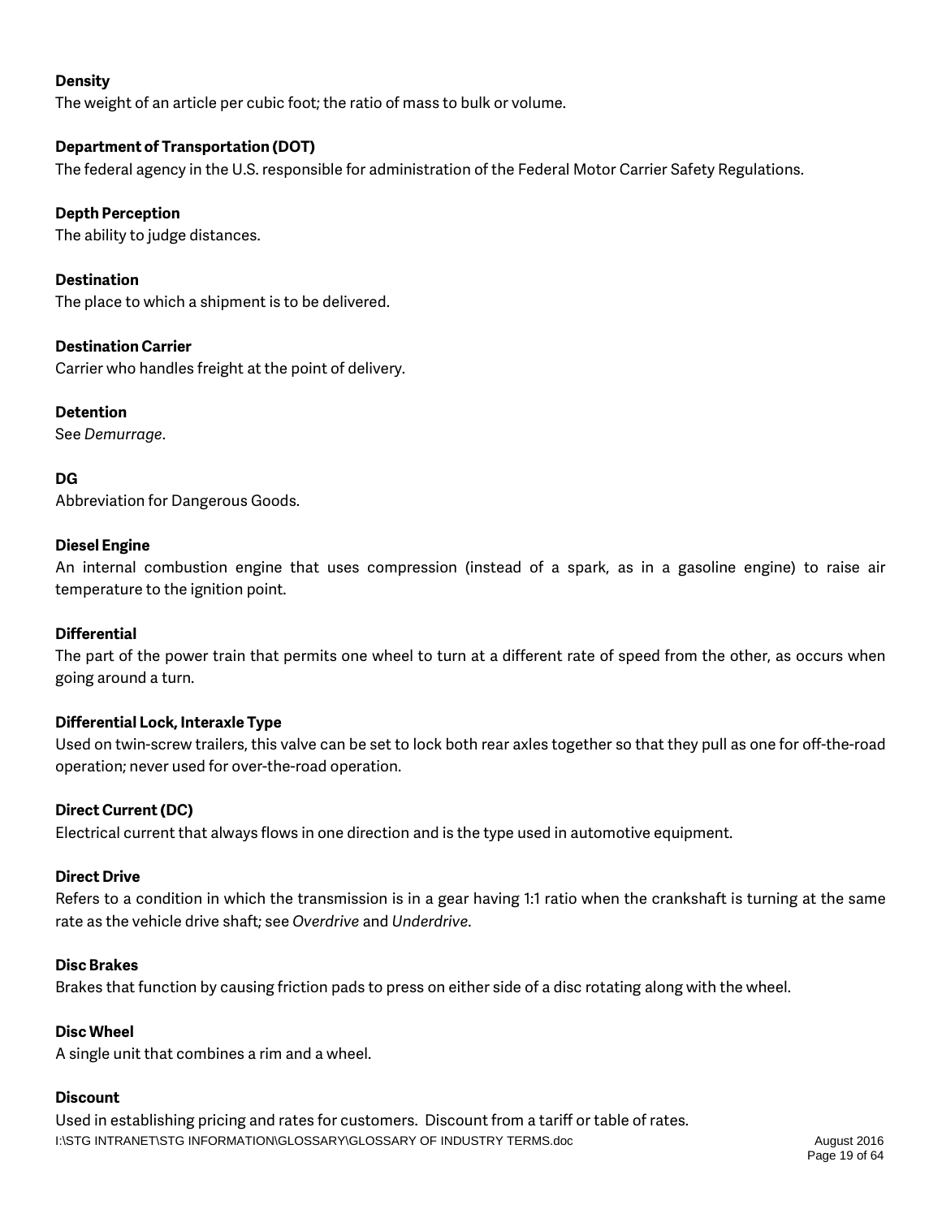**Density**
The weight of an article per cubic foot; the ratio of mass to bulk or volume.

**Department of Transportation (DOT)**
The federal agency in the U.S. responsible for administration of the Federal Motor Carrier Safety Regulations.

**Depth Perception**
The ability to judge distances.

**Destination**
The place to which a shipment is to be delivered.

**Destination Carrier**
Carrier who handles freight at the point of delivery.

**Detention**
See *Demurrage*.

**DG**
Abbreviation for Dangerous Goods.

**Diesel Engine**
An internal combustion engine that uses compression (instead of a spark, as in a gasoline engine) to raise air temperature to the ignition point.

**Differential**
The part of the power train that permits one wheel to turn at a different rate of speed from the other, as occurs when going around a turn.

**Differential Lock, Interaxle Type**
Used on twin-screw trailers, this valve can be set to lock both rear axles together so that they pull as one for off-the-road operation; never used for over-the-road operation.

**Direct Current (DC)**
Electrical current that always flows in one direction and is the type used in automotive equipment.

**Direct Drive**
Refers to a condition in which the transmission is in a gear having 1:1 ratio when the crankshaft is turning at the same rate as the vehicle drive shaft; see *Overdrive* and *Underdrive*.

**Disc Brakes**
Brakes that function by causing friction pads to press on either side of a disc rotating along with the wheel.

**Disc Wheel**
A single unit that combines a rim and a wheel.

**Discount**
Used in establishing pricing and rates for customers. Discount from a tariff or table of rates.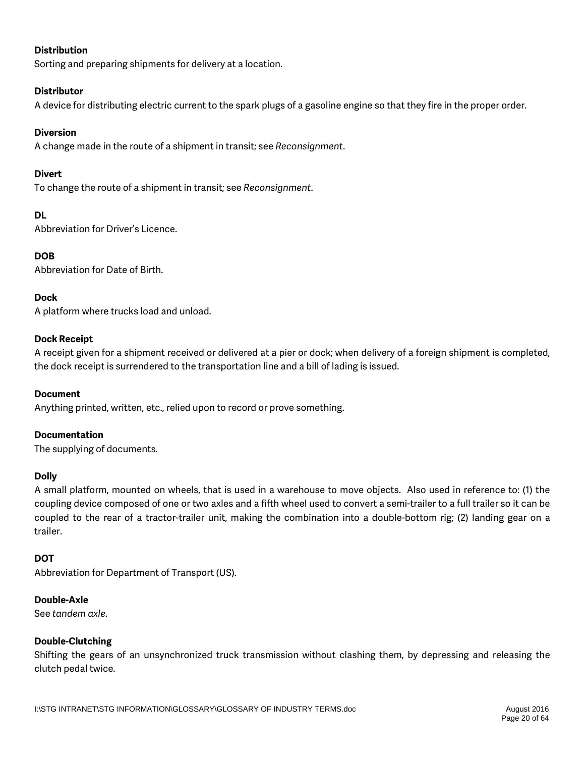**Distribution**
Sorting and preparing shipments for delivery at a location.

**Distributor**
A device for distributing electric current to the spark plugs of a gasoline engine so that they fire in the proper order.

**Diversion**
A change made in the route of a shipment in transit; see *Reconsignment*.

**Divert**
To change the route of a shipment in transit; see *Reconsignment*.

**DL**
Abbreviation for Driver's Licence.

**DOB**
Abbreviation for Date of Birth.

**Dock**
A platform where trucks load and unload.

**Dock Receipt**
A receipt given for a shipment received or delivered at a pier or dock; when delivery of a foreign shipment is completed, the dock receipt is surrendered to the transportation line and a bill of lading is issued.

**Document**
Anything printed, written, etc., relied upon to record or prove something.

**Documentation**
The supplying of documents.

**Dolly**
A small platform, mounted on wheels, that is used in a warehouse to move objects. Also used in reference to: (1) the coupling device composed of one or two axles and a fifth wheel used to convert a semi-trailer to a full trailer so it can be coupled to the rear of a tractor-trailer unit, making the combination into a double-bottom rig; (2) landing gear on a trailer.

**DOT**
Abbreviation for Department of Transport (US).

**Double-Axle**
See *tandem axle*.

**Double-Clutching**
Shifting the gears of an unsynchronized truck transmission without clashing them, by depressing and releasing the clutch pedal twice.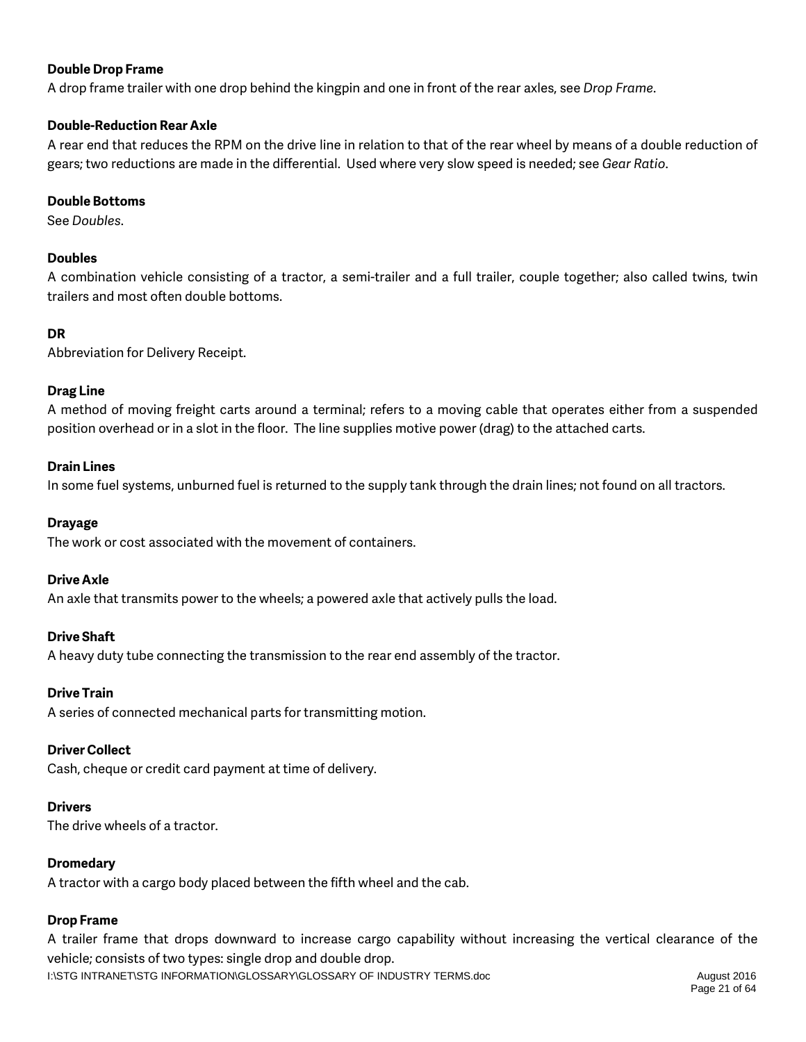**Double Drop Frame**

A drop frame trailer with one drop behind the kingpin and one in front of the rear axles, see *Drop Frame*.

**Double-Reduction Rear Axle**

A rear end that reduces the RPM on the drive line in relation to that of the rear wheel by means of a double reduction of gears; two reductions are made in the differential. Used where very slow speed is needed; see *Gear Ratio*.

**Double Bottoms**

See *Doubles*.

**Doubles**

A combination vehicle consisting of a tractor, a semi-trailer and a full trailer, couple together; also called twins, twin trailers and most often double bottoms.

**DR**

Abbreviation for Delivery Receipt.

**Drag Line**

A method of moving freight carts around a terminal; refers to a moving cable that operates either from a suspended position overhead or in a slot in the floor. The line supplies motive power (drag) to the attached carts.

**Drain Lines**

In some fuel systems, unburned fuel is returned to the supply tank through the drain lines; not found on all tractors.

**Drayage**

The work or cost associated with the movement of containers.

**Drive Axle**

An axle that transmits power to the wheels; a powered axle that actively pulls the load.

**Drive Shaft**

A heavy duty tube connecting the transmission to the rear end assembly of the tractor.

**Drive Train**

A series of connected mechanical parts for transmitting motion.

**Driver Collect**

Cash, cheque or credit card payment at time of delivery.

**Drivers**

The drive wheels of a tractor.

**Dromedary**

A tractor with a cargo body placed between the fifth wheel and the cab.

**Drop Frame**

A trailer frame that drops downward to increase cargo capability without increasing the vertical clearance of the vehicle; consists of two types: single drop and double drop.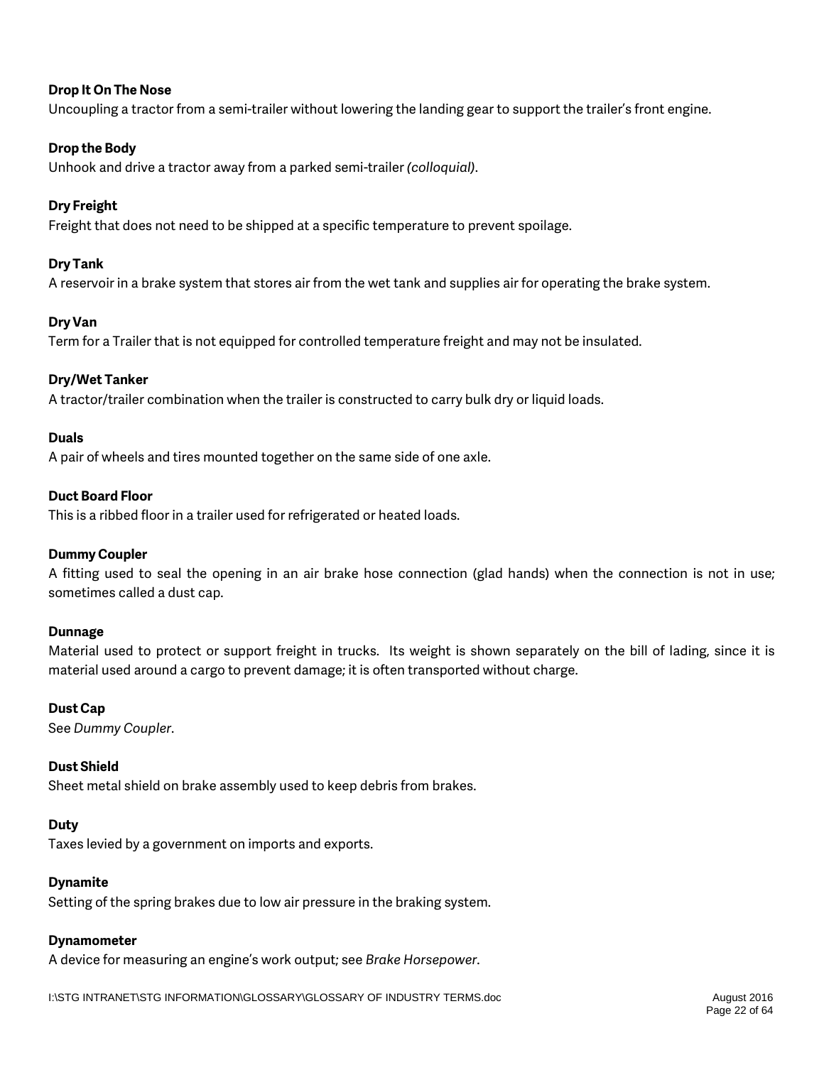**Drop It On The Nose**
Uncoupling a tractor from a semi-trailer without lowering the landing gear to support the trailer's front engine.

**Drop the Body**
Unhook and drive a tractor away from a parked semi-trailer *(colloquial)*.

**Dry Freight**
Freight that does not need to be shipped at a specific temperature to prevent spoilage.

**Dry Tank**
A reservoir in a brake system that stores air from the wet tank and supplies air for operating the brake system.

**Dry Van**
Term for a Trailer that is not equipped for controlled temperature freight and may not be insulated.

**Dry/Wet Tanker**
A tractor/trailer combination when the trailer is constructed to carry bulk dry or liquid loads.

**Duals**
A pair of wheels and tires mounted together on the same side of one axle.

**Duct Board Floor**
This is a ribbed floor in a trailer used for refrigerated or heated loads.

**Dummy Coupler**
A fitting used to seal the opening in an air brake hose connection (glad hands) when the connection is not in use; sometimes called a dust cap.

**Dunnage**
Material used to protect or support freight in trucks. Its weight is shown separately on the bill of lading, since it is material used around a cargo to prevent damage; it is often transported without charge.

**Dust Cap**
See *Dummy Coupler*.

**Dust Shield**
Sheet metal shield on brake assembly used to keep debris from brakes.

**Duty**
Taxes levied by a government on imports and exports.

**Dynamite**
Setting of the spring brakes due to low air pressure in the braking system.

**Dynamometer**
A device for measuring an engine's work output; see *Brake Horsepower*.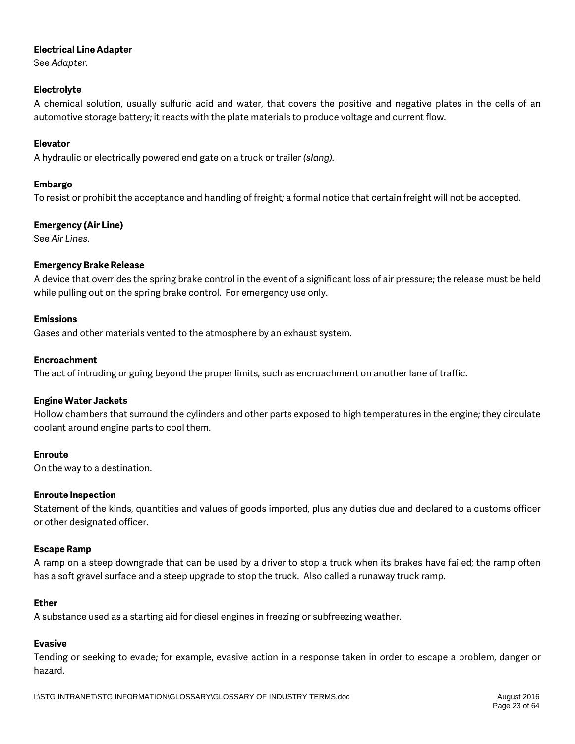**Electrical Line Adapter**
See *Adapter*.

**Electrolyte**
A chemical solution, usually sulfuric acid and water, that covers the positive and negative plates in the cells of an automotive storage battery; it reacts with the plate materials to produce voltage and current flow.

**Elevator**
A hydraulic or electrically powered end gate on a truck or trailer *(slang)*.

**Embargo**
To resist or prohibit the acceptance and handling of freight; a formal notice that certain freight will not be accepted.

**Emergency (Air Line)**
See *Air Lines*.

**Emergency Brake Release**
A device that overrides the spring brake control in the event of a significant loss of air pressure; the release must be held while pulling out on the spring brake control. For emergency use only.

**Emissions**
Gases and other materials vented to the atmosphere by an exhaust system.

**Encroachment**
The act of intruding or going beyond the proper limits, such as encroachment on another lane of traffic.

**Engine Water Jackets**
Hollow chambers that surround the cylinders and other parts exposed to high temperatures in the engine; they circulate coolant around engine parts to cool them.

**Enroute**
On the way to a destination.

**Enroute Inspection**
Statement of the kinds, quantities and values of goods imported, plus any duties due and declared to a customs officer or other designated officer.

**Escape Ramp**
A ramp on a steep downgrade that can be used by a driver to stop a truck when its brakes have failed; the ramp often has a soft gravel surface and a steep upgrade to stop the truck. Also called a runaway truck ramp.

**Ether**
A substance used as a starting aid for diesel engines in freezing or subfreezing weather.

**Evasive**
Tending or seeking to evade; for example, evasive action in a response taken in order to escape a problem, danger or hazard.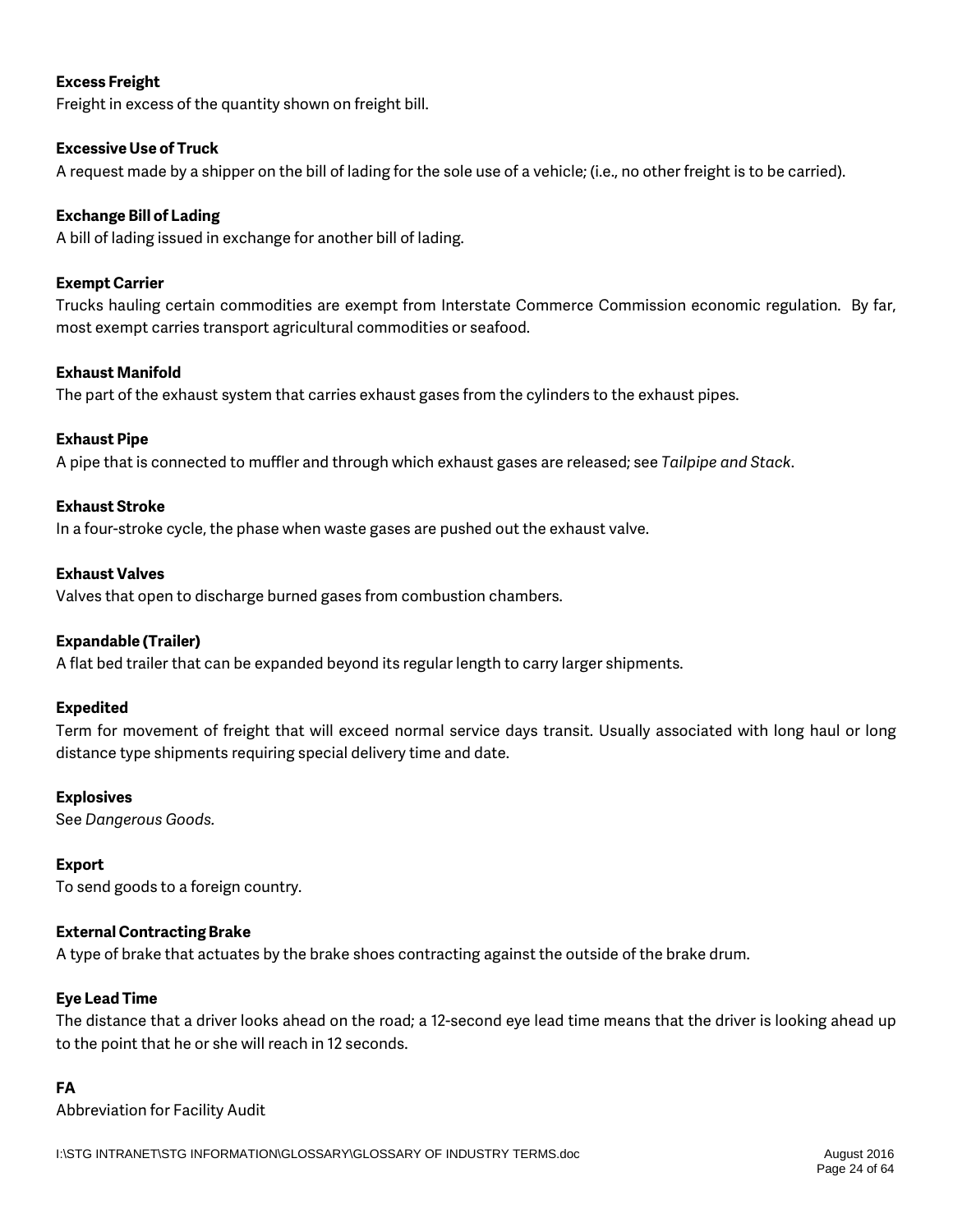**Excess Freight**

Freight in excess of the quantity shown on freight bill.

**Excessive Use of Truck**

A request made by a shipper on the bill of lading for the sole use of a vehicle; (i.e., no other freight is to be carried).

**Exchange Bill of Lading**

A bill of lading issued in exchange for another bill of lading.

**Exempt Carrier**

Trucks hauling certain commodities are exempt from Interstate Commerce Commission economic regulation. By far, most exempt carries transport agricultural commodities or seafood.

**Exhaust Manifold**

The part of the exhaust system that carries exhaust gases from the cylinders to the exhaust pipes.

**Exhaust Pipe**

A pipe that is connected to muffler and through which exhaust gases are released; see *Tailpipe and Stack*.

**Exhaust Stroke**

In a four-stroke cycle, the phase when waste gases are pushed out the exhaust valve.

**Exhaust Valves**

Valves that open to discharge burned gases from combustion chambers.

**Expandable (Trailer)**

A flat bed trailer that can be expanded beyond its regular length to carry larger shipments.

**Expedited**

Term for movement of freight that will exceed normal service days transit. Usually associated with long haul or long distance type shipments requiring special delivery time and date.

**Explosives**

See *Dangerous Goods.*

**Export**

To send goods to a foreign country.

**External Contracting Brake**

A type of brake that actuates by the brake shoes contracting against the outside of the brake drum.

**Eye Lead Time**

The distance that a driver looks ahead on the road; a 12-second eye lead time means that the driver is looking ahead up to the point that he or she will reach in 12 seconds.

**FA**

Abbreviation for Facility Audit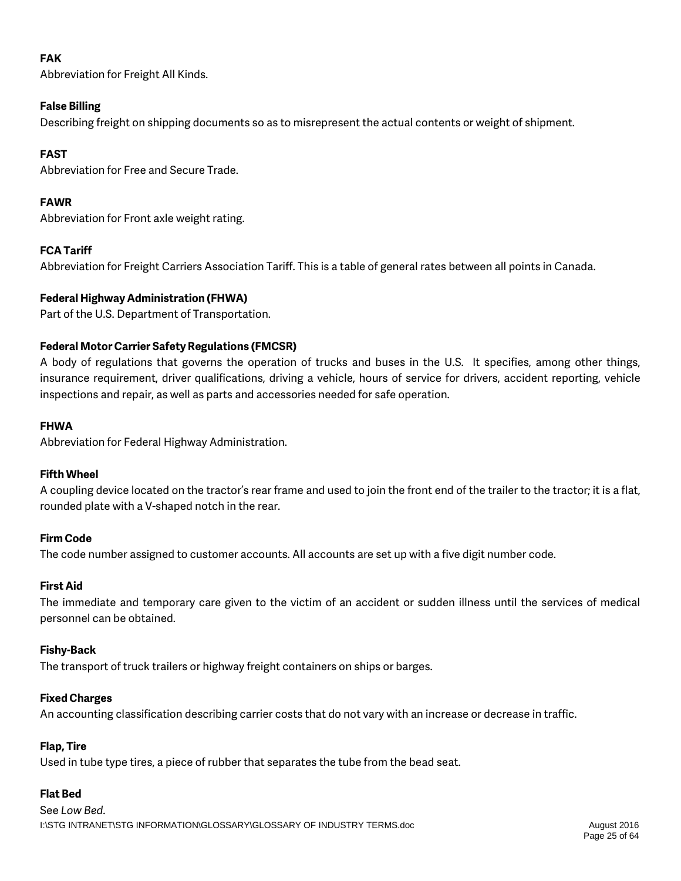**FAK**
Abbreviation for Freight All Kinds.

**False Billing**
Describing freight on shipping documents so as to misrepresent the actual contents or weight of shipment.

**FAST**
Abbreviation for Free and Secure Trade.

**FAWR**
Abbreviation for Front axle weight rating.

**FCA Tariff**
Abbreviation for Freight Carriers Association Tariff. This is a table of general rates between all points in Canada.

**Federal Highway Administration (FHWA)**
Part of the U.S. Department of Transportation.

**Federal Motor Carrier Safety Regulations (FMCSR)**
A body of regulations that governs the operation of trucks and buses in the U.S. It specifies, among other things, insurance requirement, driver qualifications, driving a vehicle, hours of service for drivers, accident reporting, vehicle inspections and repair, as well as parts and accessories needed for safe operation.

**FHWA**
Abbreviation for Federal Highway Administration.

**Fifth Wheel**
A coupling device located on the tractor's rear frame and used to join the front end of the trailer to the tractor; it is a flat, rounded plate with a V-shaped notch in the rear.

**Firm Code**
The code number assigned to customer accounts. All accounts are set up with a five digit number code.

**First Aid**
The immediate and temporary care given to the victim of an accident or sudden illness until the services of medical personnel can be obtained.

**Fishy-Back**
The transport of truck trailers or highway freight containers on ships or barges.

**Fixed Charges**
An accounting classification describing carrier costs that do not vary with an increase or decrease in traffic.

**Flap, Tire**
Used in tube type tires, a piece of rubber that separates the tube from the bead seat.

**Flat Bed**
See *Low Bed*.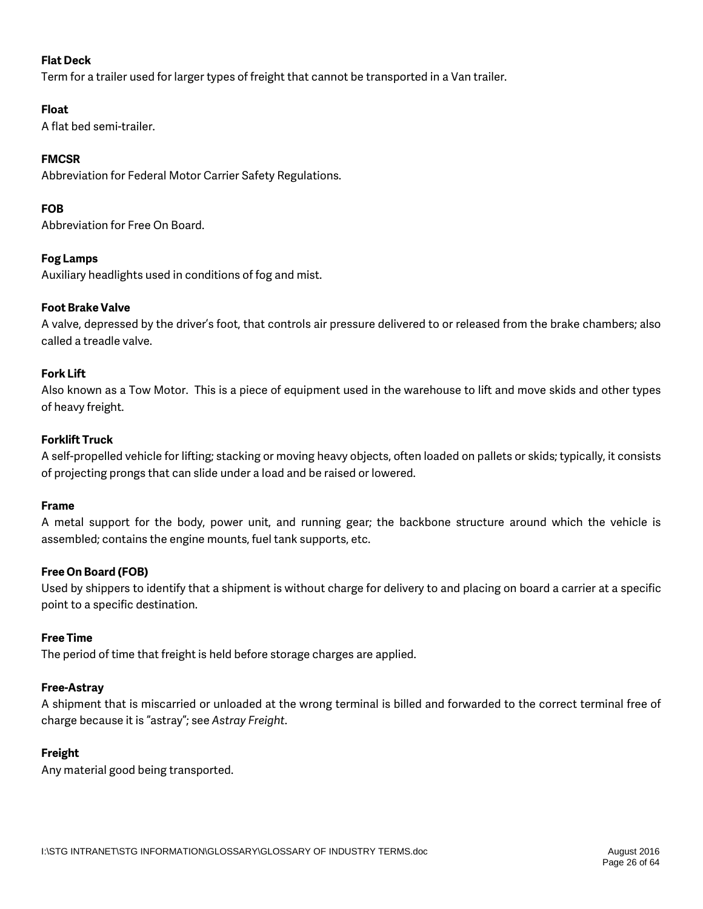**Flat Deck**
Term for a trailer used for larger types of freight that cannot be transported in a Van trailer.

**Float**
A flat bed semi-trailer.

**FMCSR**
Abbreviation for Federal Motor Carrier Safety Regulations.

**FOB**
Abbreviation for Free On Board.

**Fog Lamps**
Auxiliary headlights used in conditions of fog and mist.

**Foot Brake Valve**
A valve, depressed by the driver's foot, that controls air pressure delivered to or released from the brake chambers; also called a treadle valve.

**Fork Lift**
Also known as a Tow Motor. This is a piece of equipment used in the warehouse to lift and move skids and other types of heavy freight.

**Forklift Truck**
A self-propelled vehicle for lifting; stacking or moving heavy objects, often loaded on pallets or skids; typically, it consists of projecting prongs that can slide under a load and be raised or lowered.

**Frame**
A metal support for the body, power unit, and running gear; the backbone structure around which the vehicle is assembled; contains the engine mounts, fuel tank supports, etc.

**Free On Board (FOB)**
Used by shippers to identify that a shipment is without charge for delivery to and placing on board a carrier at a specific point to a specific destination.

**Free Time**
The period of time that freight is held before storage charges are applied.

**Free-Astray**
A shipment that is miscarried or unloaded at the wrong terminal is billed and forwarded to the correct terminal free of charge because it is "astray"; see *Astray Freight*.

**Freight**
Any material good being transported.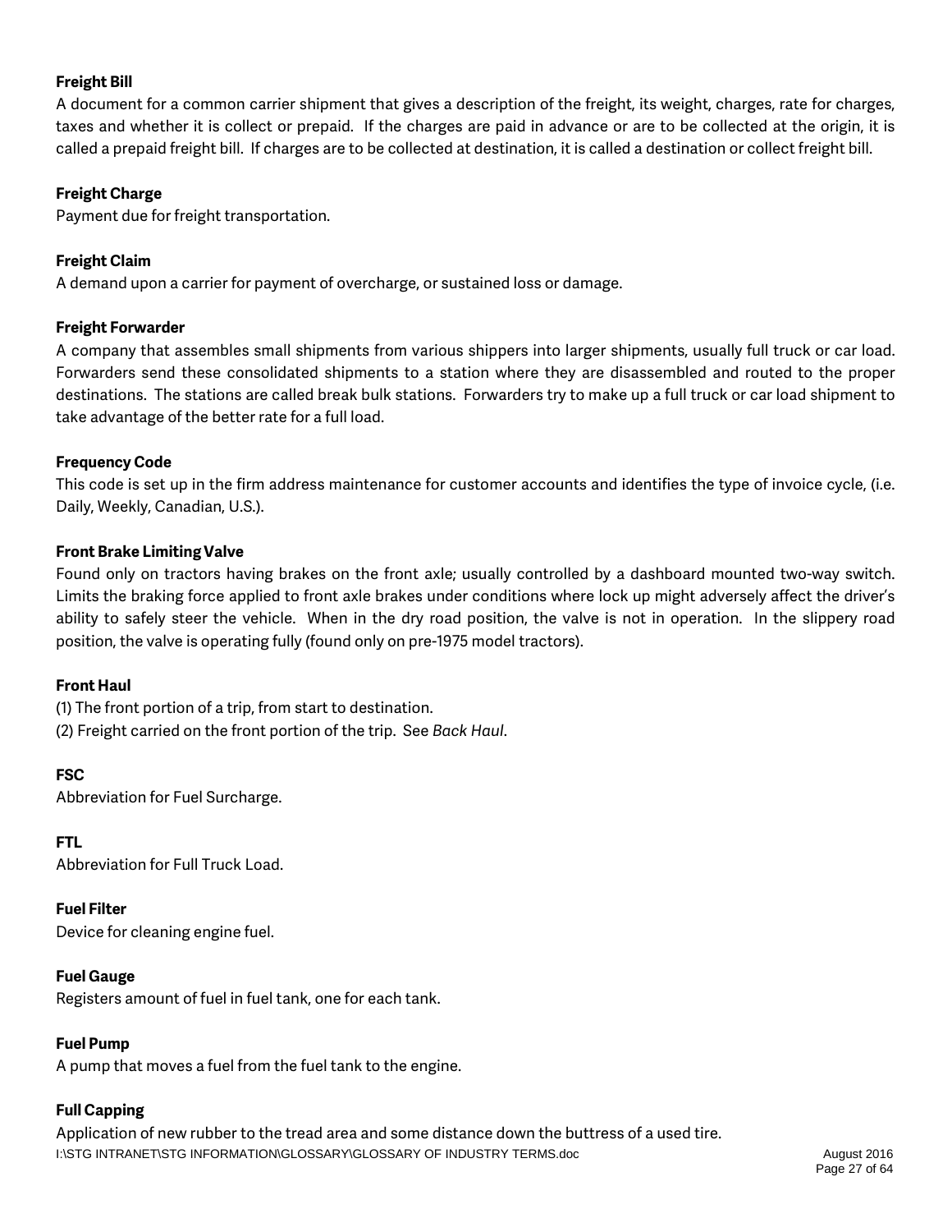**Freight Bill**

A document for a common carrier shipment that gives a description of the freight, its weight, charges, rate for charges, taxes and whether it is collect or prepaid. If the charges are paid in advance or are to be collected at the origin, it is called a prepaid freight bill. If charges are to be collected at destination, it is called a destination or collect freight bill.

**Freight Charge**

Payment due for freight transportation.

**Freight Claim**

A demand upon a carrier for payment of overcharge, or sustained loss or damage.

**Freight Forwarder**

A company that assembles small shipments from various shippers into larger shipments, usually full truck or car load. Forwarders send these consolidated shipments to a station where they are disassembled and routed to the proper destinations. The stations are called break bulk stations. Forwarders try to make up a full truck or car load shipment to take advantage of the better rate for a full load.

**Frequency Code**

This code is set up in the firm address maintenance for customer accounts and identifies the type of invoice cycle, (i.e. Daily, Weekly, Canadian, U.S.).

**Front Brake Limiting Valve**

Found only on tractors having brakes on the front axle; usually controlled by a dashboard mounted two-way switch. Limits the braking force applied to front axle brakes under conditions where lock up might adversely affect the driver's ability to safely steer the vehicle. When in the dry road position, the valve is not in operation. In the slippery road position, the valve is operating fully (found only on pre-1975 model tractors).

**Front Haul**

(1) The front portion of a trip, from start to destination.
(2) Freight carried on the front portion of the trip. See *Back Haul*.

**FSC**

Abbreviation for Fuel Surcharge.

**FTL**

Abbreviation for Full Truck Load.

**Fuel Filter**

Device for cleaning engine fuel.

**Fuel Gauge**

Registers amount of fuel in fuel tank, one for each tank.

**Fuel Pump**

A pump that moves a fuel from the fuel tank to the engine.

**Full Capping**

Application of new rubber to the tread area and some distance down the buttress of a used tire.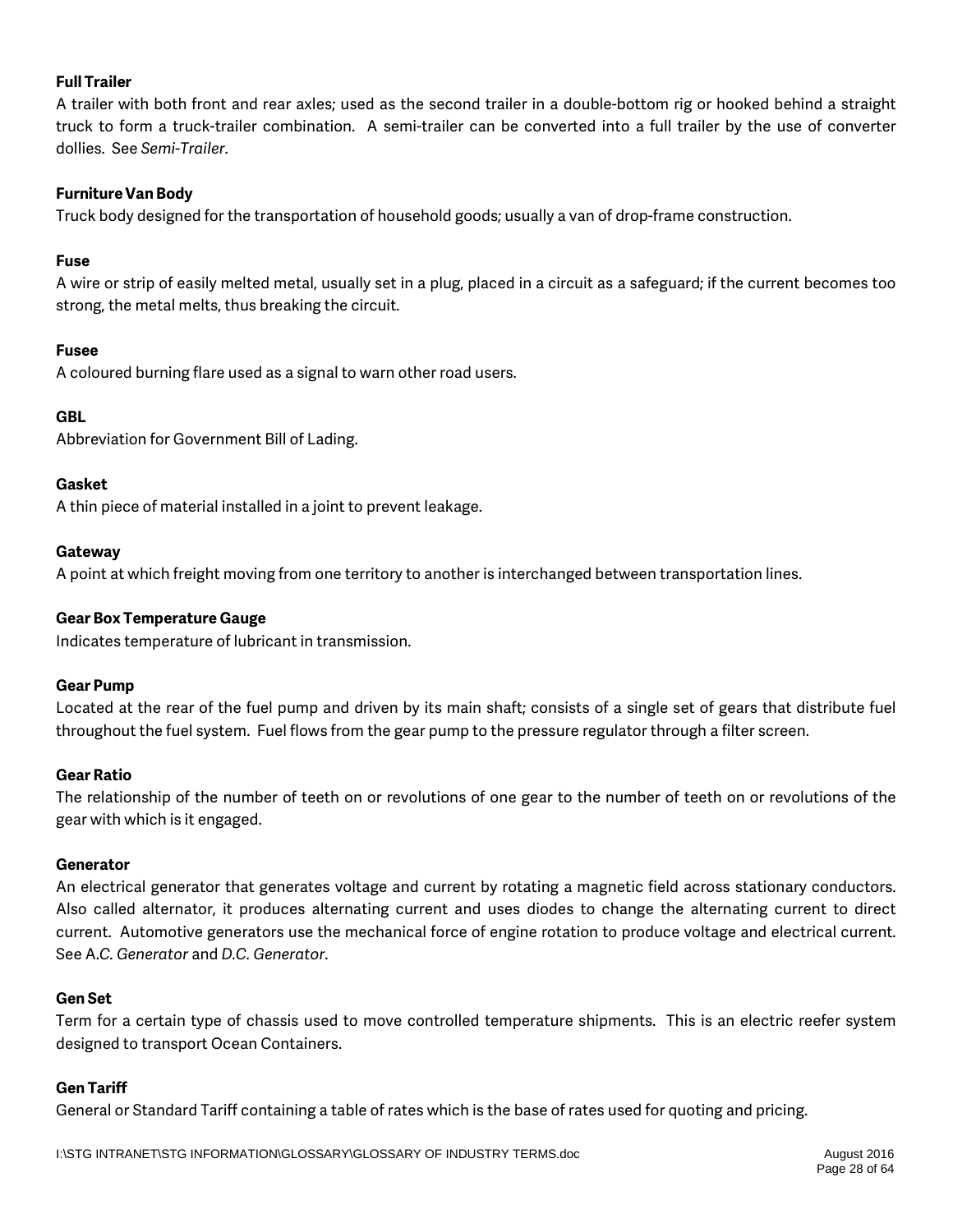**Full Trailer**

A trailer with both front and rear axles; used as the second trailer in a double-bottom rig or hooked behind a straight truck to form a truck-trailer combination. A semi-trailer can be converted into a full trailer by the use of converter dollies. See *Semi-Trailer*.

**Furniture Van Body**

Truck body designed for the transportation of household goods; usually a van of drop-frame construction.

**Fuse**

A wire or strip of easily melted metal, usually set in a plug, placed in a circuit as a safeguard; if the current becomes too strong, the metal melts, thus breaking the circuit.

**Fusee**

A coloured burning flare used as a signal to warn other road users.

**GBL**

Abbreviation for Government Bill of Lading.

**Gasket**

A thin piece of material installed in a joint to prevent leakage.

**Gateway**

A point at which freight moving from one territory to another is interchanged between transportation lines.

**Gear Box Temperature Gauge**

Indicates temperature of lubricant in transmission.

**Gear Pump**

Located at the rear of the fuel pump and driven by its main shaft; consists of a single set of gears that distribute fuel throughout the fuel system. Fuel flows from the gear pump to the pressure regulator through a filter screen.

**Gear Ratio**

The relationship of the number of teeth on or revolutions of one gear to the number of teeth on or revolutions of the gear with which is it engaged.

**Generator**

An electrical generator that generates voltage and current by rotating a magnetic field across stationary conductors. Also called alternator, it produces alternating current and uses diodes to change the alternating current to direct current. Automotive generators use the mechanical force of engine rotation to produce voltage and electrical current. See A.*C. Generator* and *D.C. Generator*.

**Gen Set**

Term for a certain type of chassis used to move controlled temperature shipments. This is an electric reefer system designed to transport Ocean Containers.

**Gen Tariff**

General or Standard Tariff containing a table of rates which is the base of rates used for quoting and pricing.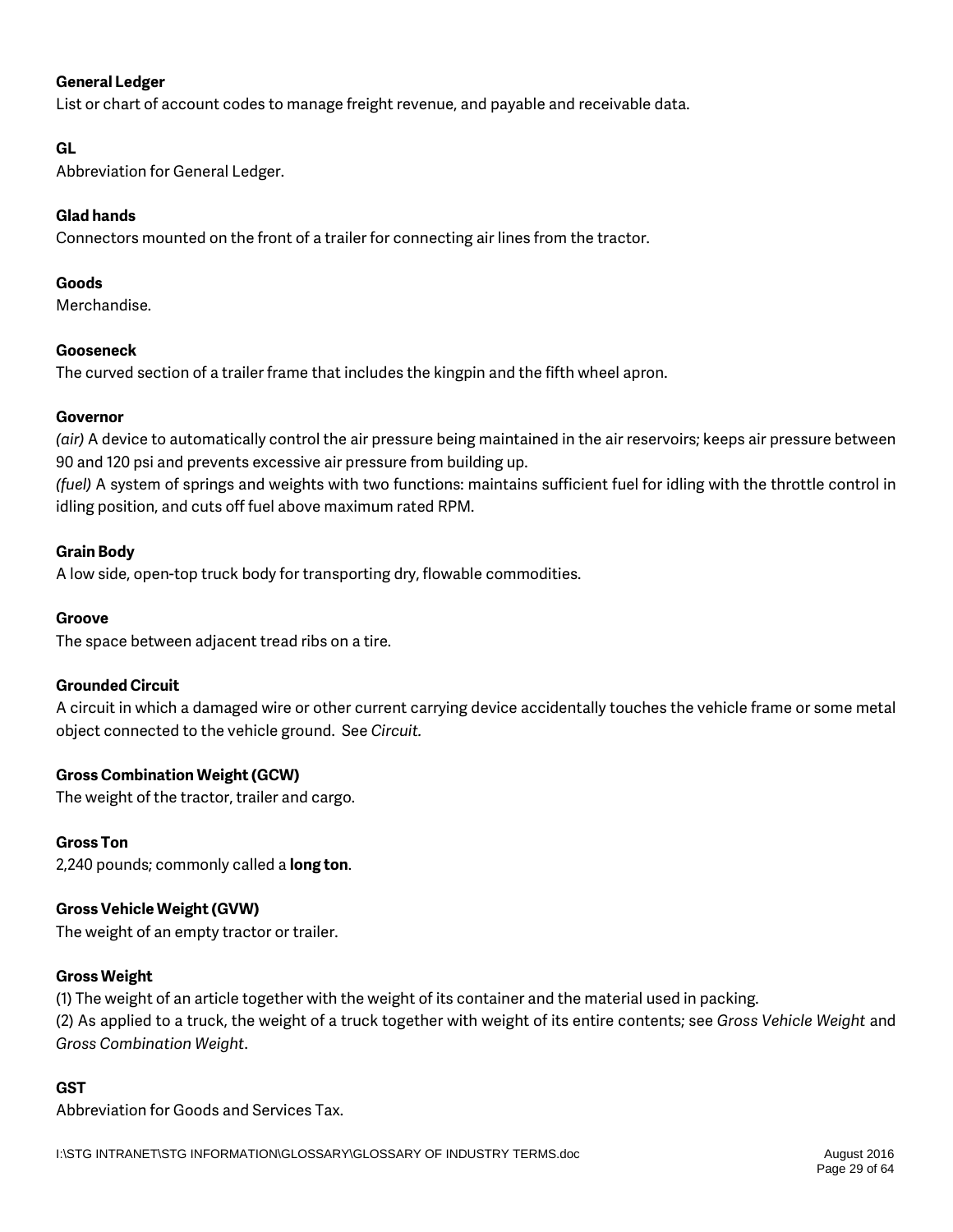**General Ledger**
List or chart of account codes to manage freight revenue, and payable and receivable data.

**GL**
Abbreviation for General Ledger.

**Glad hands**
Connectors mounted on the front of a trailer for connecting air lines from the tractor.

**Goods**
Merchandise.

**Gooseneck**
The curved section of a trailer frame that includes the kingpin and the fifth wheel apron.

**Governor**
*(air)* A device to automatically control the air pressure being maintained in the air reservoirs; keeps air pressure between 90 and 120 psi and prevents excessive air pressure from building up.
*(fuel)* A system of springs and weights with two functions: maintains sufficient fuel for idling with the throttle control in idling position, and cuts off fuel above maximum rated RPM.

**Grain Body**
A low side, open-top truck body for transporting dry, flowable commodities.

**Groove**
The space between adjacent tread ribs on a tire.

**Grounded Circuit**
A circuit in which a damaged wire or other current carrying device accidentally touches the vehicle frame or some metal object connected to the vehicle ground. See *Circuit.*

**Gross Combination Weight (GCW)**
The weight of the tractor, trailer and cargo.

**Gross Ton**
2,240 pounds; commonly called a **long ton**.

**Gross Vehicle Weight (GVW)**
The weight of an empty tractor or trailer.

**Gross Weight**
(1) The weight of an article together with the weight of its container and the material used in packing.
(2) As applied to a truck, the weight of a truck together with weight of its entire contents; see *Gross Vehicle Weight* and *Gross Combination Weight*.

**GST**
Abbreviation for Goods and Services Tax.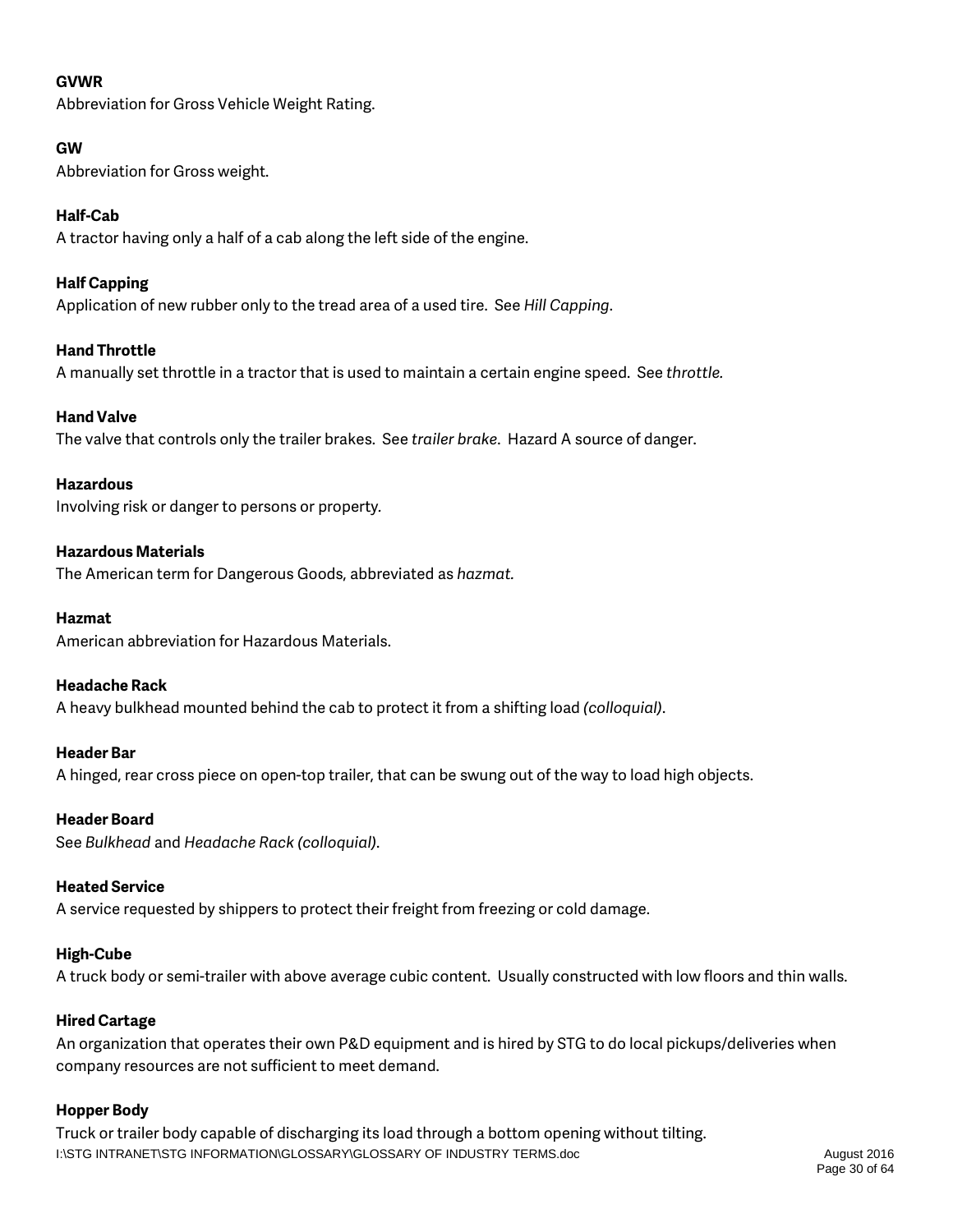**GVWR**
Abbreviation for Gross Vehicle Weight Rating.

**GW**
Abbreviation for Gross weight.

**Half-Cab**
A tractor having only a half of a cab along the left side of the engine.

**Half Capping**
Application of new rubber only to the tread area of a used tire. See *Hill Capping*.

**Hand Throttle**
A manually set throttle in a tractor that is used to maintain a certain engine speed. See *throttle.*

**Hand Valve**
The valve that controls only the trailer brakes. See *trailer brake*. Hazard A source of danger.

**Hazardous**
Involving risk or danger to persons or property.

**Hazardous Materials**
The American term for Dangerous Goods, abbreviated as *hazmat.*

**Hazmat**
American abbreviation for Hazardous Materials.

**Headache Rack**
A heavy bulkhead mounted behind the cab to protect it from a shifting load *(colloquial)*.

**Header Bar**
A hinged, rear cross piece on open-top trailer, that can be swung out of the way to load high objects.

**Header Board**
See *Bulkhead* and *Headache Rack (colloquial)*.

**Heated Service**
A service requested by shippers to protect their freight from freezing or cold damage.

**High-Cube**
A truck body or semi-trailer with above average cubic content. Usually constructed with low floors and thin walls.

**Hired Cartage**
An organization that operates their own P&D equipment and is hired by STG to do local pickups/deliveries when company resources are not sufficient to meet demand.

**Hopper Body**
Truck or trailer body capable of discharging its load through a bottom opening without tilting.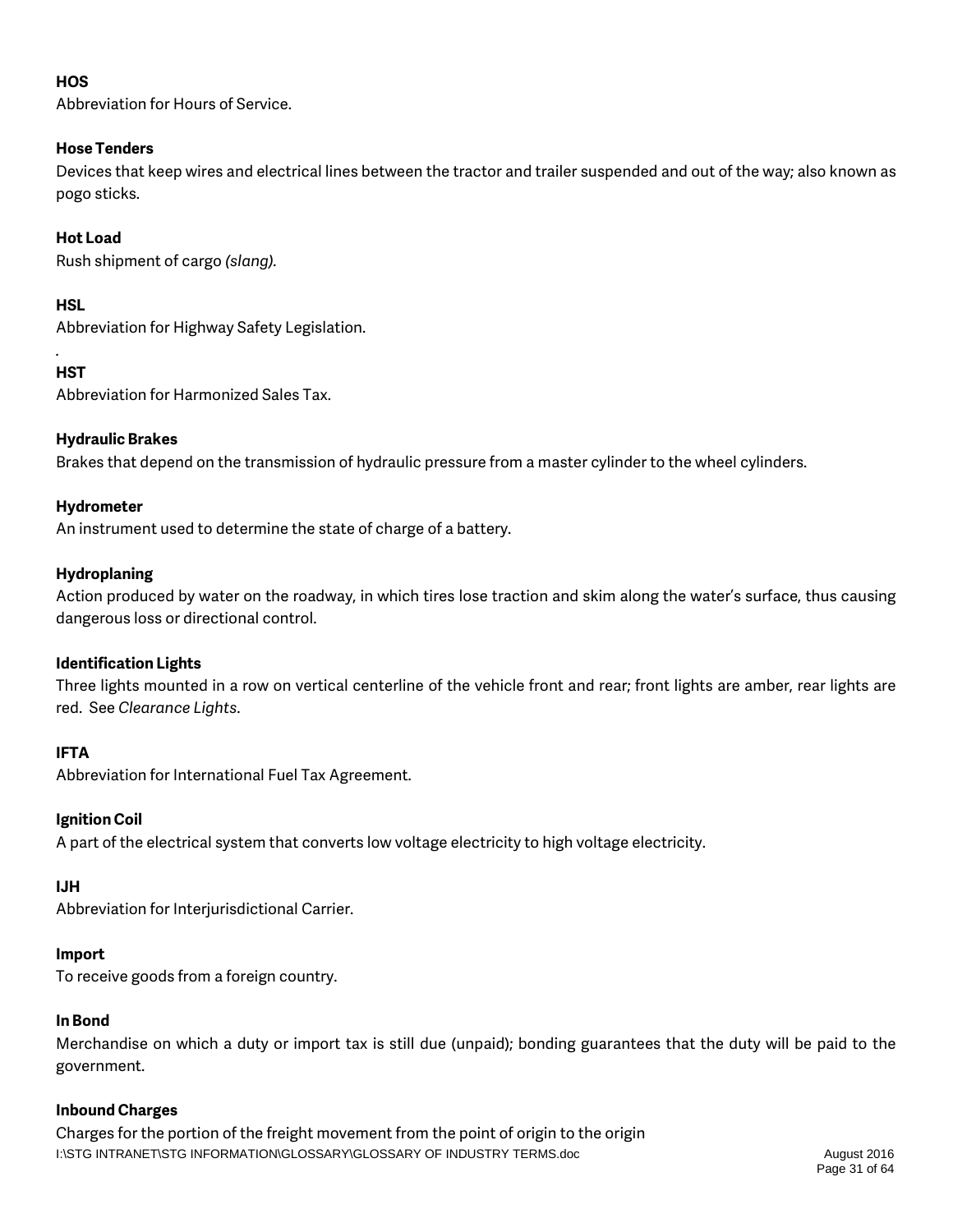**HOS**

Abbreviation for Hours of Service.

**Hose Tenders**

Devices that keep wires and electrical lines between the tractor and trailer suspended and out of the way; also known as pogo sticks.

**Hot Load**

Rush shipment of cargo *(slang)*.

**HSL**

Abbreviation for Highway Safety Legislation.

.

**HST**

Abbreviation for Harmonized Sales Tax.

**Hydraulic Brakes**

Brakes that depend on the transmission of hydraulic pressure from a master cylinder to the wheel cylinders.

**Hydrometer**

An instrument used to determine the state of charge of a battery.

**Hydroplaning**

Action produced by water on the roadway, in which tires lose traction and skim along the water's surface, thus causing dangerous loss or directional control.

**Identification Lights**

Three lights mounted in a row on vertical centerline of the vehicle front and rear; front lights are amber, rear lights are red. See *Clearance Lights*.

**IFTA**

Abbreviation for International Fuel Tax Agreement.

**Ignition Coil**

A part of the electrical system that converts low voltage electricity to high voltage electricity.

**IJH**

Abbreviation for Interjurisdictional Carrier.

**Import**

To receive goods from a foreign country.

**In Bond**

Merchandise on which a duty or import tax is still due (unpaid); bonding guarantees that the duty will be paid to the government.

**Inbound Charges**

Charges for the portion of the freight movement from the point of origin to the origin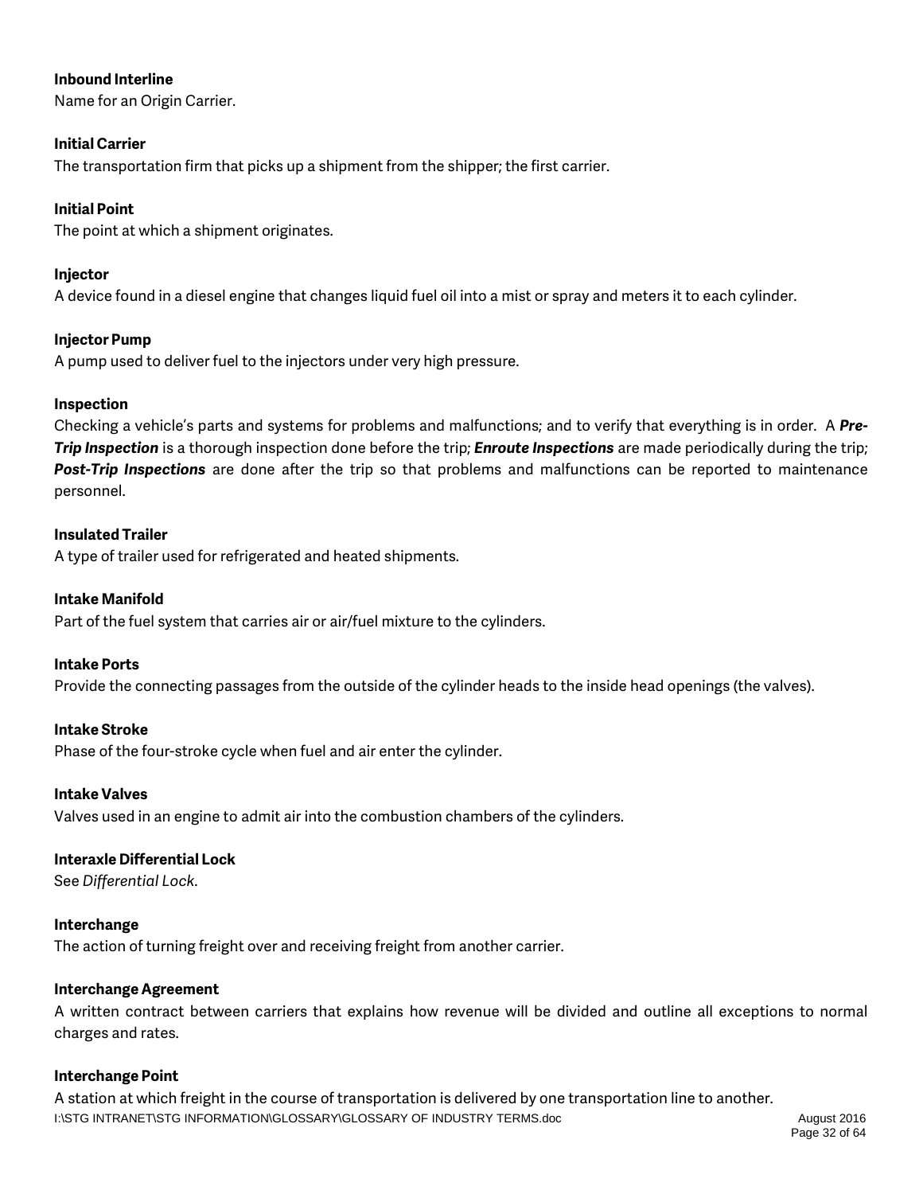**Inbound Interline**
Name for an Origin Carrier.

**Initial Carrier**
The transportation firm that picks up a shipment from the shipper; the first carrier.

**Initial Point**
The point at which a shipment originates.

**Injector**
A device found in a diesel engine that changes liquid fuel oil into a mist or spray and meters it to each cylinder.

**Injector Pump**
A pump used to deliver fuel to the injectors under very high pressure.

**Inspection**
Checking a vehicle's parts and systems for problems and malfunctions; and to verify that everything is in order. A ***Pre-Trip Inspection*** is a thorough inspection done before the trip; ***Enroute Inspections*** are made periodically during the trip; ***Post-Trip Inspections*** are done after the trip so that problems and malfunctions can be reported to maintenance personnel.

**Insulated Trailer**
A type of trailer used for refrigerated and heated shipments.

**Intake Manifold**
Part of the fuel system that carries air or air/fuel mixture to the cylinders.

**Intake Ports**
Provide the connecting passages from the outside of the cylinder heads to the inside head openings (the valves).

**Intake Stroke**
Phase of the four-stroke cycle when fuel and air enter the cylinder.

**Intake Valves**
Valves used in an engine to admit air into the combustion chambers of the cylinders.

**Interaxle Differential Lock**
See *Differential Lock*.

**Interchange**
The action of turning freight over and receiving freight from another carrier.

**Interchange Agreement**
A written contract between carriers that explains how revenue will be divided and outline all exceptions to normal charges and rates.

**Interchange Point**
A station at which freight in the course of transportation is delivered by one transportation line to another.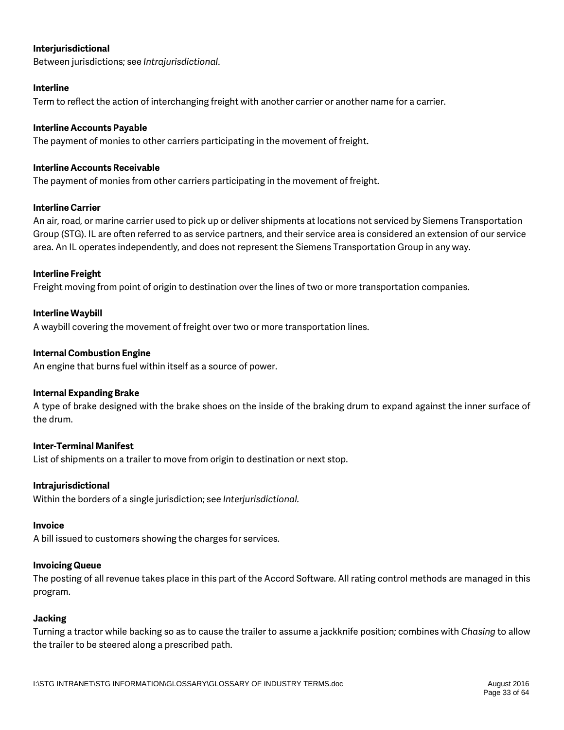**Interjurisdictional**

Between jurisdictions; see *Intrajurisdictional*.

**Interline**

Term to reflect the action of interchanging freight with another carrier or another name for a carrier.

**Interline Accounts Payable**

The payment of monies to other carriers participating in the movement of freight.

**Interline Accounts Receivable**

The payment of monies from other carriers participating in the movement of freight.

**Interline Carrier**

An air, road, or marine carrier used to pick up or deliver shipments at locations not serviced by Siemens Transportation Group (STG). IL are often referred to as service partners, and their service area is considered an extension of our service area. An IL operates independently, and does not represent the Siemens Transportation Group in any way.

**Interline Freight**

Freight moving from point of origin to destination over the lines of two or more transportation companies.

**Interline Waybill**

A waybill covering the movement of freight over two or more transportation lines.

**Internal Combustion Engine**

An engine that burns fuel within itself as a source of power.

**Internal Expanding Brake**

A type of brake designed with the brake shoes on the inside of the braking drum to expand against the inner surface of the drum.

**Inter-Terminal Manifest**

List of shipments on a trailer to move from origin to destination or next stop.

**Intrajurisdictional**

Within the borders of a single jurisdiction; see *Interjurisdictional.*

**Invoice**

A bill issued to customers showing the charges for services.

**Invoicing Queue**

The posting of all revenue takes place in this part of the Accord Software. All rating control methods are managed in this program.

**Jacking**

Turning a tractor while backing so as to cause the trailer to assume a jackknife position; combines with *Chasing* to allow the trailer to be steered along a prescribed path.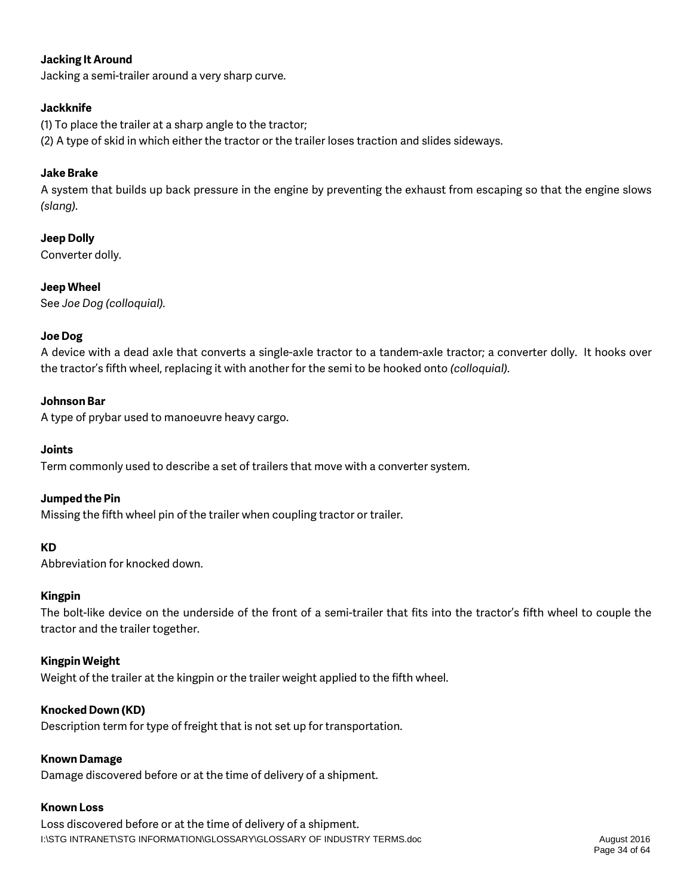**Jacking It Around**
Jacking a semi-trailer around a very sharp curve.

**Jackknife**
(1) To place the trailer at a sharp angle to the tractor;
(2) A type of skid in which either the tractor or the trailer loses traction and slides sideways.

**Jake Brake**
A system that builds up back pressure in the engine by preventing the exhaust from escaping so that the engine slows *(slang).*

**Jeep Dolly**
Converter dolly.

**Jeep Wheel**
See *Joe Dog (colloquial).*

**Joe Dog**
A device with a dead axle that converts a single-axle tractor to a tandem-axle tractor; a converter dolly. It hooks over the tractor's fifth wheel, replacing it with another for the semi to be hooked onto *(colloquial).*

**Johnson Bar**
A type of prybar used to manoeuvre heavy cargo.

**Joints**
Term commonly used to describe a set of trailers that move with a converter system.

**Jumped the Pin**
Missing the fifth wheel pin of the trailer when coupling tractor or trailer.

**KD**
Abbreviation for knocked down.

**Kingpin**
The bolt-like device on the underside of the front of a semi-trailer that fits into the tractor's fifth wheel to couple the tractor and the trailer together.

**Kingpin Weight**
Weight of the trailer at the kingpin or the trailer weight applied to the fifth wheel.

**Knocked Down (KD)**
Description term for type of freight that is not set up for transportation.

**Known Damage**
Damage discovered before or at the time of delivery of a shipment.

**Known Loss**
Loss discovered before or at the time of delivery of a shipment.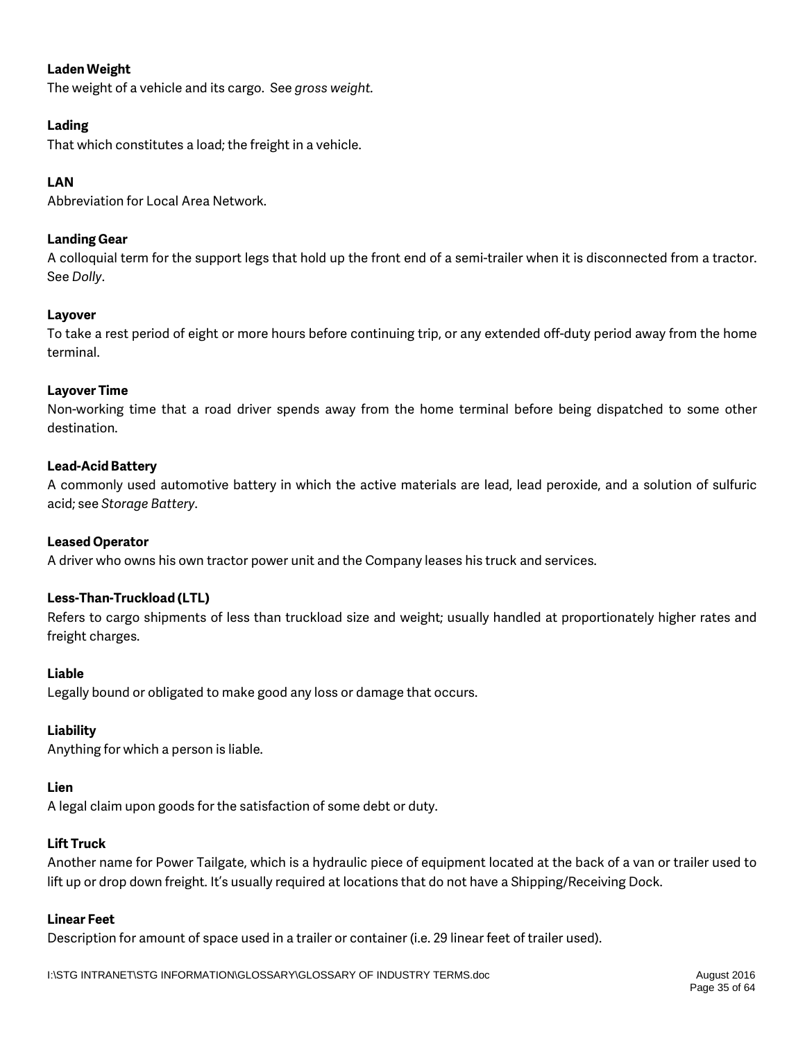**Laden Weight**
The weight of a vehicle and its cargo. See *gross weight*.

**Lading**
That which constitutes a load; the freight in a vehicle.

**LAN**
Abbreviation for Local Area Network.

**Landing Gear**
A colloquial term for the support legs that hold up the front end of a semi-trailer when it is disconnected from a tractor. See *Dolly*.

**Layover**
To take a rest period of eight or more hours before continuing trip, or any extended off-duty period away from the home terminal.

**Layover Time**
Non-working time that a road driver spends away from the home terminal before being dispatched to some other destination.

**Lead-Acid Battery**
A commonly used automotive battery in which the active materials are lead, lead peroxide, and a solution of sulfuric acid; see *Storage Battery*.

**Leased Operator**
A driver who owns his own tractor power unit and the Company leases his truck and services.

**Less-Than-Truckload (LTL)**
Refers to cargo shipments of less than truckload size and weight; usually handled at proportionately higher rates and freight charges.

**Liable**
Legally bound or obligated to make good any loss or damage that occurs.

**Liability**
Anything for which a person is liable.

**Lien**
A legal claim upon goods for the satisfaction of some debt or duty.

**Lift Truck**
Another name for Power Tailgate, which is a hydraulic piece of equipment located at the back of a van or trailer used to lift up or drop down freight. It's usually required at locations that do not have a Shipping/Receiving Dock.

**Linear Feet**
Description for amount of space used in a trailer or container (i.e. 29 linear feet of trailer used).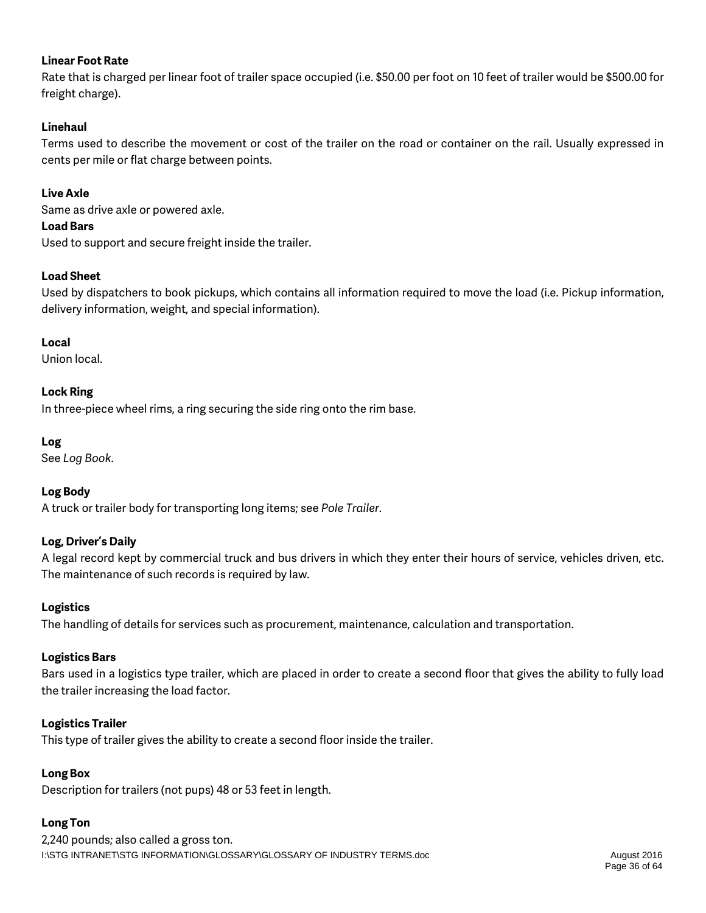**Linear Foot Rate**
Rate that is charged per linear foot of trailer space occupied (i.e. $50.00 per foot on 10 feet of trailer would be $500.00 for freight charge).

**Linehaul**
Terms used to describe the movement or cost of the trailer on the road or container on the rail. Usually expressed in cents per mile or flat charge between points.

**Live Axle**
Same as drive axle or powered axle.

**Load Bars**
Used to support and secure freight inside the trailer.

**Load Sheet**
Used by dispatchers to book pickups, which contains all information required to move the load (i.e. Pickup information, delivery information, weight, and special information).

**Local**
Union local.

**Lock Ring**
In three-piece wheel rims, a ring securing the side ring onto the rim base.

**Log**
See *Log Book*.

**Log Body**
A truck or trailer body for transporting long items; see *Pole Trailer*.

**Log, Driver's Daily**
A legal record kept by commercial truck and bus drivers in which they enter their hours of service, vehicles driven, etc. The maintenance of such records is required by law.

**Logistics**
The handling of details for services such as procurement, maintenance, calculation and transportation.

**Logistics Bars**
Bars used in a logistics type trailer, which are placed in order to create a second floor that gives the ability to fully load the trailer increasing the load factor.

**Logistics Trailer**
This type of trailer gives the ability to create a second floor inside the trailer.

**Long Box**
Description for trailers (not pups) 48 or 53 feet in length.

**Long Ton**
2,240 pounds; also called a gross ton.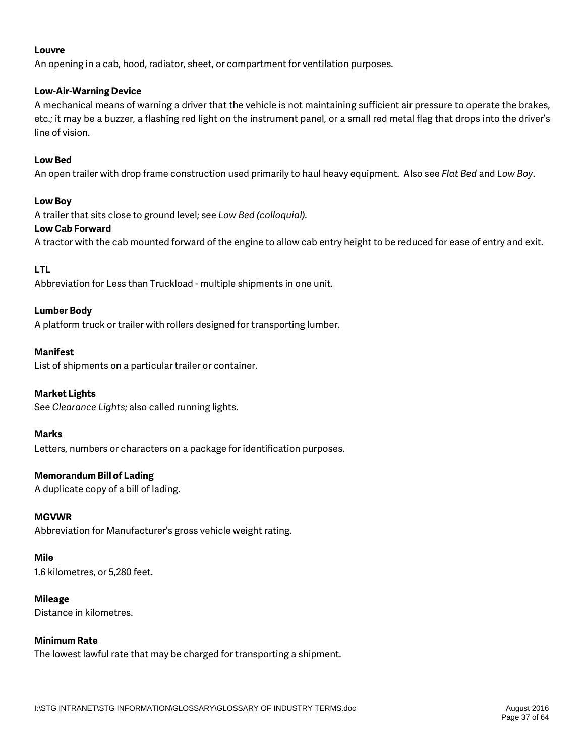**Louvre**

An opening in a cab, hood, radiator, sheet, or compartment for ventilation purposes.

**Low-Air-Warning Device**

A mechanical means of warning a driver that the vehicle is not maintaining sufficient air pressure to operate the brakes, etc.; it may be a buzzer, a flashing red light on the instrument panel, or a small red metal flag that drops into the driver's line of vision.

**Low Bed**

An open trailer with drop frame construction used primarily to haul heavy equipment. Also see *Flat Bed* and *Low Boy*.

**Low Boy**

A trailer that sits close to ground level; see *Low Bed (colloquial).*

**Low Cab Forward**

A tractor with the cab mounted forward of the engine to allow cab entry height to be reduced for ease of entry and exit.

**LTL**

Abbreviation for Less than Truckload - multiple shipments in one unit.

**Lumber Body**

A platform truck or trailer with rollers designed for transporting lumber.

**Manifest**

List of shipments on a particular trailer or container.

**Market Lights**

See *Clearance Lights*; also called running lights.

**Marks**

Letters, numbers or characters on a package for identification purposes.

**Memorandum Bill of Lading**

A duplicate copy of a bill of lading.

**MGVWR**

Abbreviation for Manufacturer's gross vehicle weight rating.

**Mile**

1.6 kilometres, or 5,280 feet.

**Mileage**

Distance in kilometres.

**Minimum Rate**

The lowest lawful rate that may be charged for transporting a shipment.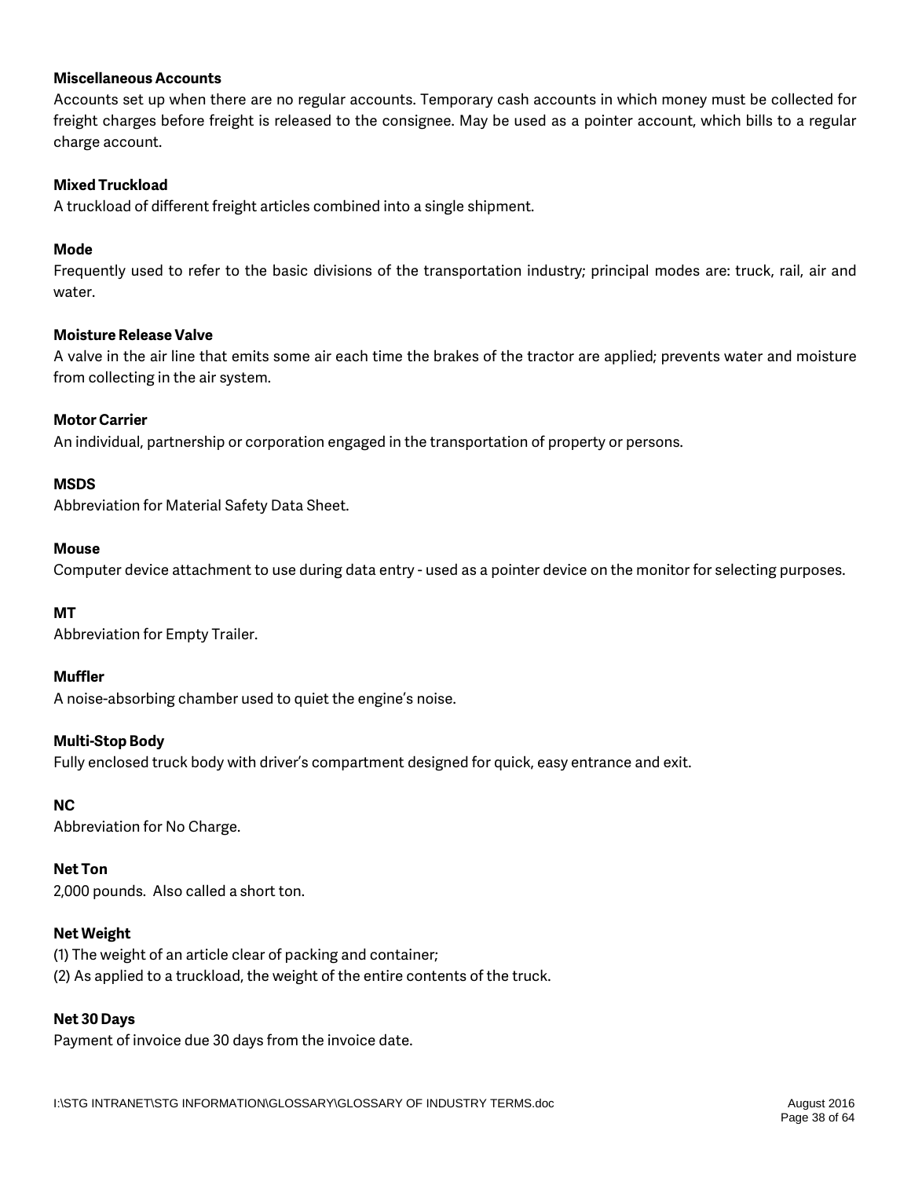**Miscellaneous Accounts**

Accounts set up when there are no regular accounts. Temporary cash accounts in which money must be collected for freight charges before freight is released to the consignee. May be used as a pointer account, which bills to a regular charge account.

**Mixed Truckload**

A truckload of different freight articles combined into a single shipment.

**Mode**

Frequently used to refer to the basic divisions of the transportation industry; principal modes are: truck, rail, air and water.

**Moisture Release Valve**

A valve in the air line that emits some air each time the brakes of the tractor are applied; prevents water and moisture from collecting in the air system.

**Motor Carrier**

An individual, partnership or corporation engaged in the transportation of property or persons.

**MSDS**

Abbreviation for Material Safety Data Sheet.

**Mouse**

Computer device attachment to use during data entry - used as a pointer device on the monitor for selecting purposes.

**MT**

Abbreviation for Empty Trailer.

**Muffler**

A noise-absorbing chamber used to quiet the engine's noise.

**Multi-Stop Body**

Fully enclosed truck body with driver's compartment designed for quick, easy entrance and exit.

**NC**

Abbreviation for No Charge.

**Net Ton**

2,000 pounds. Also called a short ton.

**Net Weight**

(1) The weight of an article clear of packing and container;
(2) As applied to a truckload, the weight of the entire contents of the truck.

**Net 30 Days**

Payment of invoice due 30 days from the invoice date.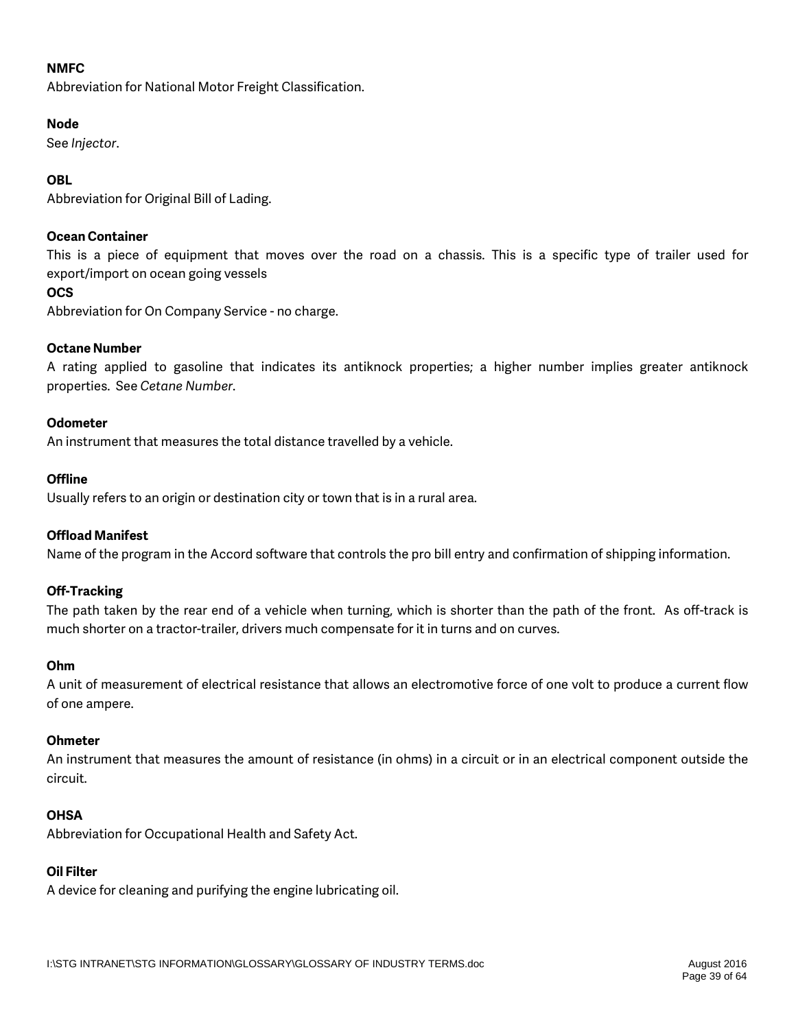**NMFC**
Abbreviation for National Motor Freight Classification.

**Node**
See *Injector*.

**OBL**
Abbreviation for Original Bill of Lading.

**Ocean Container**
This is a piece of equipment that moves over the road on a chassis. This is a specific type of trailer used for export/import on ocean going vessels

**OCS**
Abbreviation for On Company Service - no charge.

**Octane Number**
A rating applied to gasoline that indicates its antiknock properties; a higher number implies greater antiknock properties. See *Cetane Number*.

**Odometer**
An instrument that measures the total distance travelled by a vehicle.

**Offline**
Usually refers to an origin or destination city or town that is in a rural area.

**Offload Manifest**
Name of the program in the Accord software that controls the pro bill entry and confirmation of shipping information.

**Off-Tracking**
The path taken by the rear end of a vehicle when turning, which is shorter than the path of the front. As off-track is much shorter on a tractor-trailer, drivers much compensate for it in turns and on curves.

**Ohm**
A unit of measurement of electrical resistance that allows an electromotive force of one volt to produce a current flow of one ampere.

**Ohmeter**
An instrument that measures the amount of resistance (in ohms) in a circuit or in an electrical component outside the circuit.

**OHSA**
Abbreviation for Occupational Health and Safety Act.

**Oil Filter**
A device for cleaning and purifying the engine lubricating oil.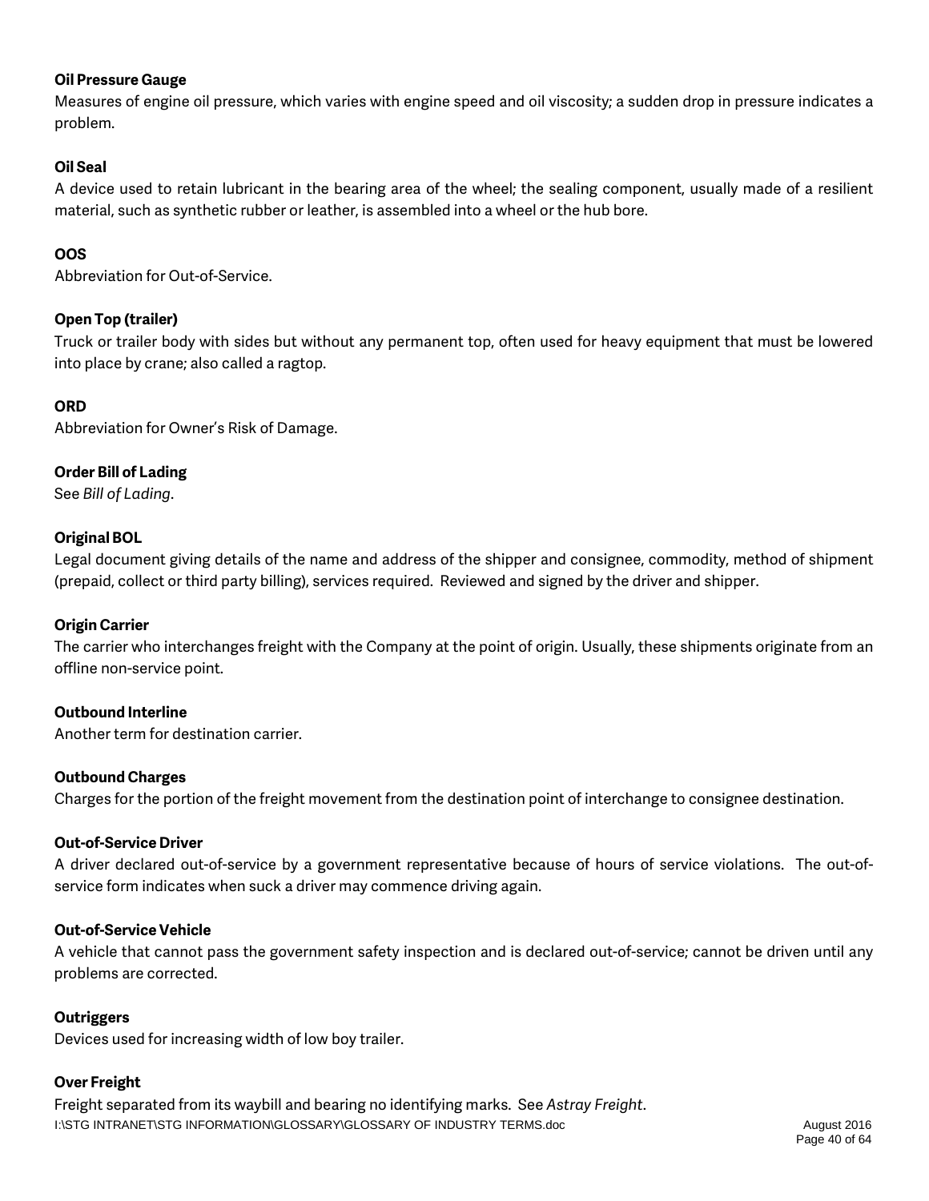**Oil Pressure Gauge**

Measures of engine oil pressure, which varies with engine speed and oil viscosity; a sudden drop in pressure indicates a problem.

**Oil Seal**

A device used to retain lubricant in the bearing area of the wheel; the sealing component, usually made of a resilient material, such as synthetic rubber or leather, is assembled into a wheel or the hub bore.

**OOS**

Abbreviation for Out-of-Service.

**Open Top (trailer)**

Truck or trailer body with sides but without any permanent top, often used for heavy equipment that must be lowered into place by crane; also called a ragtop.

**ORD**

Abbreviation for Owner's Risk of Damage.

**Order Bill of Lading**

See *Bill of Lading*.

**Original BOL**

Legal document giving details of the name and address of the shipper and consignee, commodity, method of shipment (prepaid, collect or third party billing), services required. Reviewed and signed by the driver and shipper.

**Origin Carrier**

The carrier who interchanges freight with the Company at the point of origin. Usually, these shipments originate from an offline non-service point.

**Outbound Interline**

Another term for destination carrier.

**Outbound Charges**

Charges for the portion of the freight movement from the destination point of interchange to consignee destination.

**Out-of-Service Driver**

A driver declared out-of-service by a government representative because of hours of service violations. The out-of-service form indicates when suck a driver may commence driving again.

**Out-of-Service Vehicle**

A vehicle that cannot pass the government safety inspection and is declared out-of-service; cannot be driven until any problems are corrected.

**Outriggers**

Devices used for increasing width of low boy trailer.

**Over Freight**

Freight separated from its waybill and bearing no identifying marks. See *Astray Freight*.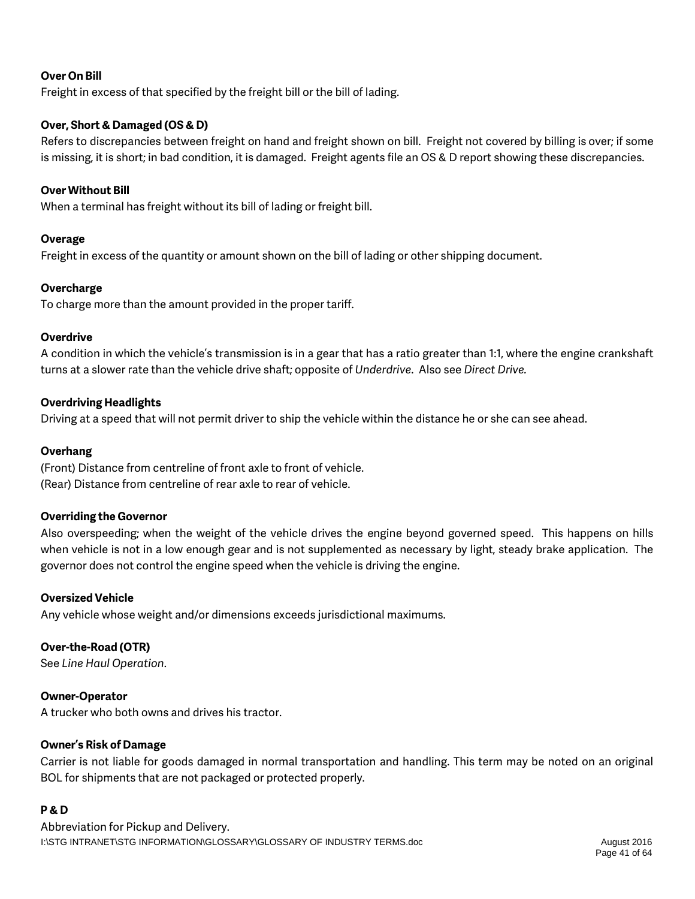**Over On Bill**
Freight in excess of that specified by the freight bill or the bill of lading.

**Over, Short & Damaged (OS & D)**
Refers to discrepancies between freight on hand and freight shown on bill. Freight not covered by billing is over; if some is missing, it is short; in bad condition, it is damaged. Freight agents file an OS & D report showing these discrepancies.

**Over Without Bill**
When a terminal has freight without its bill of lading or freight bill.

**Overage**
Freight in excess of the quantity or amount shown on the bill of lading or other shipping document.

**Overcharge**
To charge more than the amount provided in the proper tariff.

**Overdrive**
A condition in which the vehicle's transmission is in a gear that has a ratio greater than 1:1, where the engine crankshaft turns at a slower rate than the vehicle drive shaft; opposite of *Underdrive*. Also see *Direct Drive.*

**Overdriving Headlights**
Driving at a speed that will not permit driver to ship the vehicle within the distance he or she can see ahead.

**Overhang**
(Front) Distance from centreline of front axle to front of vehicle.
(Rear) Distance from centreline of rear axle to rear of vehicle.

**Overriding the Governor**
Also overspeeding; when the weight of the vehicle drives the engine beyond governed speed. This happens on hills when vehicle is not in a low enough gear and is not supplemented as necessary by light, steady brake application. The governor does not control the engine speed when the vehicle is driving the engine.

**Oversized Vehicle**
Any vehicle whose weight and/or dimensions exceeds jurisdictional maximums.

**Over-the-Road (OTR)**
See *Line Haul Operation*.

**Owner-Operator**
A trucker who both owns and drives his tractor.

**Owner's Risk of Damage**
Carrier is not liable for goods damaged in normal transportation and handling. This term may be noted on an original BOL for shipments that are not packaged or protected properly.

**P & D**
Abbreviation for Pickup and Delivery.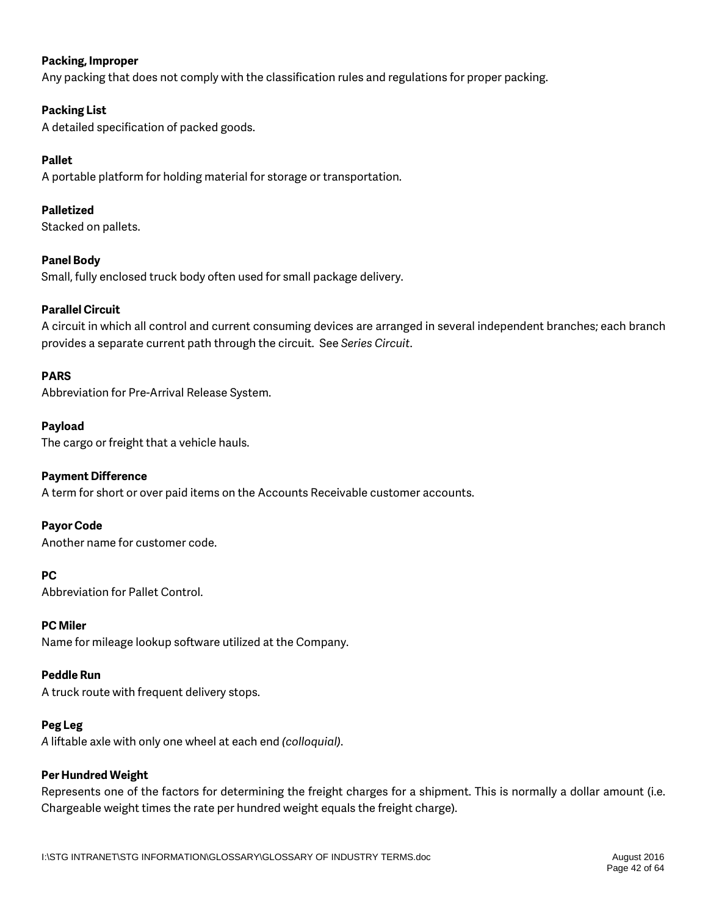**Packing, Improper**
Any packing that does not comply with the classification rules and regulations for proper packing.

**Packing List**
A detailed specification of packed goods.

**Pallet**
A portable platform for holding material for storage or transportation.

**Palletized**
Stacked on pallets.

**Panel Body**
Small, fully enclosed truck body often used for small package delivery.

**Parallel Circuit**
A circuit in which all control and current consuming devices are arranged in several independent branches; each branch provides a separate current path through the circuit. See *Series Circuit*.

**PARS**
Abbreviation for Pre-Arrival Release System.

**Payload**
The cargo or freight that a vehicle hauls.

**Payment Difference**
A term for short or over paid items on the Accounts Receivable customer accounts.

**Payor Code**
Another name for customer code.

**PC**
Abbreviation for Pallet Control.

**PC Miler**
Name for mileage lookup software utilized at the Company.

**Peddle Run**
A truck route with frequent delivery stops.

**Peg Leg**
*A* liftable axle with only one wheel at each end *(colloquial)*.

**Per Hundred Weight**
Represents one of the factors for determining the freight charges for a shipment. This is normally a dollar amount (i.e. Chargeable weight times the rate per hundred weight equals the freight charge).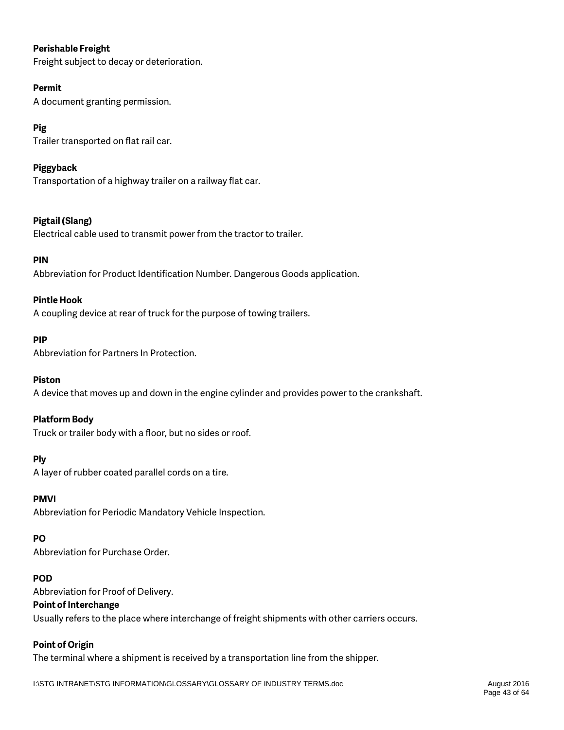**Perishable Freight**
Freight subject to decay or deterioration.

**Permit**
A document granting permission.

**Pig**
Trailer transported on flat rail car.

**Piggyback**
Transportation of a highway trailer on a railway flat car.

**Pigtail (Slang)**
Electrical cable used to transmit power from the tractor to trailer.

**PIN**
Abbreviation for Product Identification Number. Dangerous Goods application.

**Pintle Hook**
A coupling device at rear of truck for the purpose of towing trailers.

**PIP**
Abbreviation for Partners In Protection.

**Piston**
A device that moves up and down in the engine cylinder and provides power to the crankshaft.

**Platform Body**
Truck or trailer body with a floor, but no sides or roof.

**Ply**
A layer of rubber coated parallel cords on a tire.

**PMVI**
Abbreviation for Periodic Mandatory Vehicle Inspection.

**PO**
Abbreviation for Purchase Order.

**POD**
Abbreviation for Proof of Delivery.

**Point of Interchange**
Usually refers to the place where interchange of freight shipments with other carriers occurs.

**Point of Origin**
The terminal where a shipment is received by a transportation line from the shipper.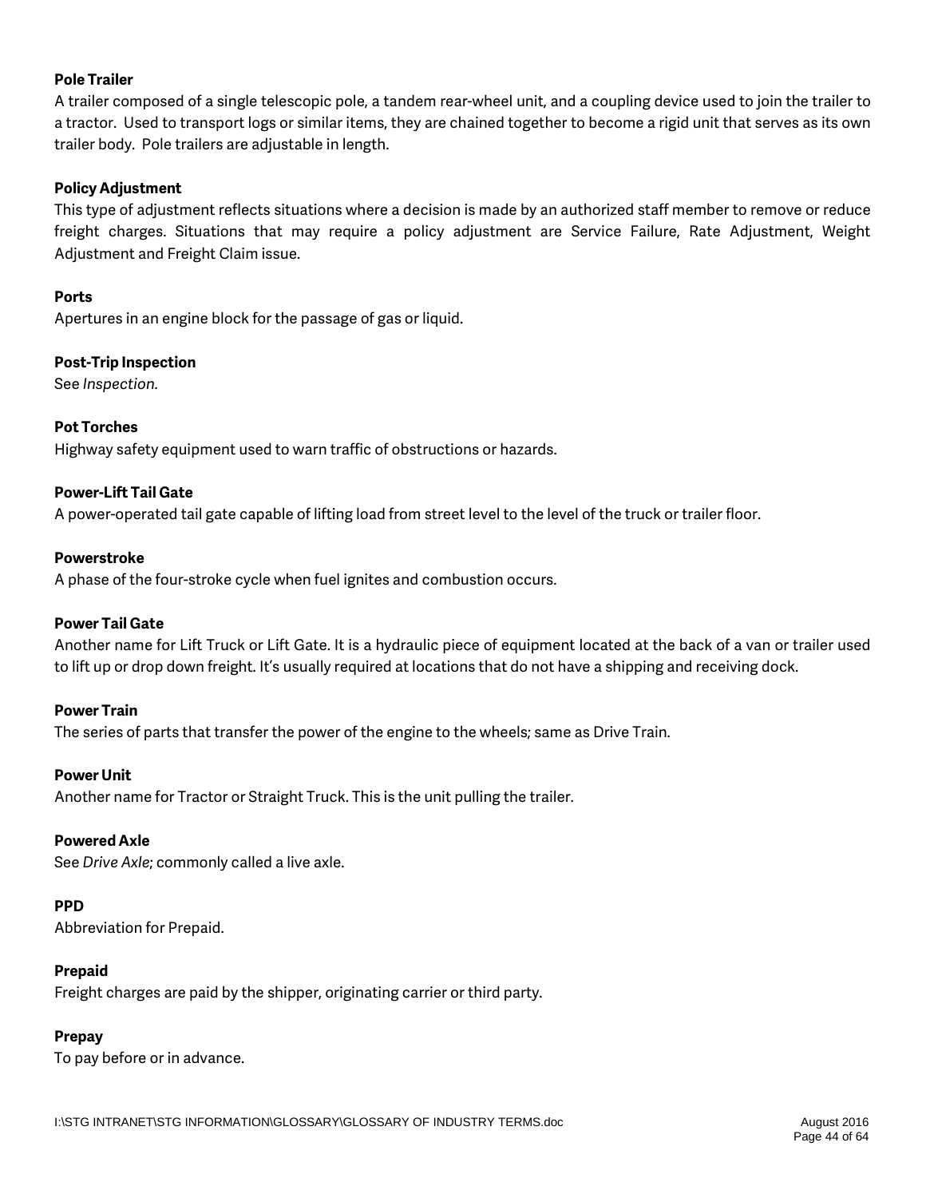**Pole Trailer**
A trailer composed of a single telescopic pole, a tandem rear-wheel unit, and a coupling device used to join the trailer to a tractor. Used to transport logs or similar items, they are chained together to become a rigid unit that serves as its own trailer body. Pole trailers are adjustable in length.

**Policy Adjustment**
This type of adjustment reflects situations where a decision is made by an authorized staff member to remove or reduce freight charges. Situations that may require a policy adjustment are Service Failure, Rate Adjustment, Weight Adjustment and Freight Claim issue.

**Ports**
Apertures in an engine block for the passage of gas or liquid.

**Post-Trip Inspection**
See *Inspection.*

**Pot Torches**
Highway safety equipment used to warn traffic of obstructions or hazards.

**Power-Lift Tail Gate**
A power-operated tail gate capable of lifting load from street level to the level of the truck or trailer floor.

**Powerstroke**
A phase of the four-stroke cycle when fuel ignites and combustion occurs.

**Power Tail Gate**
Another name for Lift Truck or Lift Gate. It is a hydraulic piece of equipment located at the back of a van or trailer used to lift up or drop down freight. It's usually required at locations that do not have a shipping and receiving dock.

**Power Train**
The series of parts that transfer the power of the engine to the wheels; same as Drive Train.

**Power Unit**
Another name for Tractor or Straight Truck. This is the unit pulling the trailer.

**Powered Axle**
See *Drive Axle*; commonly called a live axle.

**PPD**
Abbreviation for Prepaid.

**Prepaid**
Freight charges are paid by the shipper, originating carrier or third party.

**Prepay**
To pay before or in advance.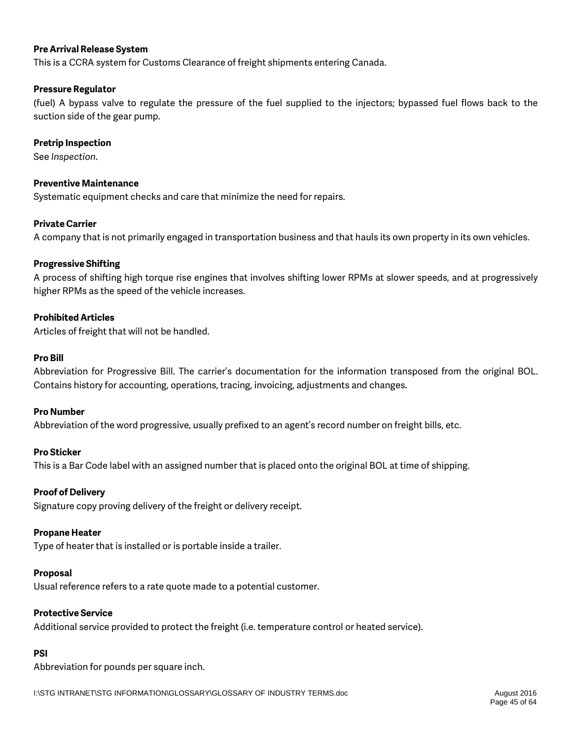**Pre Arrival Release System**

This is a CCRA system for Customs Clearance of freight shipments entering Canada.

**Pressure Regulator**

(fuel) A bypass valve to regulate the pressure of the fuel supplied to the injectors; bypassed fuel flows back to the suction side of the gear pump.

**Pretrip Inspection**

See *Inspection*.

**Preventive Maintenance**

Systematic equipment checks and care that minimize the need for repairs.

**Private Carrier**

A company that is not primarily engaged in transportation business and that hauls its own property in its own vehicles.

**Progressive Shifting**

A process of shifting high torque rise engines that involves shifting lower RPMs at slower speeds, and at progressively higher RPMs as the speed of the vehicle increases.

**Prohibited Articles**

Articles of freight that will not be handled.

**Pro Bill**

Abbreviation for Progressive Bill. The carrier's documentation for the information transposed from the original BOL. Contains history for accounting, operations, tracing, invoicing, adjustments and changes.

**Pro Number**

Abbreviation of the word progressive, usually prefixed to an agent's record number on freight bills, etc.

**Pro Sticker**

This is a Bar Code label with an assigned number that is placed onto the original BOL at time of shipping.

**Proof of Delivery**

Signature copy proving delivery of the freight or delivery receipt.

**Propane Heater**

Type of heater that is installed or is portable inside a trailer.

**Proposal**

Usual reference refers to a rate quote made to a potential customer.

**Protective Service**

Additional service provided to protect the freight (i.e. temperature control or heated service).

**PSI**

Abbreviation for pounds per square inch.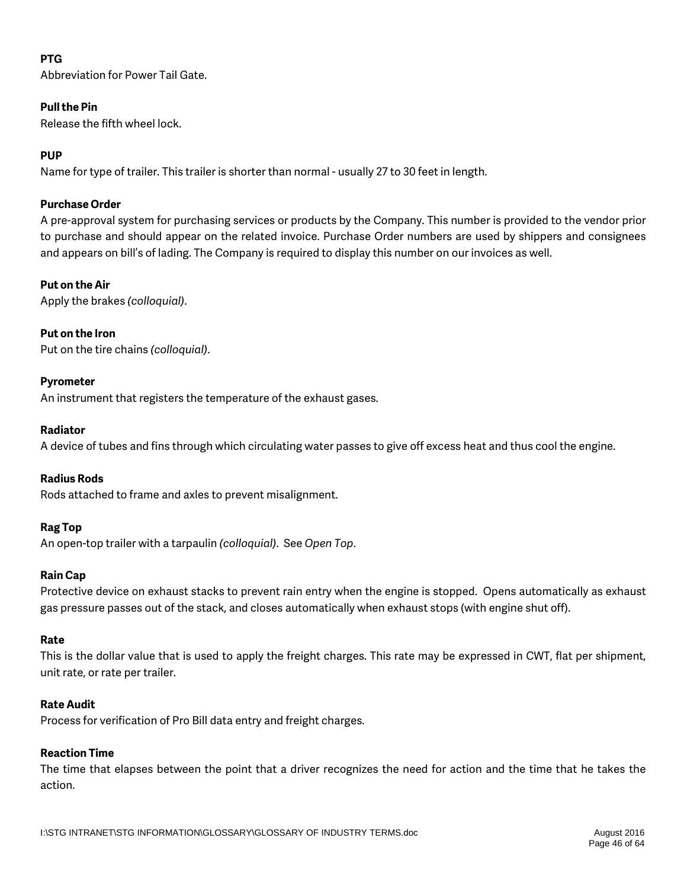**PTG**
Abbreviation for Power Tail Gate.

**Pull the Pin**
Release the fifth wheel lock.

**PUP**
Name for type of trailer. This trailer is shorter than normal - usually 27 to 30 feet in length.

**Purchase Order**
A pre-approval system for purchasing services or products by the Company. This number is provided to the vendor prior to purchase and should appear on the related invoice. Purchase Order numbers are used by shippers and consignees and appears on bill's of lading. The Company is required to display this number on our invoices as well.

**Put on the Air**
Apply the brakes *(colloquial)*.

**Put on the Iron**
Put on the tire chains *(colloquial)*.

**Pyrometer**
An instrument that registers the temperature of the exhaust gases.

**Radiator**
A device of tubes and fins through which circulating water passes to give off excess heat and thus cool the engine.

**Radius Rods**
Rods attached to frame and axles to prevent misalignment.

**Rag Top**
An open-top trailer with a tarpaulin *(colloquial)*. See *Open Top*.

**Rain Cap**
Protective device on exhaust stacks to prevent rain entry when the engine is stopped. Opens automatically as exhaust gas pressure passes out of the stack, and closes automatically when exhaust stops (with engine shut off).

**Rate**
This is the dollar value that is used to apply the freight charges. This rate may be expressed in CWT, flat per shipment, unit rate, or rate per trailer.

**Rate Audit**
Process for verification of Pro Bill data entry and freight charges.

**Reaction Time**
The time that elapses between the point that a driver recognizes the need for action and the time that he takes the action.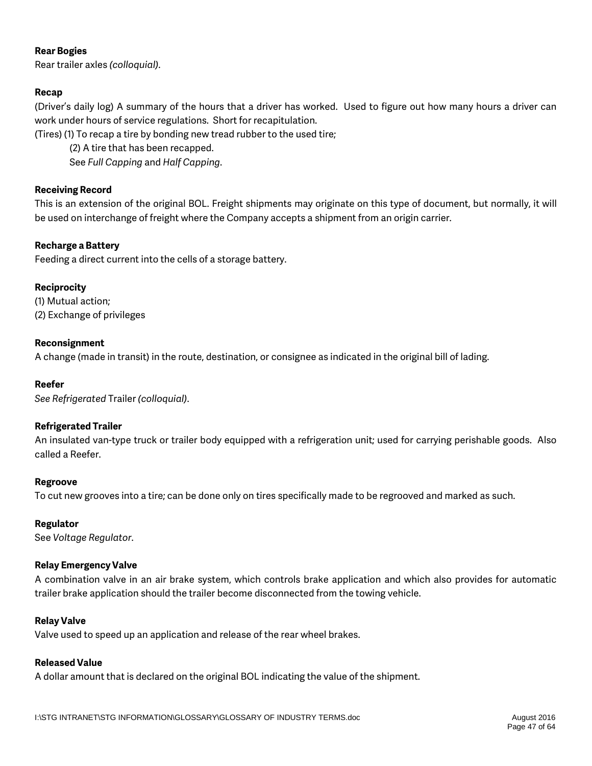**Rear Bogies**
Rear trailer axles *(colloquial)*.

**Recap**
(Driver's daily log) A summary of the hours that a driver has worked. Used to figure out how many hours a driver can work under hours of service regulations. Short for recapitulation.
(Tires) (1) To recap a tire by bonding new tread rubber to the used tire;
(2) A tire that has been recapped.
See *Full Capping* and *Half Capping*.

**Receiving Record**
This is an extension of the original BOL. Freight shipments may originate on this type of document, but normally, it will be used on interchange of freight where the Company accepts a shipment from an origin carrier.

**Recharge a Battery**
Feeding a direct current into the cells of a storage battery.

**Reciprocity**
(1) Mutual action;
(2) Exchange of privileges

**Reconsignment**
A change (made in transit) in the route, destination, or consignee as indicated in the original bill of lading.

**Reefer**
*See Refrigerated* Trailer *(colloquial)*.

**Refrigerated Trailer**
An insulated van-type truck or trailer body equipped with a refrigeration unit; used for carrying perishable goods. Also called a Reefer.

**Regroove**
To cut new grooves into a tire; can be done only on tires specifically made to be regrooved and marked as such.

**Regulator**
See *Voltage Regulator*.

**Relay Emergency Valve**
A combination valve in an air brake system, which controls brake application and which also provides for automatic trailer brake application should the trailer become disconnected from the towing vehicle.

**Relay Valve**
Valve used to speed up an application and release of the rear wheel brakes.

**Released Value**
A dollar amount that is declared on the original BOL indicating the value of the shipment.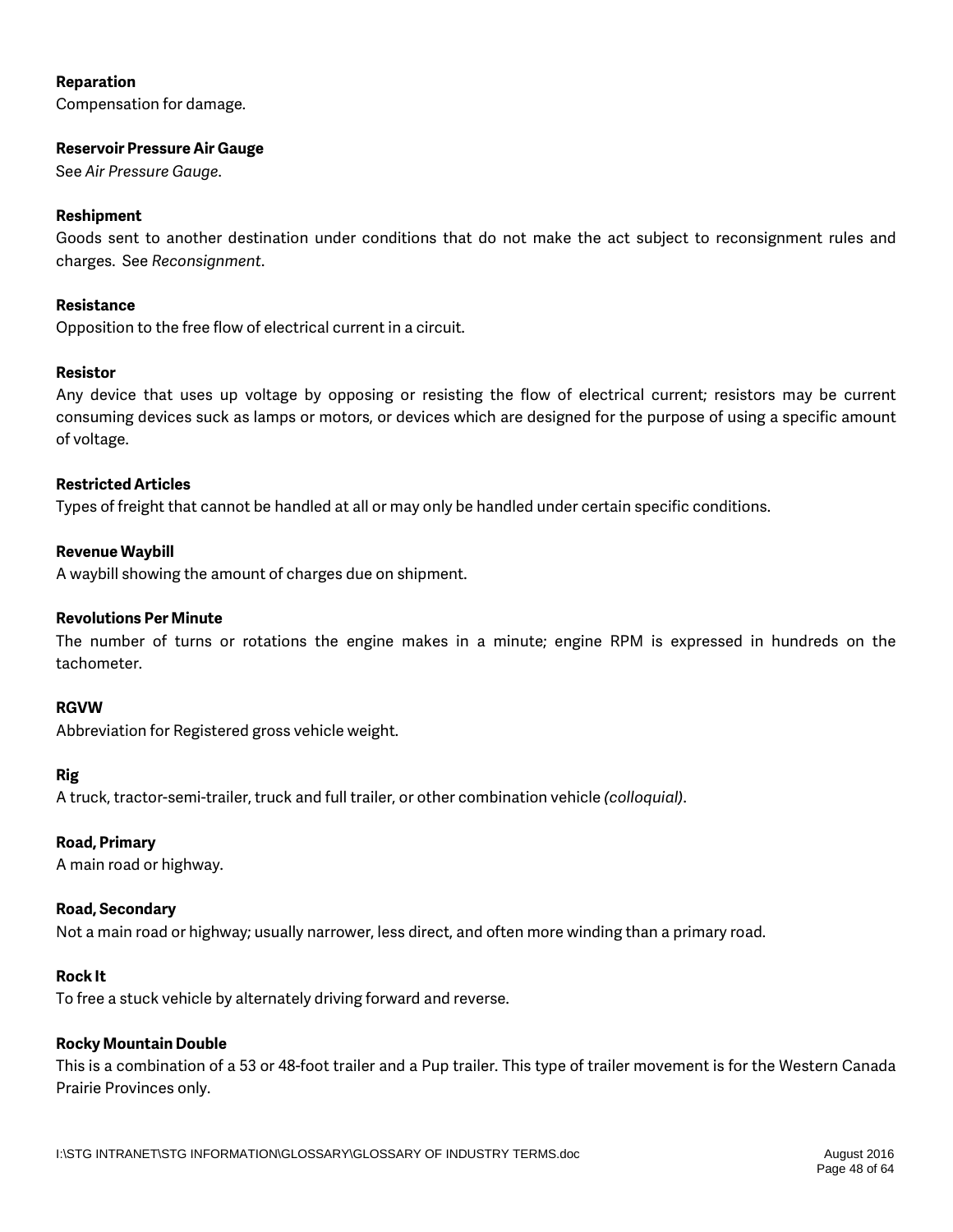**Reparation**
Compensation for damage.

**Reservoir Pressure Air Gauge**
See *Air Pressure Gauge*.

**Reshipment**
Goods sent to another destination under conditions that do not make the act subject to reconsignment rules and charges. See *Reconsignment*.

**Resistance**
Opposition to the free flow of electrical current in a circuit.

**Resistor**
Any device that uses up voltage by opposing or resisting the flow of electrical current; resistors may be current consuming devices suck as lamps or motors, or devices which are designed for the purpose of using a specific amount of voltage.

**Restricted Articles**
Types of freight that cannot be handled at all or may only be handled under certain specific conditions.

**Revenue Waybill**
A waybill showing the amount of charges due on shipment.

**Revolutions Per Minute**
The number of turns or rotations the engine makes in a minute; engine RPM is expressed in hundreds on the tachometer.

**RGVW**
Abbreviation for Registered gross vehicle weight.

**Rig**
A truck, tractor-semi-trailer, truck and full trailer, or other combination vehicle *(colloquial)*.

**Road, Primary**
A main road or highway.

**Road, Secondary**
Not a main road or highway; usually narrower, less direct, and often more winding than a primary road.

**Rock It**
To free a stuck vehicle by alternately driving forward and reverse.

**Rocky Mountain Double**
This is a combination of a 53 or 48-foot trailer and a Pup trailer. This type of trailer movement is for the Western Canada Prairie Provinces only.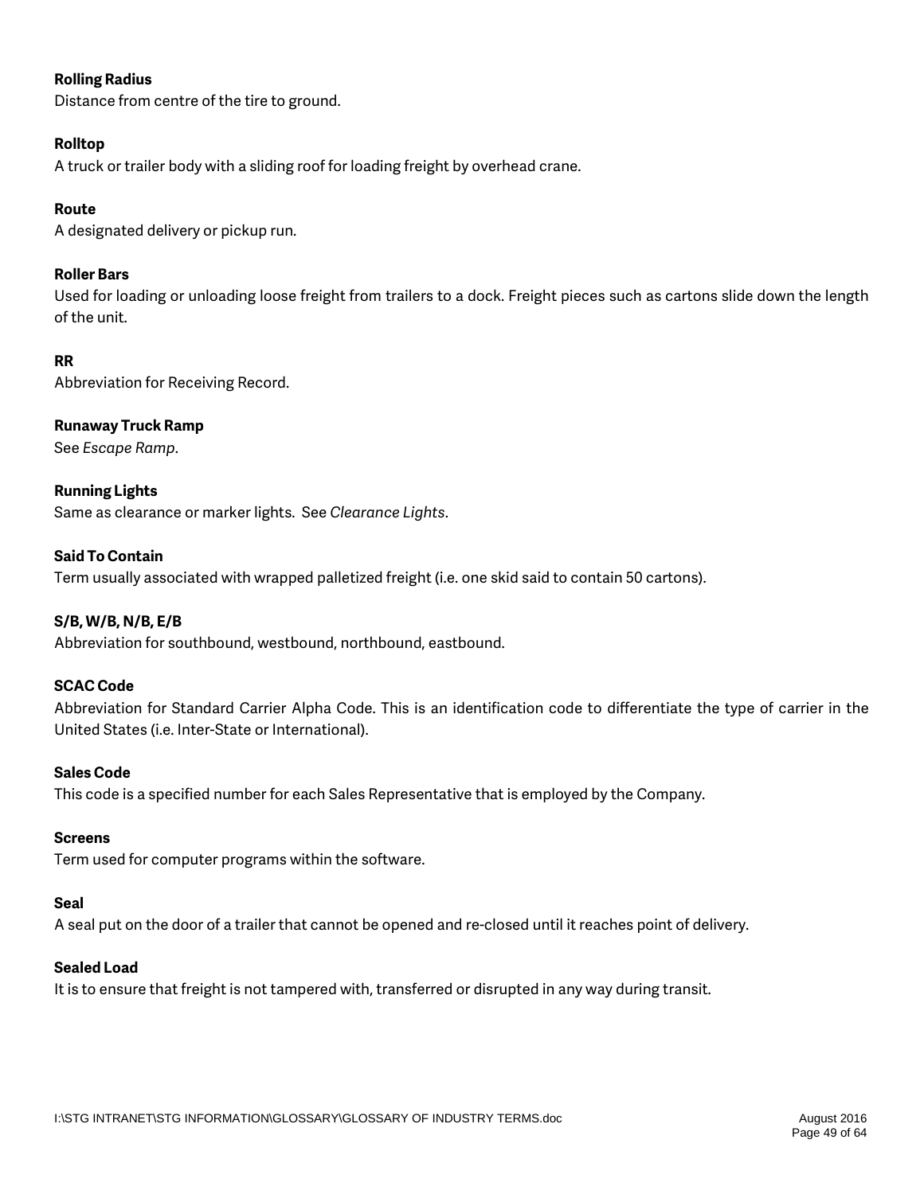**Rolling Radius**
Distance from centre of the tire to ground.

**Rolltop**
A truck or trailer body with a sliding roof for loading freight by overhead crane.

**Route**
A designated delivery or pickup run.

**Roller Bars**
Used for loading or unloading loose freight from trailers to a dock. Freight pieces such as cartons slide down the length of the unit.

**RR**
Abbreviation for Receiving Record.

**Runaway Truck Ramp**
See *Escape Ramp*.

**Running Lights**
Same as clearance or marker lights. See *Clearance Lights*.

**Said To Contain**
Term usually associated with wrapped palletized freight (i.e. one skid said to contain 50 cartons).

**S/B, W/B, N/B, E/B**
Abbreviation for southbound, westbound, northbound, eastbound.

**SCAC Code**
Abbreviation for Standard Carrier Alpha Code. This is an identification code to differentiate the type of carrier in the United States (i.e. Inter-State or International).

**Sales Code**
This code is a specified number for each Sales Representative that is employed by the Company.

**Screens**
Term used for computer programs within the software.

**Seal**
A seal put on the door of a trailer that cannot be opened and re-closed until it reaches point of delivery.

**Sealed Load**
It is to ensure that freight is not tampered with, transferred or disrupted in any way during transit.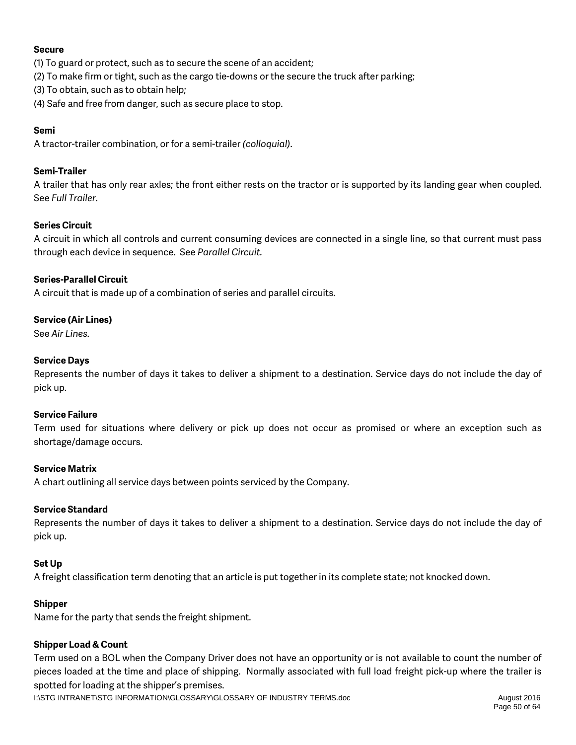**Secure**

(1) To guard or protect, such as to secure the scene of an accident;
(2) To make firm or tight, such as the cargo tie-downs or the secure the truck after parking;
(3) To obtain, such as to obtain help;
(4) Safe and free from danger, such as secure place to stop.

**Semi**

A tractor-trailer combination, or for a semi-trailer *(colloquial)*.

**Semi-Trailer**

A trailer that has only rear axles; the front either rests on the tractor or is supported by its landing gear when coupled. See *Full Trailer*.

**Series Circuit**

A circuit in which all controls and current consuming devices are connected in a single line, so that current must pass through each device in sequence. See *Parallel Circuit.*

**Series-Parallel Circuit**

A circuit that is made up of a combination of series and parallel circuits.

**Service (Air Lines)**

See *Air Lines*.

**Service Days**

Represents the number of days it takes to deliver a shipment to a destination. Service days do not include the day of pick up.

**Service Failure**

Term used for situations where delivery or pick up does not occur as promised or where an exception such as shortage/damage occurs.

**Service Matrix**

A chart outlining all service days between points serviced by the Company.

**Service Standard**

Represents the number of days it takes to deliver a shipment to a destination. Service days do not include the day of pick up.

**Set Up**

A freight classification term denoting that an article is put together in its complete state; not knocked down.

**Shipper**

Name for the party that sends the freight shipment.

**Shipper Load & Count**

Term used on a BOL when the Company Driver does not have an opportunity or is not available to count the number of pieces loaded at the time and place of shipping. Normally associated with full load freight pick-up where the trailer is spotted for loading at the shipper's premises.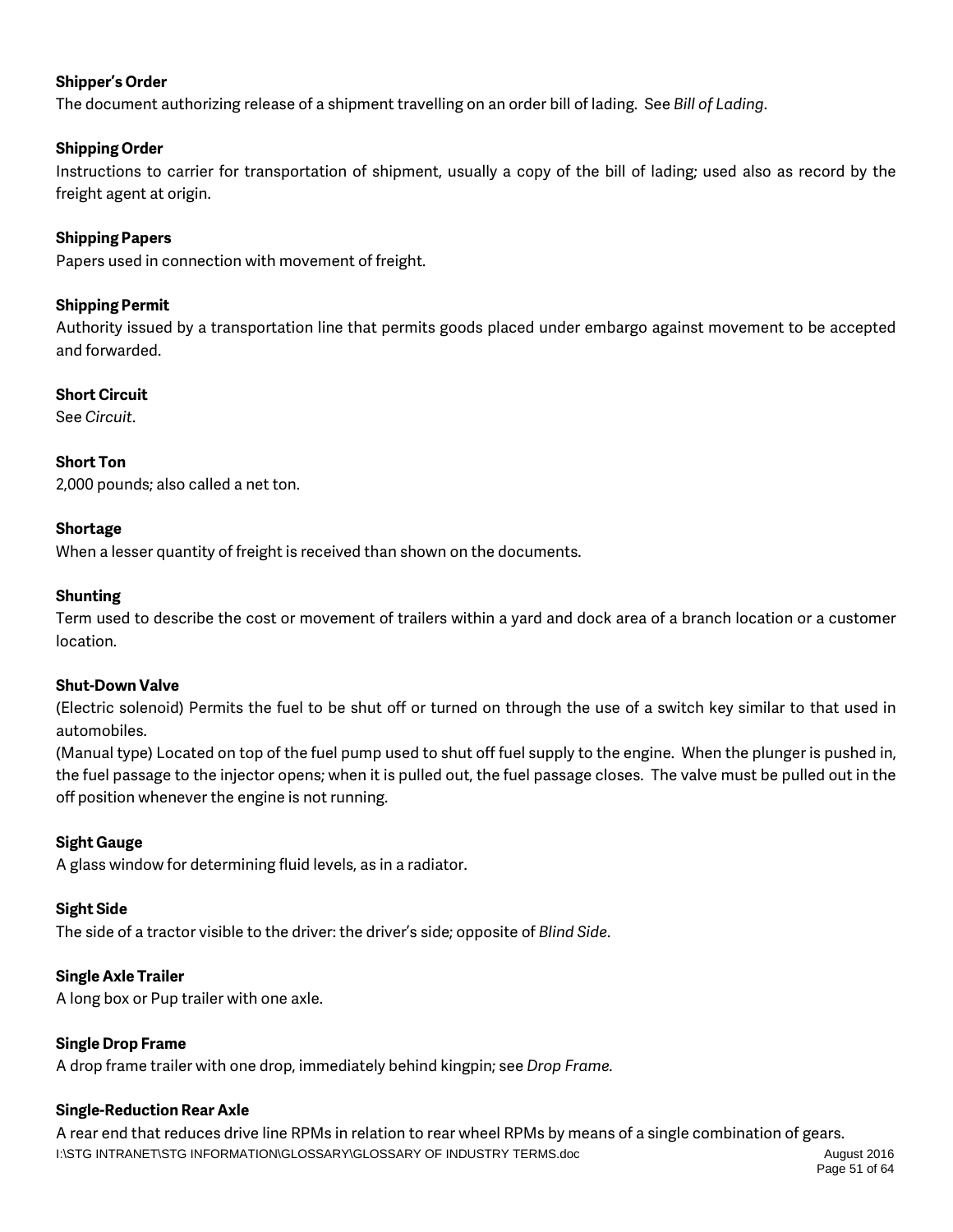**Shipper's Order**
The document authorizing release of a shipment travelling on an order bill of lading. See *Bill of Lading*.

**Shipping Order**
Instructions to carrier for transportation of shipment, usually a copy of the bill of lading; used also as record by the freight agent at origin.

**Shipping Papers**
Papers used in connection with movement of freight.

**Shipping Permit**
Authority issued by a transportation line that permits goods placed under embargo against movement to be accepted and forwarded.

**Short Circuit**
See *Circuit*.

**Short Ton**
2,000 pounds; also called a net ton.

**Shortage**
When a lesser quantity of freight is received than shown on the documents.

**Shunting**
Term used to describe the cost or movement of trailers within a yard and dock area of a branch location or a customer location.

**Shut-Down Valve**
(Electric solenoid) Permits the fuel to be shut off or turned on through the use of a switch key similar to that used in automobiles.
(Manual type) Located on top of the fuel pump used to shut off fuel supply to the engine. When the plunger is pushed in, the fuel passage to the injector opens; when it is pulled out, the fuel passage closes. The valve must be pulled out in the off position whenever the engine is not running.

**Sight Gauge**
A glass window for determining fluid levels, as in a radiator.

**Sight Side**
The side of a tractor visible to the driver: the driver's side; opposite of *Blind Side*.

**Single Axle Trailer**
A long box or Pup trailer with one axle.

**Single Drop Frame**
A drop frame trailer with one drop, immediately behind kingpin; see *Drop Frame.*

**Single-Reduction Rear Axle**
A rear end that reduces drive line RPMs in relation to rear wheel RPMs by means of a single combination of gears.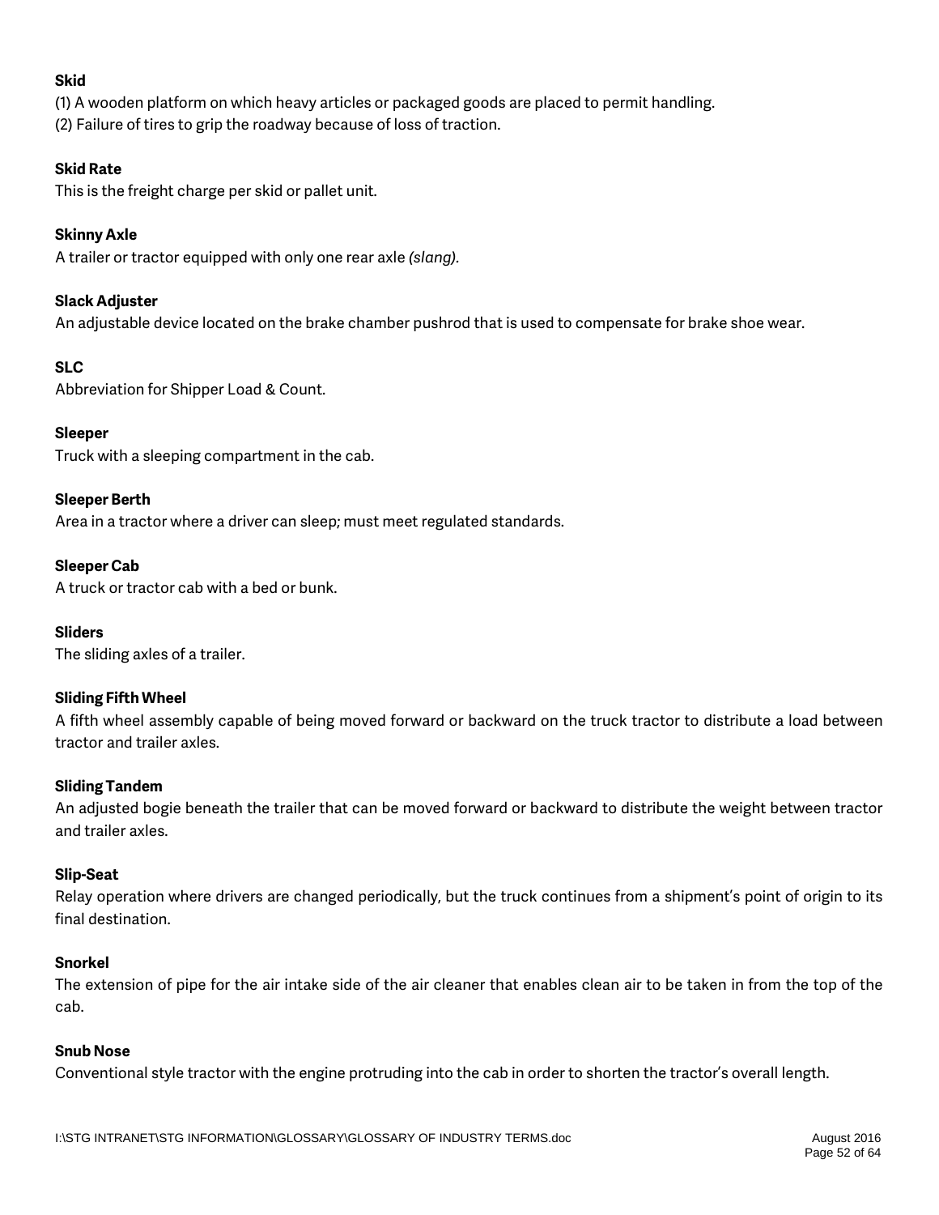**Skid**

(1) A wooden platform on which heavy articles or packaged goods are placed to permit handling.
(2) Failure of tires to grip the roadway because of loss of traction.

**Skid Rate**

This is the freight charge per skid or pallet unit.

**Skinny Axle**

A trailer or tractor equipped with only one rear axle *(slang).*

**Slack Adjuster**

An adjustable device located on the brake chamber pushrod that is used to compensate for brake shoe wear.

**SLC**

Abbreviation for Shipper Load & Count.

**Sleeper**

Truck with a sleeping compartment in the cab.

**Sleeper Berth**

Area in a tractor where a driver can sleep; must meet regulated standards.

**Sleeper Cab**

A truck or tractor cab with a bed or bunk.

**Sliders**

The sliding axles of a trailer.

**Sliding Fifth Wheel**

A fifth wheel assembly capable of being moved forward or backward on the truck tractor to distribute a load between tractor and trailer axles.

**Sliding Tandem**

An adjusted bogie beneath the trailer that can be moved forward or backward to distribute the weight between tractor and trailer axles.

**Slip-Seat**

Relay operation where drivers are changed periodically, but the truck continues from a shipment's point of origin to its final destination.

**Snorkel**

The extension of pipe for the air intake side of the air cleaner that enables clean air to be taken in from the top of the cab.

**Snub Nose**

Conventional style tractor with the engine protruding into the cab in order to shorten the tractor's overall length.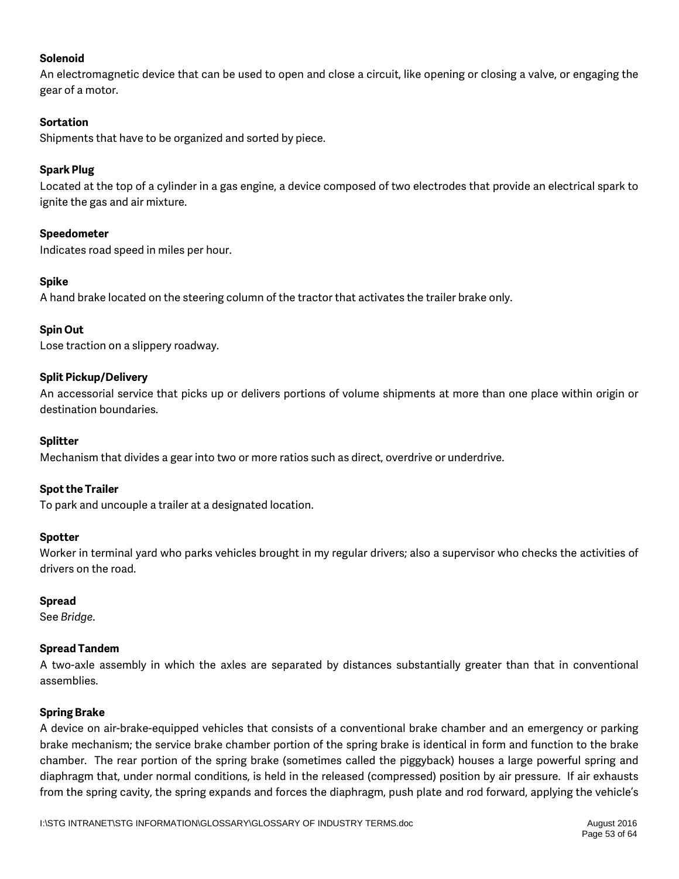**Solenoid**
An electromagnetic device that can be used to open and close a circuit, like opening or closing a valve, or engaging the gear of a motor.

**Sortation**
Shipments that have to be organized and sorted by piece.

**Spark Plug**
Located at the top of a cylinder in a gas engine, a device composed of two electrodes that provide an electrical spark to ignite the gas and air mixture.

**Speedometer**
Indicates road speed in miles per hour.

**Spike**
A hand brake located on the steering column of the tractor that activates the trailer brake only.

**Spin Out**
Lose traction on a slippery roadway.

**Split Pickup/Delivery**
An accessorial service that picks up or delivers portions of volume shipments at more than one place within origin or destination boundaries.

**Splitter**
Mechanism that divides a gear into two or more ratios such as direct, overdrive or underdrive.

**Spot the Trailer**
To park and uncouple a trailer at a designated location.

**Spotter**
Worker in terminal yard who parks vehicles brought in my regular drivers; also a supervisor who checks the activities of drivers on the road.

**Spread**
See *Bridge*.

**Spread Tandem**
A two-axle assembly in which the axles are separated by distances substantially greater than that in conventional assemblies.

**Spring Brake**
A device on air-brake-equipped vehicles that consists of a conventional brake chamber and an emergency or parking brake mechanism; the service brake chamber portion of the spring brake is identical in form and function to the brake chamber. The rear portion of the spring brake (sometimes called the piggyback) houses a large powerful spring and diaphragm that, under normal conditions, is held in the released (compressed) position by air pressure. If air exhausts from the spring cavity, the spring expands and forces the diaphragm, push plate and rod forward, applying the vehicle's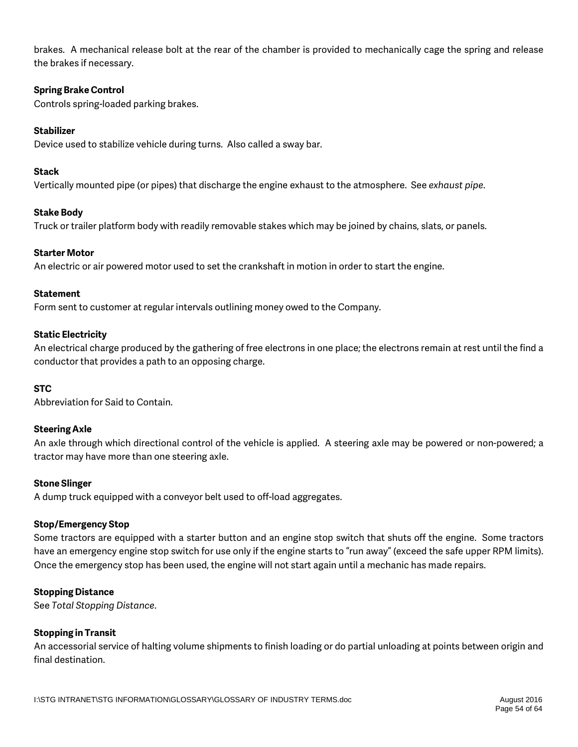brakes. A mechanical release bolt at the rear of the chamber is provided to mechanically cage the spring and release the brakes if necessary.

**Spring Brake Control**
Controls spring-loaded parking brakes.

**Stabilizer**
Device used to stabilize vehicle during turns. Also called a sway bar.

**Stack**
Vertically mounted pipe (or pipes) that discharge the engine exhaust to the atmosphere. See *exhaust pipe*.

**Stake Body**
Truck or trailer platform body with readily removable stakes which may be joined by chains, slats, or panels.

**Starter Motor**
An electric or air powered motor used to set the crankshaft in motion in order to start the engine.

**Statement**
Form sent to customer at regular intervals outlining money owed to the Company.

**Static Electricity**
An electrical charge produced by the gathering of free electrons in one place; the electrons remain at rest until the find a conductor that provides a path to an opposing charge.

**STC**
Abbreviation for Said to Contain.

**Steering Axle**
An axle through which directional control of the vehicle is applied. A steering axle may be powered or non-powered; a tractor may have more than one steering axle.

**Stone Slinger**
A dump truck equipped with a conveyor belt used to off-load aggregates.

**Stop/Emergency Stop**
Some tractors are equipped with a starter button and an engine stop switch that shuts off the engine. Some tractors have an emergency engine stop switch for use only if the engine starts to "run away" (exceed the safe upper RPM limits). Once the emergency stop has been used, the engine will not start again until a mechanic has made repairs.

**Stopping Distance**
See *Total Stopping Distance*.

**Stopping in Transit**
An accessorial service of halting volume shipments to finish loading or do partial unloading at points between origin and final destination.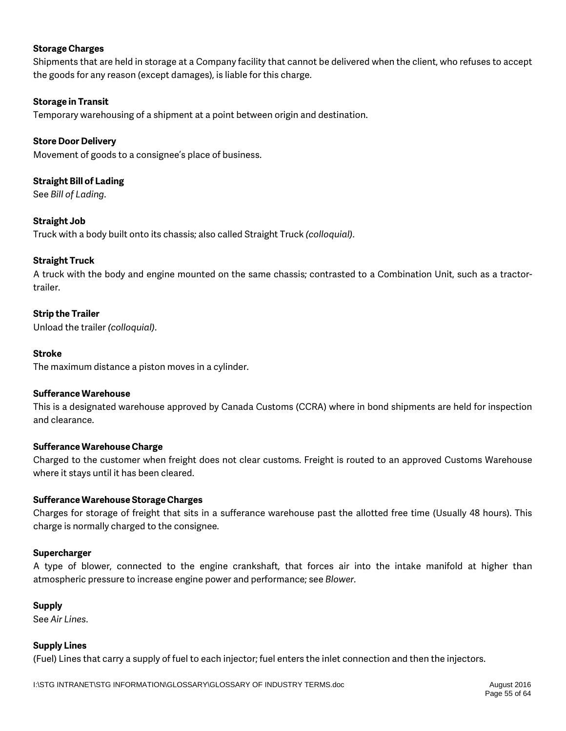**Storage Charges**

Shipments that are held in storage at a Company facility that cannot be delivered when the client, who refuses to accept the goods for any reason (except damages), is liable for this charge.

**Storage in Transit**

Temporary warehousing of a shipment at a point between origin and destination.

**Store Door Delivery**

Movement of goods to a consignee's place of business.

**Straight Bill of Lading**

See *Bill of Lading*.

**Straight Job**

Truck with a body built onto its chassis; also called Straight Truck *(colloquial)*.

**Straight Truck**

A truck with the body and engine mounted on the same chassis; contrasted to a Combination Unit, such as a tractor-trailer.

**Strip the Trailer**

Unload the trailer *(colloquial)*.

**Stroke**

The maximum distance a piston moves in a cylinder.

**Sufferance Warehouse**

This is a designated warehouse approved by Canada Customs (CCRA) where in bond shipments are held for inspection and clearance.

**Sufferance Warehouse Charge**

Charged to the customer when freight does not clear customs. Freight is routed to an approved Customs Warehouse where it stays until it has been cleared.

**Sufferance Warehouse Storage Charges**

Charges for storage of freight that sits in a sufferance warehouse past the allotted free time (Usually 48 hours). This charge is normally charged to the consignee.

**Supercharger**

A type of blower, connected to the engine crankshaft, that forces air into the intake manifold at higher than atmospheric pressure to increase engine power and performance; see *Blower*.

**Supply**

See *Air Lines*.

**Supply Lines**

(Fuel) Lines that carry a supply of fuel to each injector; fuel enters the inlet connection and then the injectors.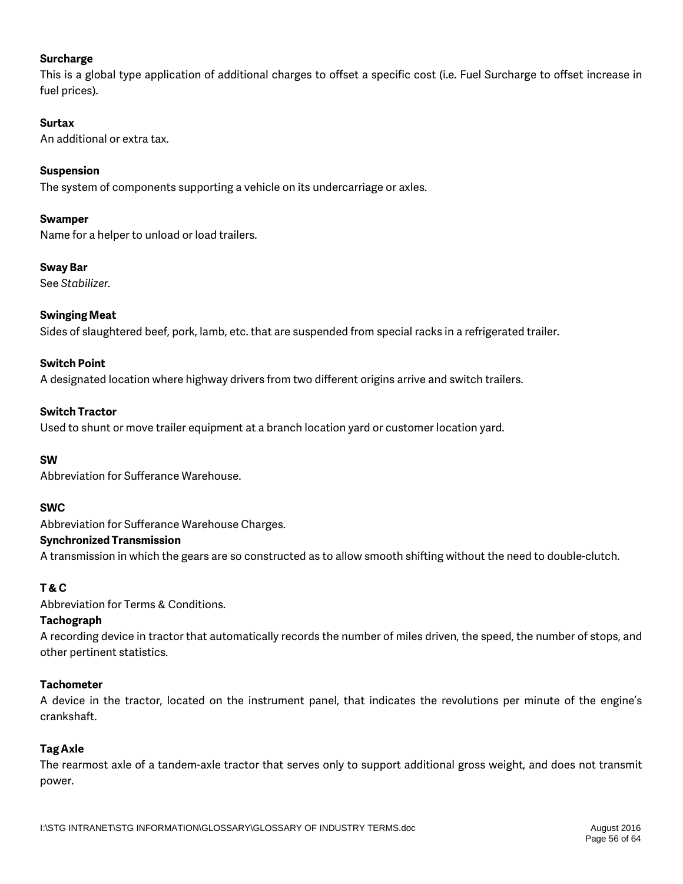**Surcharge**
This is a global type application of additional charges to offset a specific cost (i.e. Fuel Surcharge to offset increase in fuel prices).

**Surtax**
An additional or extra tax.

**Suspension**
The system of components supporting a vehicle on its undercarriage or axles.

**Swamper**
Name for a helper to unload or load trailers.

**Sway Bar**
See *Stabilizer.*

**Swinging Meat**
Sides of slaughtered beef, pork, lamb, etc. that are suspended from special racks in a refrigerated trailer.

**Switch Point**
A designated location where highway drivers from two different origins arrive and switch trailers.

**Switch Tractor**
Used to shunt or move trailer equipment at a branch location yard or customer location yard.

**SW**
Abbreviation for Sufferance Warehouse.

**SWC**
Abbreviation for Sufferance Warehouse Charges.

**Synchronized Transmission**
A transmission in which the gears are so constructed as to allow smooth shifting without the need to double-clutch.

**T & C**
Abbreviation for Terms & Conditions.

**Tachograph**
A recording device in tractor that automatically records the number of miles driven, the speed, the number of stops, and other pertinent statistics.

**Tachometer**
A device in the tractor, located on the instrument panel, that indicates the revolutions per minute of the engine's crankshaft.

**Tag Axle**
The rearmost axle of a tandem-axle tractor that serves only to support additional gross weight, and does not transmit power.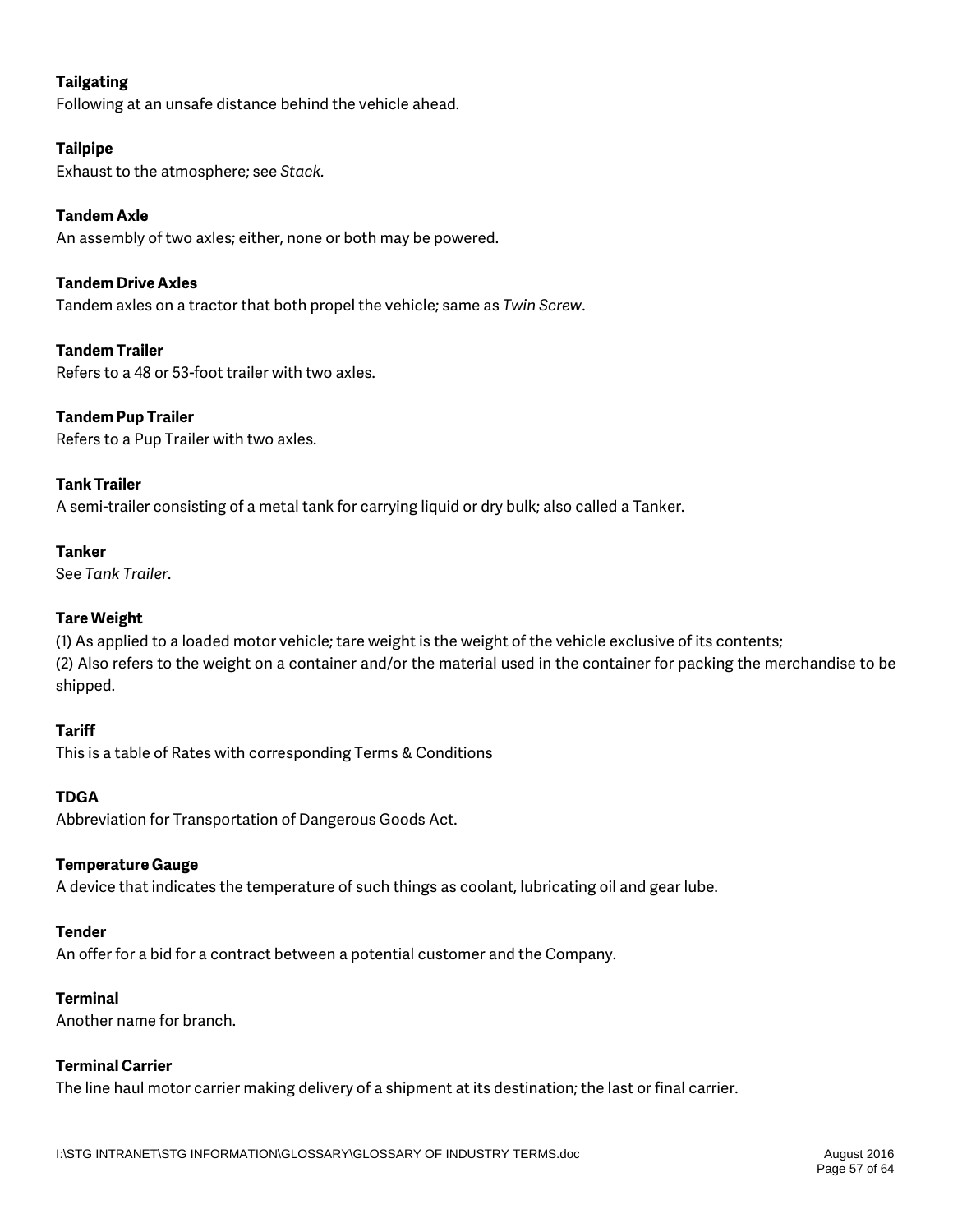**Tailgating**
Following at an unsafe distance behind the vehicle ahead.

**Tailpipe**
Exhaust to the atmosphere; see *Stack*.

**Tandem Axle**
An assembly of two axles; either, none or both may be powered.

**Tandem Drive Axles**
Tandem axles on a tractor that both propel the vehicle; same as *Twin Screw*.

**Tandem Trailer**
Refers to a 48 or 53-foot trailer with two axles.

**Tandem Pup Trailer**
Refers to a Pup Trailer with two axles.

**Tank Trailer**
A semi-trailer consisting of a metal tank for carrying liquid or dry bulk; also called a Tanker.

**Tanker**
See *Tank Trailer*.

**Tare Weight**
(1) As applied to a loaded motor vehicle; tare weight is the weight of the vehicle exclusive of its contents;
(2) Also refers to the weight on a container and/or the material used in the container for packing the merchandise to be shipped.

**Tariff**
This is a table of Rates with corresponding Terms & Conditions

**TDGA**
Abbreviation for Transportation of Dangerous Goods Act.

**Temperature Gauge**
A device that indicates the temperature of such things as coolant, lubricating oil and gear lube.

**Tender**
An offer for a bid for a contract between a potential customer and the Company.

**Terminal**
Another name for branch.

**Terminal Carrier**
The line haul motor carrier making delivery of a shipment at its destination; the last or final carrier.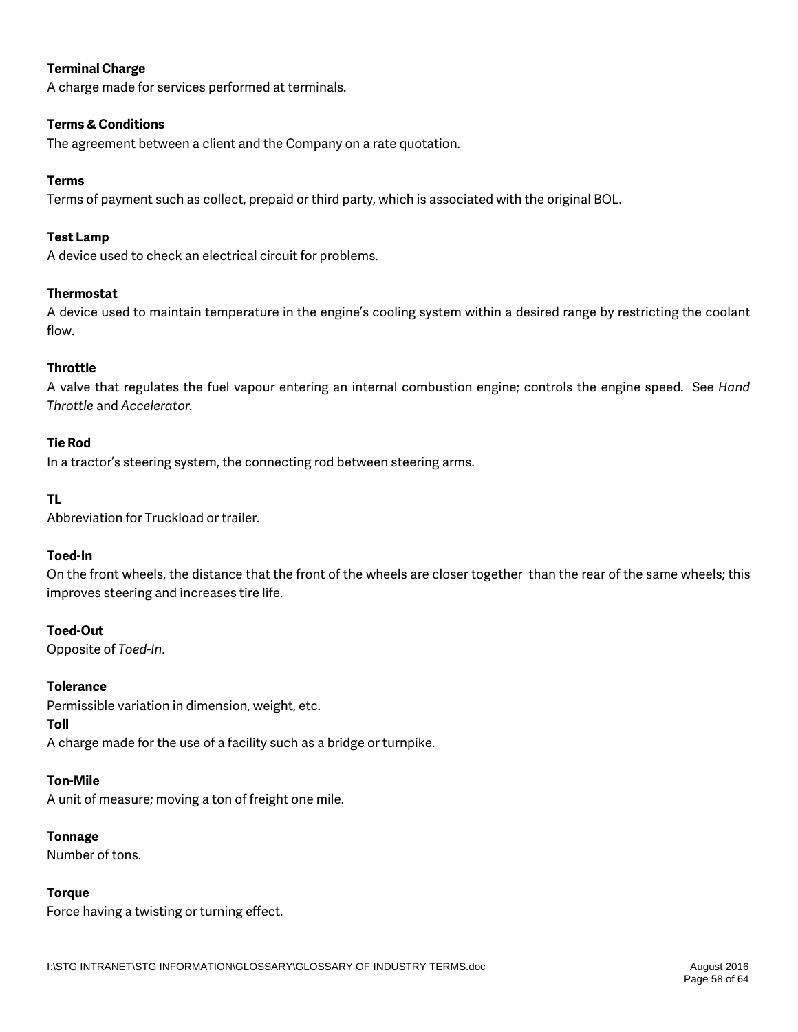**Terminal Charge**
A charge made for services performed at terminals.

**Terms & Conditions**
The agreement between a client and the Company on a rate quotation.

**Terms**
Terms of payment such as collect, prepaid or third party, which is associated with the original BOL.

**Test Lamp**
A device used to check an electrical circuit for problems.

**Thermostat**
A device used to maintain temperature in the engine's cooling system within a desired range by restricting the coolant flow.

**Throttle**
A valve that regulates the fuel vapour entering an internal combustion engine; controls the engine speed. See *Hand Throttle* and *Accelerator*.

**Tie Rod**
In a tractor's steering system, the connecting rod between steering arms.

**TL**
Abbreviation for Truckload or trailer.

**Toed-In**
On the front wheels, the distance that the front of the wheels are closer together than the rear of the same wheels; this improves steering and increases tire life.

**Toed-Out**
Opposite of *Toed-In*.

**Tolerance**
Permissible variation in dimension, weight, etc.

**Toll**
A charge made for the use of a facility such as a bridge or turnpike.

**Ton-Mile**
A unit of measure; moving a ton of freight one mile.

**Tonnage**
Number of tons.

**Torque**
Force having a twisting or turning effect.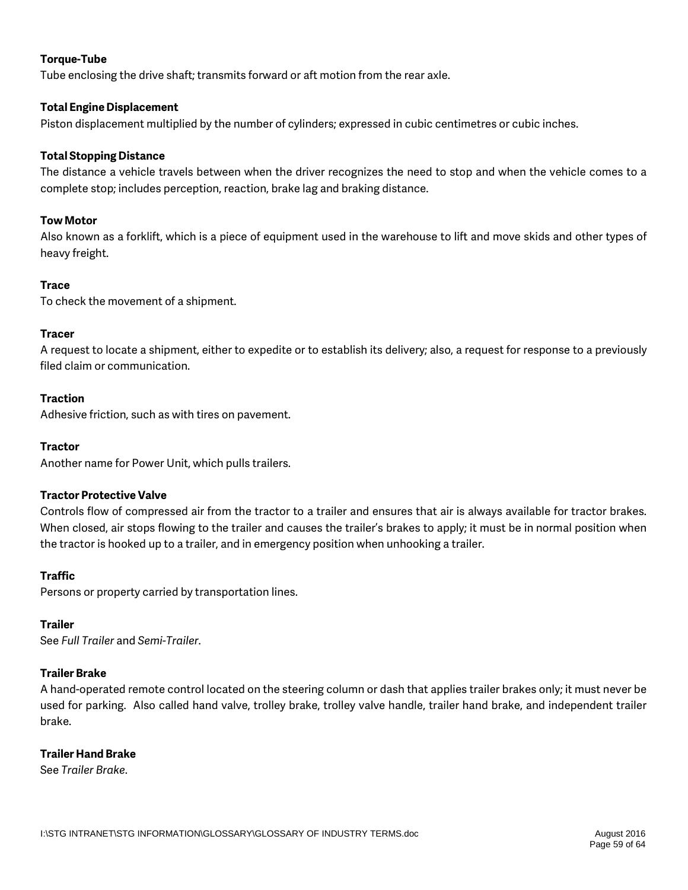**Torque-Tube**

Tube enclosing the drive shaft; transmits forward or aft motion from the rear axle.

**Total Engine Displacement**

Piston displacement multiplied by the number of cylinders; expressed in cubic centimetres or cubic inches.

**Total Stopping Distance**

The distance a vehicle travels between when the driver recognizes the need to stop and when the vehicle comes to a complete stop; includes perception, reaction, brake lag and braking distance.

**Tow Motor**

Also known as a forklift, which is a piece of equipment used in the warehouse to lift and move skids and other types of heavy freight.

**Trace**

To check the movement of a shipment.

**Tracer**

A request to locate a shipment, either to expedite or to establish its delivery; also, a request for response to a previously filed claim or communication.

**Traction**

Adhesive friction, such as with tires on pavement.

**Tractor**

Another name for Power Unit, which pulls trailers.

**Tractor Protective Valve**

Controls flow of compressed air from the tractor to a trailer and ensures that air is always available for tractor brakes. When closed, air stops flowing to the trailer and causes the trailer's brakes to apply; it must be in normal position when the tractor is hooked up to a trailer, and in emergency position when unhooking a trailer.

**Traffic**

Persons or property carried by transportation lines.

**Trailer**

See *Full Trailer* and *Semi-Trailer*.

**Trailer Brake**

A hand-operated remote control located on the steering column or dash that applies trailer brakes only; it must never be used for parking. Also called hand valve, trolley brake, trolley valve handle, trailer hand brake, and independent trailer brake.

**Trailer Hand Brake**

See *Trailer Brake*.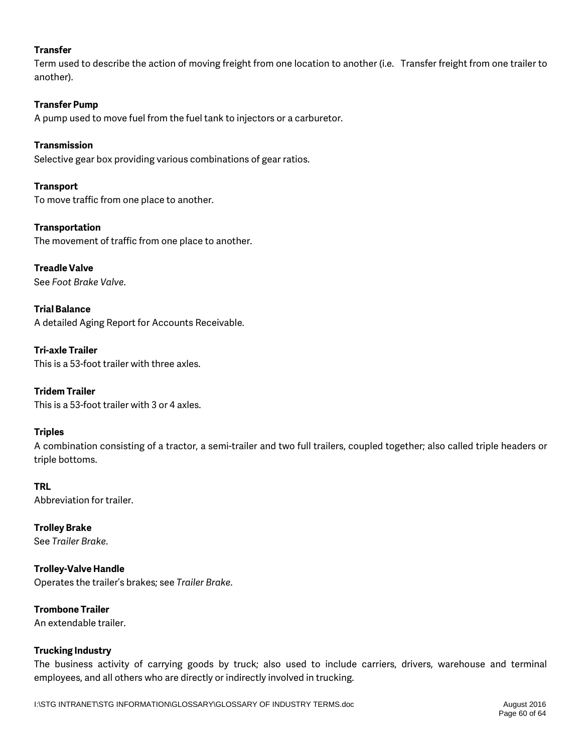**Transfer**
Term used to describe the action of moving freight from one location to another (i.e. Transfer freight from one trailer to another).

**Transfer Pump**
A pump used to move fuel from the fuel tank to injectors or a carburetor.

**Transmission**
Selective gear box providing various combinations of gear ratios.

**Transport**
To move traffic from one place to another.

**Transportation**
The movement of traffic from one place to another.

**Treadle Valve**
See *Foot Brake Valve*.

**Trial Balance**
A detailed Aging Report for Accounts Receivable.

**Tri-axle Trailer**
This is a 53-foot trailer with three axles.

**Tridem Trailer**
This is a 53-foot trailer with 3 or 4 axles.

**Triples**
A combination consisting of a tractor, a semi-trailer and two full trailers, coupled together; also called triple headers or triple bottoms.

**TRL**
Abbreviation for trailer.

**Trolley Brake**
See *Trailer Brake*.

**Trolley-Valve Handle**
Operates the trailer's brakes; see *Trailer Brake*.

**Trombone Trailer**
An extendable trailer.

**Trucking Industry**
The business activity of carrying goods by truck; also used to include carriers, drivers, warehouse and terminal employees, and all others who are directly or indirectly involved in trucking.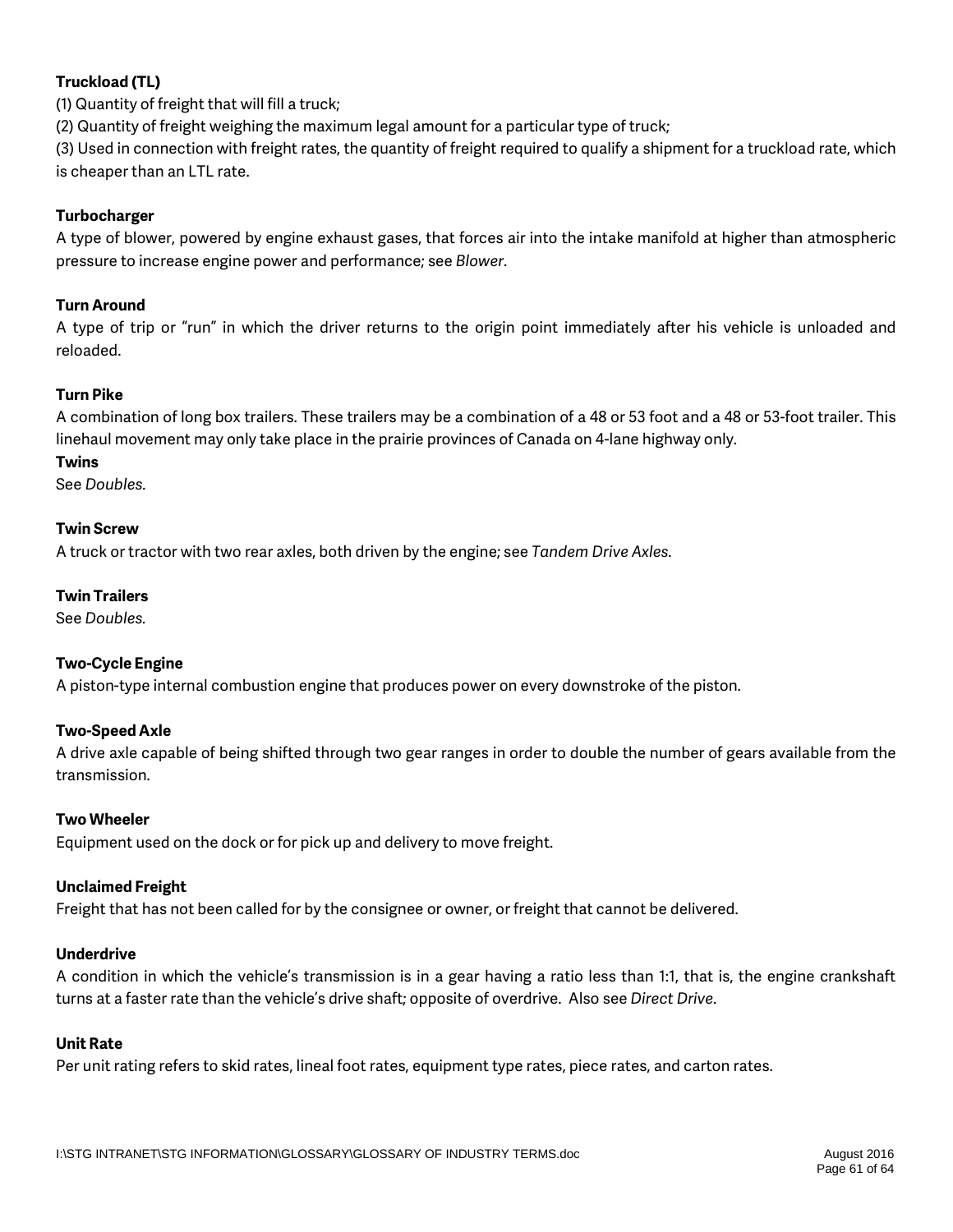**Truckload (TL)**

(1) Quantity of freight that will fill a truck;

(2) Quantity of freight weighing the maximum legal amount for a particular type of truck;

(3) Used in connection with freight rates, the quantity of freight required to qualify a shipment for a truckload rate, which is cheaper than an LTL rate.

**Turbocharger**

A type of blower, powered by engine exhaust gases, that forces air into the intake manifold at higher than atmospheric pressure to increase engine power and performance; see *Blower*.

**Turn Around**

A type of trip or "run" in which the driver returns to the origin point immediately after his vehicle is unloaded and reloaded.

**Turn Pike**

A combination of long box trailers. These trailers may be a combination of a 48 or 53 foot and a 48 or 53-foot trailer. This linehaul movement may only take place in the prairie provinces of Canada on 4-lane highway only.

**Twins**

See *Doubles.*

**Twin Screw**

A truck or tractor with two rear axles, both driven by the engine; see *Tandem Drive Axles.*

**Twin Trailers**

See *Doubles.*

**Two-Cycle Engine**

A piston-type internal combustion engine that produces power on every downstroke of the piston.

**Two-Speed Axle**

A drive axle capable of being shifted through two gear ranges in order to double the number of gears available from the transmission.

**Two Wheeler**

Equipment used on the dock or for pick up and delivery to move freight.

**Unclaimed Freight**

Freight that has not been called for by the consignee or owner, or freight that cannot be delivered.

**Underdrive**

A condition in which the vehicle's transmission is in a gear having a ratio less than 1:1, that is, the engine crankshaft turns at a faster rate than the vehicle's drive shaft; opposite of overdrive. Also see *Direct Drive*.

**Unit Rate**

Per unit rating refers to skid rates, lineal foot rates, equipment type rates, piece rates, and carton rates.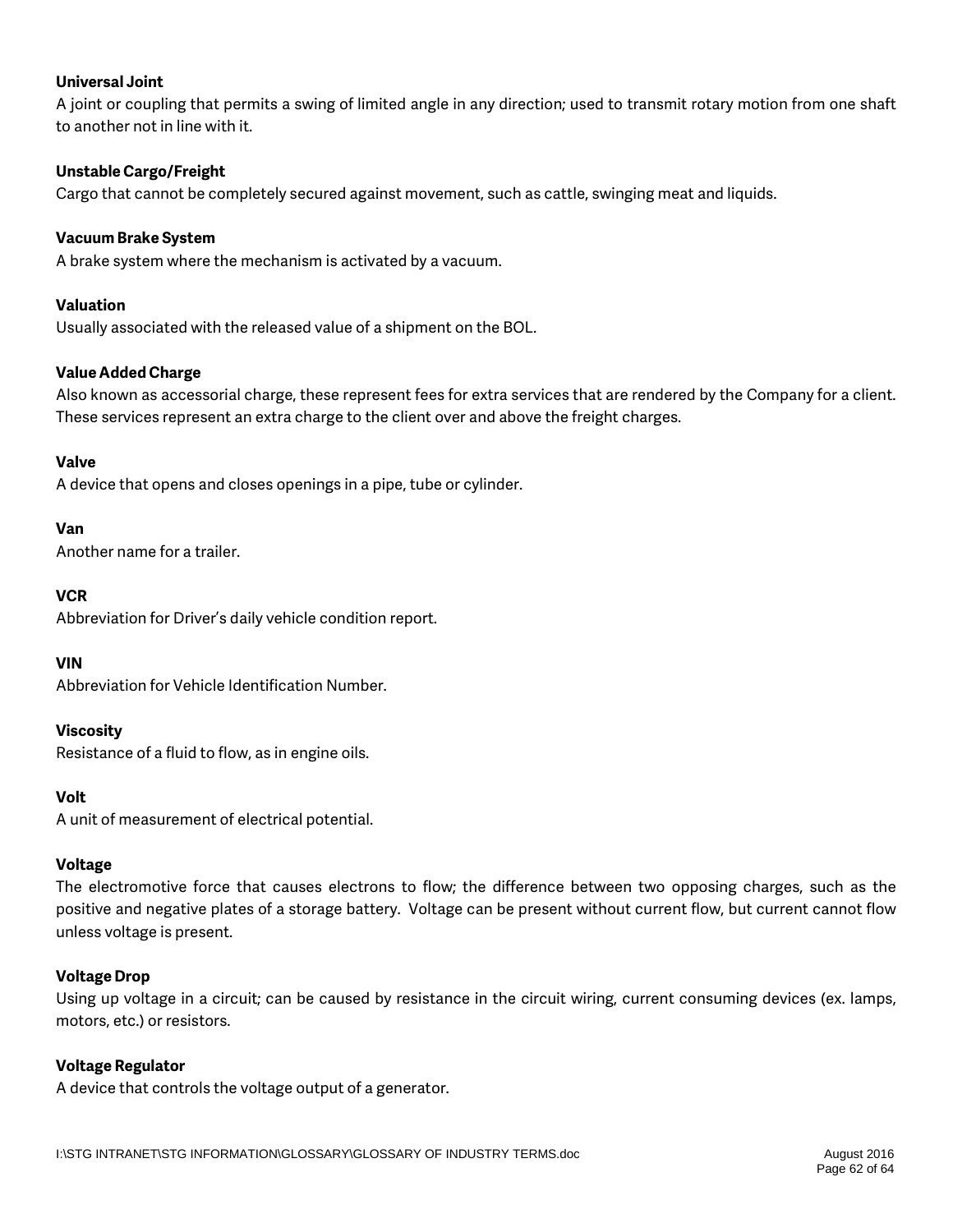**Universal Joint**
A joint or coupling that permits a swing of limited angle in any direction; used to transmit rotary motion from one shaft to another not in line with it.

**Unstable Cargo/Freight**
Cargo that cannot be completely secured against movement, such as cattle, swinging meat and liquids.

**Vacuum Brake System**
A brake system where the mechanism is activated by a vacuum.

**Valuation**
Usually associated with the released value of a shipment on the BOL.

**Value Added Charge**
Also known as accessorial charge, these represent fees for extra services that are rendered by the Company for a client. These services represent an extra charge to the client over and above the freight charges.

**Valve**
A device that opens and closes openings in a pipe, tube or cylinder.

**Van**
Another name for a trailer.

**VCR**
Abbreviation for Driver's daily vehicle condition report.

**VIN**
Abbreviation for Vehicle Identification Number.

**Viscosity**
Resistance of a fluid to flow, as in engine oils.

**Volt**
A unit of measurement of electrical potential.

**Voltage**
The electromotive force that causes electrons to flow; the difference between two opposing charges, such as the positive and negative plates of a storage battery. Voltage can be present without current flow, but current cannot flow unless voltage is present.

**Voltage Drop**
Using up voltage in a circuit; can be caused by resistance in the circuit wiring, current consuming devices (ex. lamps, motors, etc.) or resistors.

**Voltage Regulator**
A device that controls the voltage output of a generator.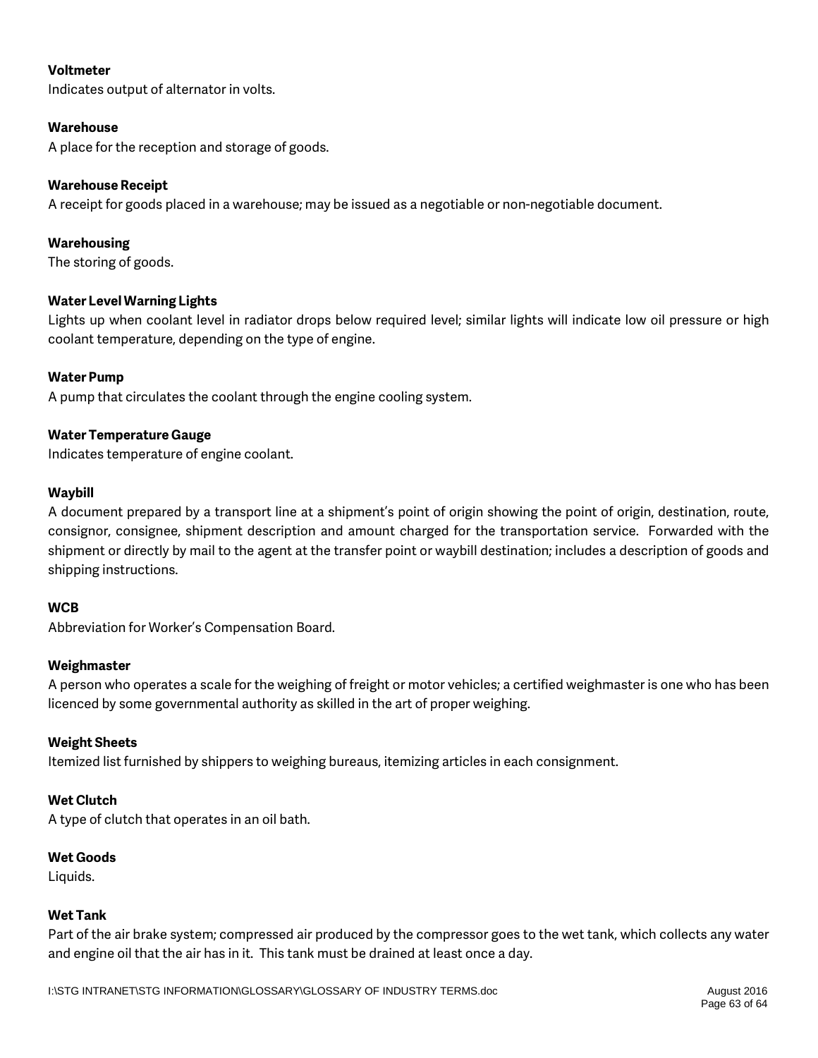**Voltmeter**
Indicates output of alternator in volts.

**Warehouse**
A place for the reception and storage of goods.

**Warehouse Receipt**
A receipt for goods placed in a warehouse; may be issued as a negotiable or non-negotiable document.

**Warehousing**
The storing of goods.

**Water Level Warning Lights**
Lights up when coolant level in radiator drops below required level; similar lights will indicate low oil pressure or high coolant temperature, depending on the type of engine.

**Water Pump**
A pump that circulates the coolant through the engine cooling system.

**Water Temperature Gauge**
Indicates temperature of engine coolant.

**Waybill**
A document prepared by a transport line at a shipment's point of origin showing the point of origin, destination, route, consignor, consignee, shipment description and amount charged for the transportation service. Forwarded with the shipment or directly by mail to the agent at the transfer point or waybill destination; includes a description of goods and shipping instructions.

**WCB**
Abbreviation for Worker's Compensation Board.

**Weighmaster**
A person who operates a scale for the weighing of freight or motor vehicles; a certified weighmaster is one who has been licenced by some governmental authority as skilled in the art of proper weighing.

**Weight Sheets**
Itemized list furnished by shippers to weighing bureaus, itemizing articles in each consignment.

**Wet Clutch**
A type of clutch that operates in an oil bath.

**Wet Goods**
Liquids.

**Wet Tank**
Part of the air brake system; compressed air produced by the compressor goes to the wet tank, which collects any water and engine oil that the air has in it. This tank must be drained at least once a day.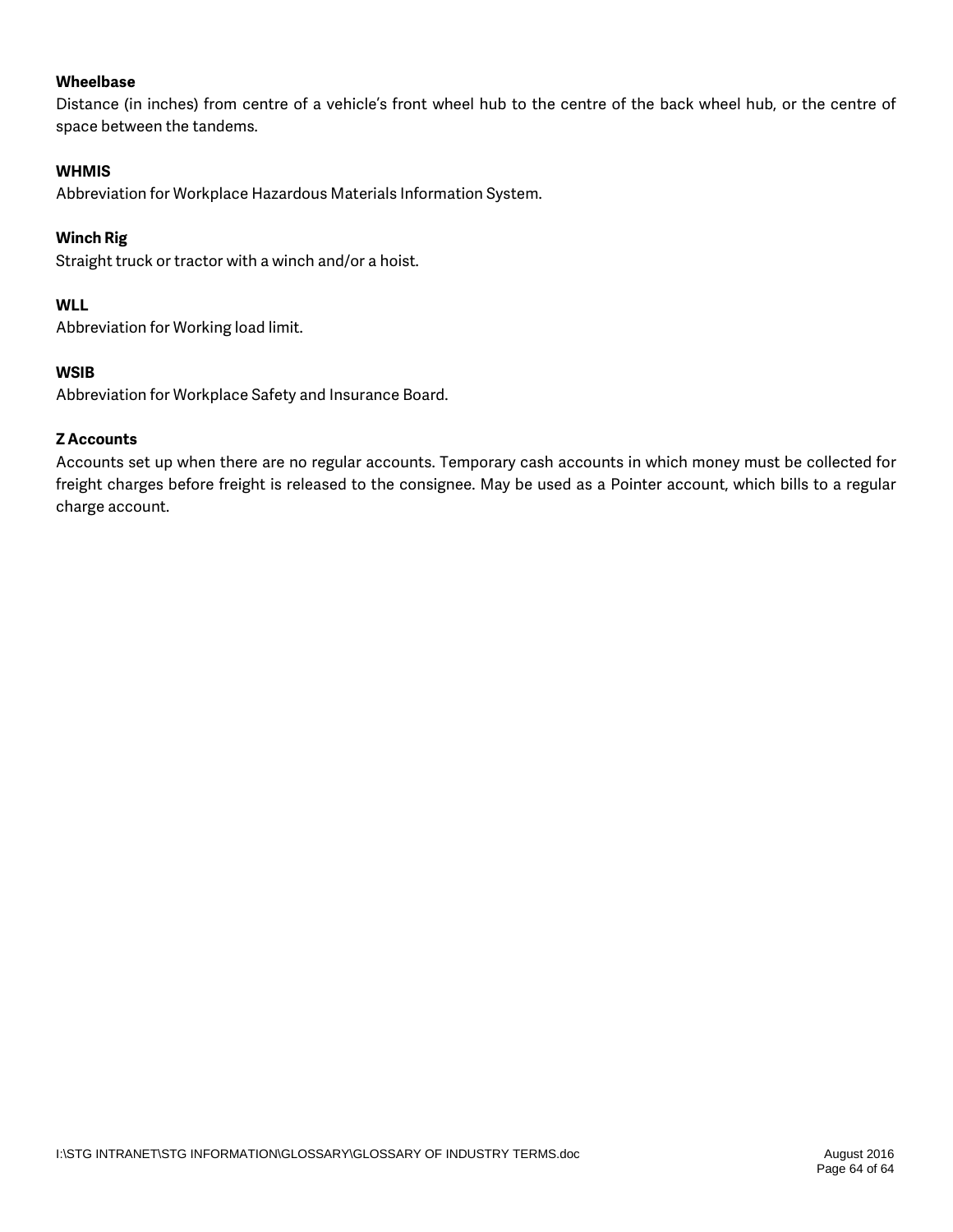**Wheelbase**
Distance (in inches) from centre of a vehicle's front wheel hub to the centre of the back wheel hub, or the centre of space between the tandems.

**WHMIS**
Abbreviation for Workplace Hazardous Materials Information System.

**Winch Rig**
Straight truck or tractor with a winch and/or a hoist.

**WLL**
Abbreviation for Working load limit.

**WSIB**
Abbreviation for Workplace Safety and Insurance Board.

**Z Accounts**
Accounts set up when there are no regular accounts. Temporary cash accounts in which money must be collected for freight charges before freight is released to the consignee. May be used as a Pointer account, which bills to a regular charge account.